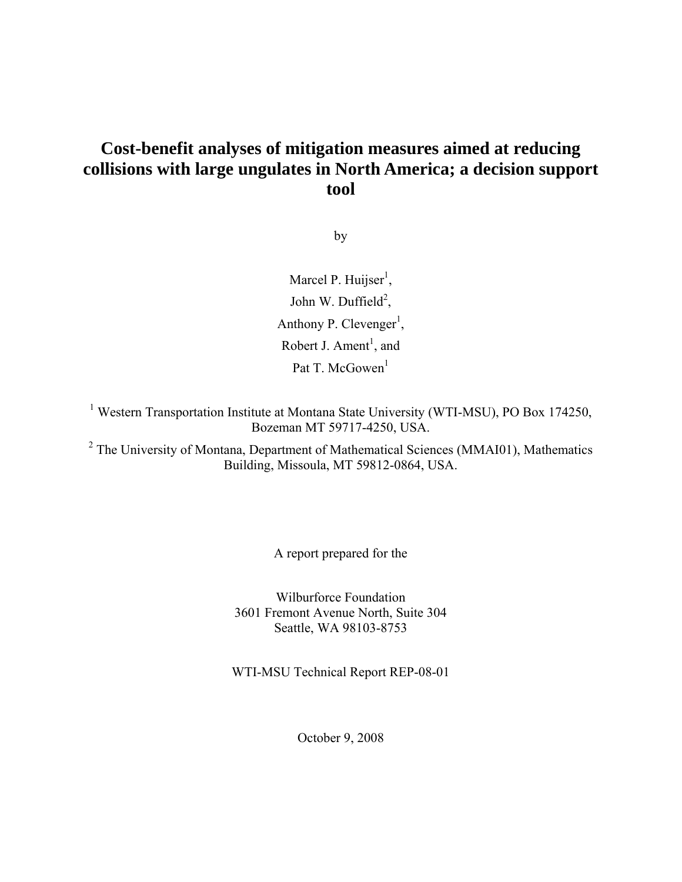# Cost-benefit analyses of mitigation measures aimed at reducing collisions with large ungulates in North America; a decision support tool

by

Marcel P. Huijser[1],
John W. Duffield[2],
Anthony P. Clevenger[1],
Robert J. Ament[1], and
Pat T. McGowen[1]

[1] Western Transportation Institute at Montana State University (WTI-MSU), PO Box 174250, Bozeman MT 59717-4250, USA.

[2] The University of Montana, Department of Mathematical Sciences (MMAI01), Mathematics Building, Missoula, MT 59812-0864, USA.

A report prepared for the

Wilburforce Foundation
3601 Fremont Avenue North, Suite 304
Seattle, WA 98103-8753

WTI-MSU Technical Report REP-08-01

October 9, 2008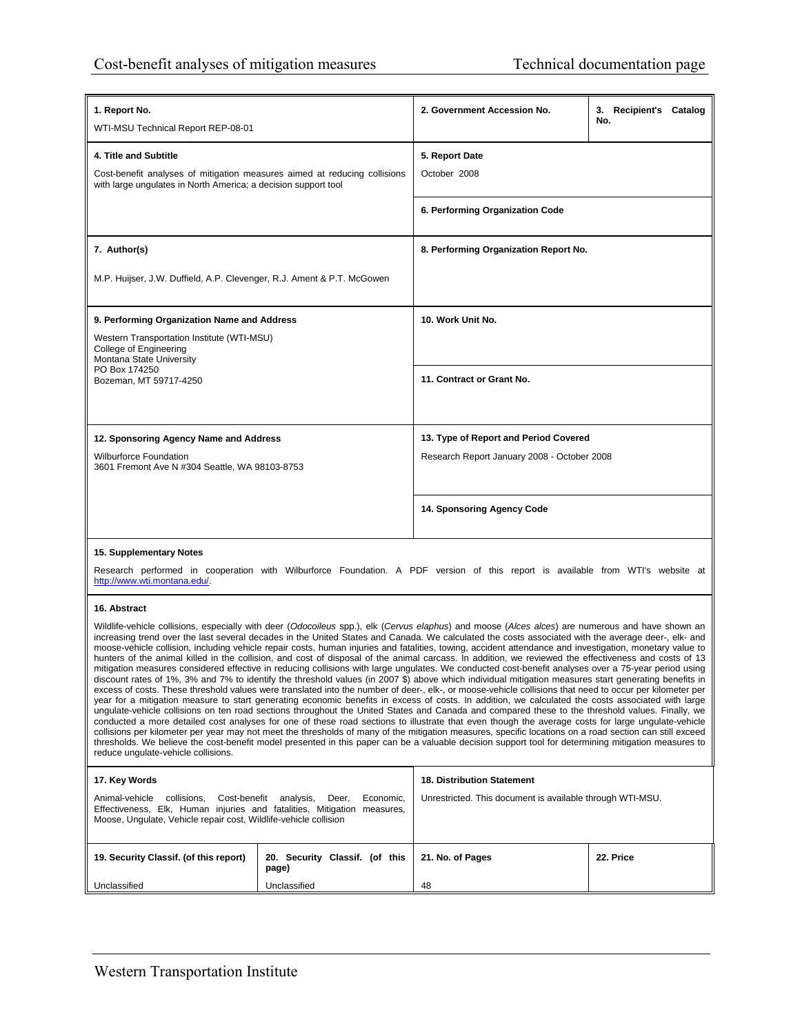| 1. Report No. WTI-MSU Technical Report REP-08-01 | | 2. Government Accession No. | 3. Recipient's Catalog No. |
|---|---|---|---|
| 4. Title and Subtitle Cost-benefit analyses of mitigation measures aimed at reducing collisions with large ungulates in North America; a decision support tool | | 5. Report Date October 2008 | |
| | | 6. Performing Organization Code | |
| 7. Author(s) M.P. Huijser, J.W. Duffield, A.P. Clevenger, R.J. Ament & P.T. McGowen | | 8. Performing Organization Report No. | |
| 9. Performing Organization Name and Address Western Transportation Institute (WTI-MSU) College of Engineering Montana State University PO Box 174250 Bozeman, MT 59717-4250 | | 10. Work Unit No. | |
| | | 11. Contract or Grant No. | |
| 12. Sponsoring Agency Name and Address Wilburforce Foundation 3601 Fremont Ave N #304 Seattle, WA 98103-8753 | | 13. Type of Report and Period Covered Research Report January 2008 - October 2008 | |
| | | 14. Sponsoring Agency Code | |

**15. Supplementary Notes**

Research performed in cooperation with Wilburforce Foundation. A PDF version of this report is available from WTI's website at http://www.wti.montana.edu/.

**16. Abstract**

Wildlife-vehicle collisions, especially with deer (*Odocoileus* spp.), elk (*Cervus elaphus*) and moose (*Alces alces*) are numerous and have shown an increasing trend over the last several decades in the United States and Canada. We calculated the costs associated with the average deer-, elk- and moose-vehicle collision, including vehicle repair costs, human injuries and fatalities, towing, accident attendance and investigation, monetary value to hunters of the animal killed in the collision, and cost of disposal of the animal carcass. In addition, we reviewed the effectiveness and costs of 13 mitigation measures considered effective in reducing collisions with large ungulates. We conducted cost-benefit analyses over a 75-year period using discount rates of 1%, 3% and 7% to identify the threshold values (in 2007 $) above which individual mitigation measures start generating benefits in excess of costs. These threshold values were translated into the number of deer-, elk-, or moose-vehicle collisions that need to occur per kilometer per year for a mitigation measure to start generating economic benefits in excess of costs. In addition, we calculated the costs associated with large ungulate-vehicle collisions on ten road sections throughout the United States and Canada and compared these to the threshold values. Finally, we conducted a more detailed cost analyses for one of these road sections to illustrate that even though the average costs for large ungulate-vehicle collisions per kilometer per year may not meet the thresholds of many of the mitigation measures, specific locations on a road section can still exceed thresholds. We believe the cost-benefit model presented in this paper can be a valuable decision support tool for determining mitigation measures to reduce ungulate-vehicle collisions.

| 17. Key Words | | 18. Distribution Statement | |
|---|---|---|---|
| Animal-vehicle collisions, Cost-benefit analysis, Deer, Economic, Effectiveness, Elk, Human injuries and fatalities, Mitigation measures, Moose, Ungulate, Vehicle repair cost, Wildlife-vehicle collision | | Unrestricted. This document is available through WTI-MSU. | |
| **19. Security Classif. (of this report)** | **20. Security Classif. (of this page)** | **21. No. of Pages** | **22. Price** |
| Unclassified | Unclassified | 48 | |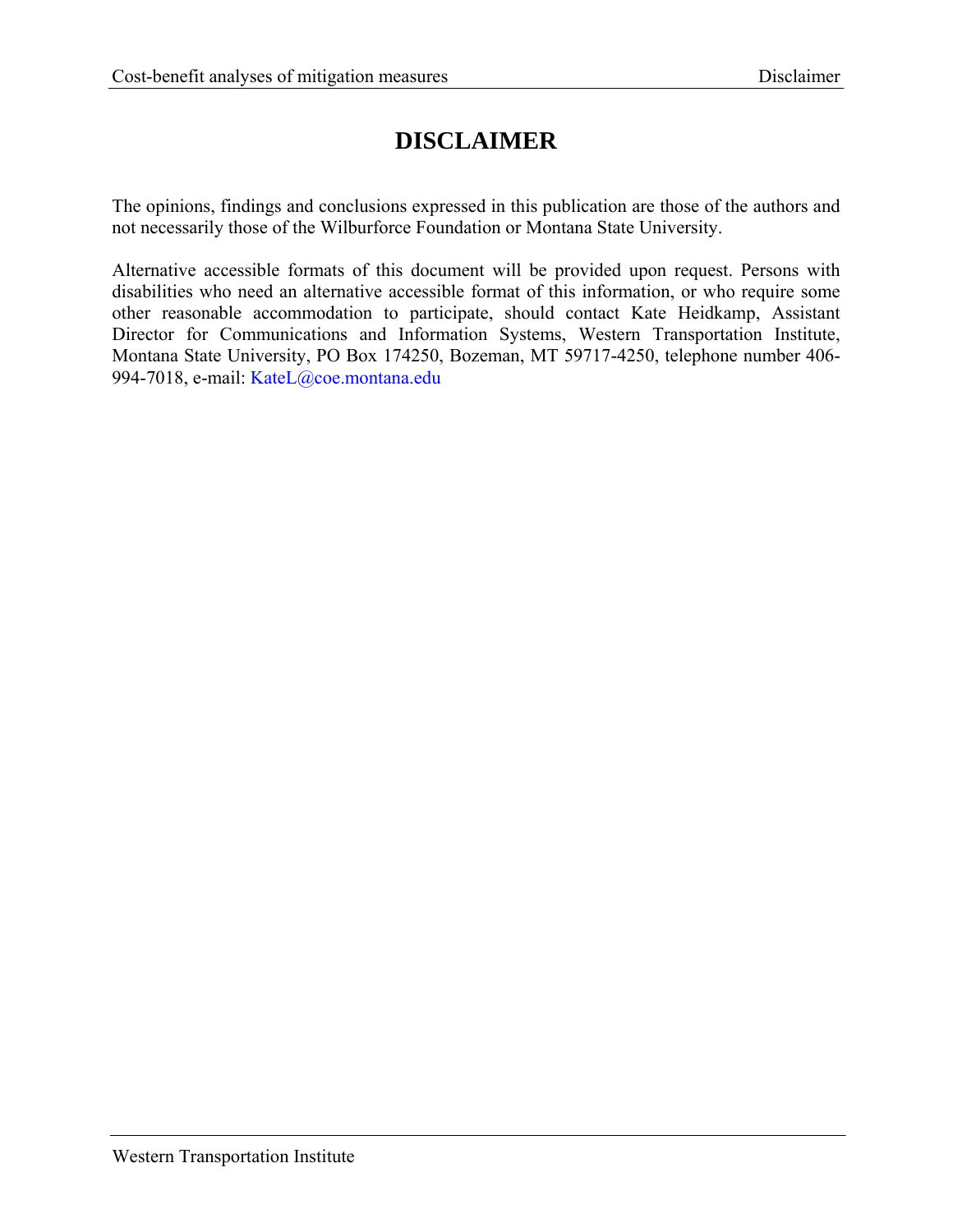# DISCLAIMER

The opinions, findings and conclusions expressed in this publication are those of the authors and not necessarily those of the Wilburforce Foundation or Montana State University.

Alternative accessible formats of this document will be provided upon request. Persons with disabilities who need an alternative accessible format of this information, or who require some other reasonable accommodation to participate, should contact Kate Heidkamp, Assistant Director for Communications and Information Systems, Western Transportation Institute, Montana State University, PO Box 174250, Bozeman, MT 59717-4250, telephone number 406-994-7018, e-mail: KateL@coe.montana.edu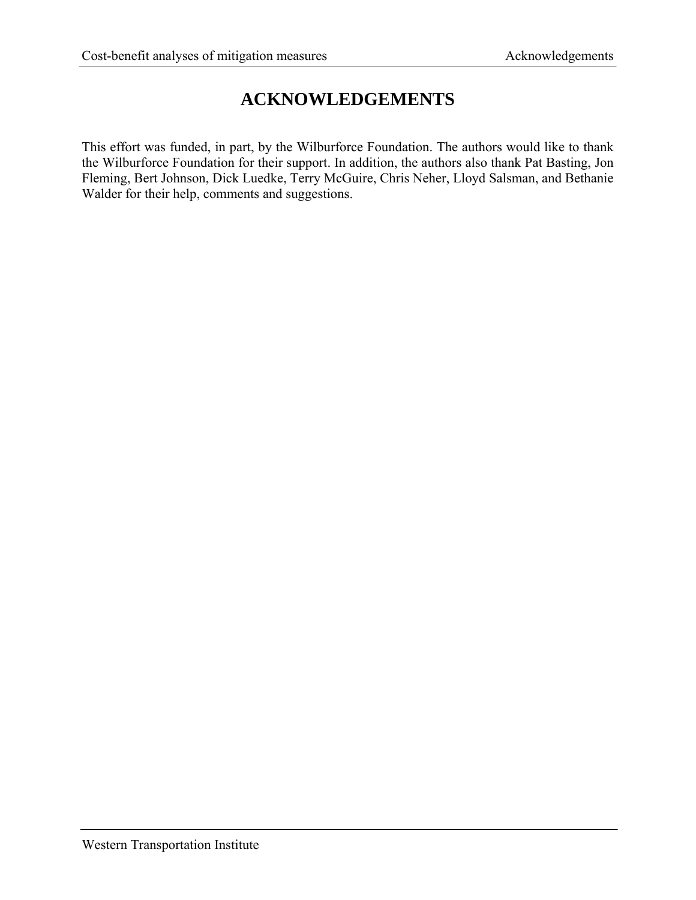# ACKNOWLEDGEMENTS

This effort was funded, in part, by the Wilburforce Foundation. The authors would like to thank the Wilburforce Foundation for their support. In addition, the authors also thank Pat Basting, Jon Fleming, Bert Johnson, Dick Luedke, Terry McGuire, Chris Neher, Lloyd Salsman, and Bethanie Walder for their help, comments and suggestions.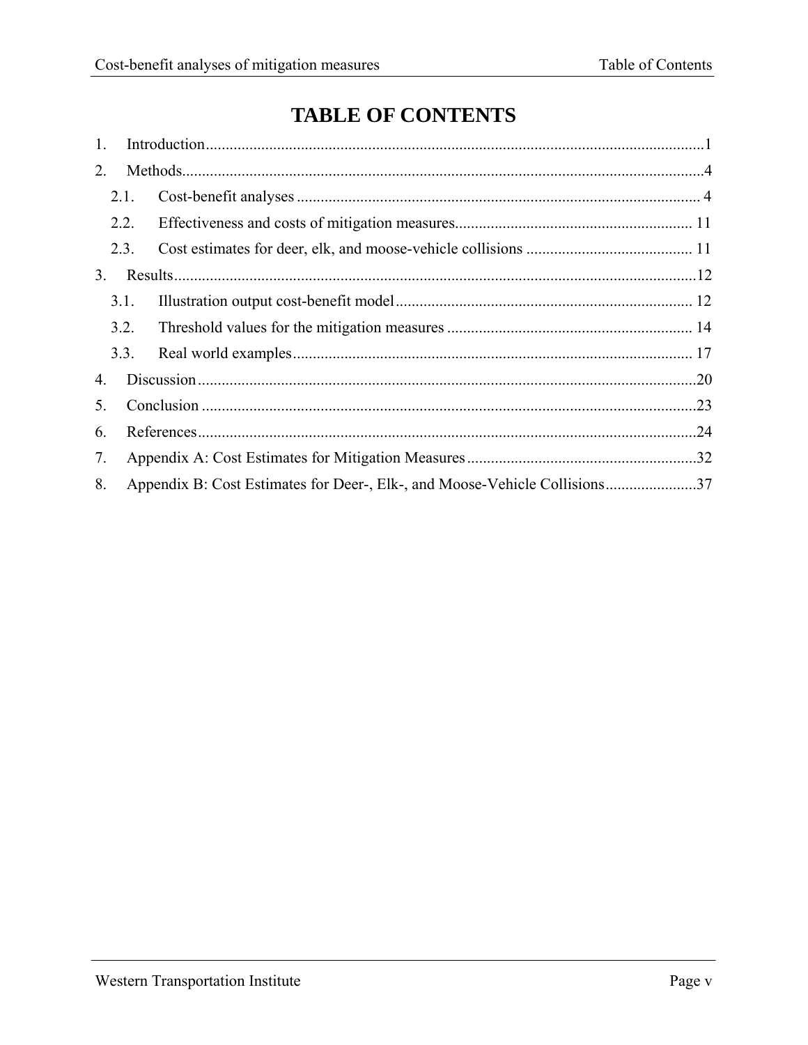# TABLE OF CONTENTS

1. Introduction.....1
2. Methods.....4
   - 2.1. Cost-benefit analyses.....4
   - 2.2. Effectiveness and costs of mitigation measures.....11
   - 2.3. Cost estimates for deer, elk, and moose-vehicle collisions.....11
3. Results.....12
   - 3.1. Illustration output cost-benefit model.....12
   - 3.2. Threshold values for the mitigation measures.....14
   - 3.3. Real world examples.....17
4. Discussion.....20
5. Conclusion.....23
6. References.....24
7. Appendix A: Cost Estimates for Mitigation Measures.....32
8. Appendix B: Cost Estimates for Deer-, Elk-, and Moose-Vehicle Collisions.....37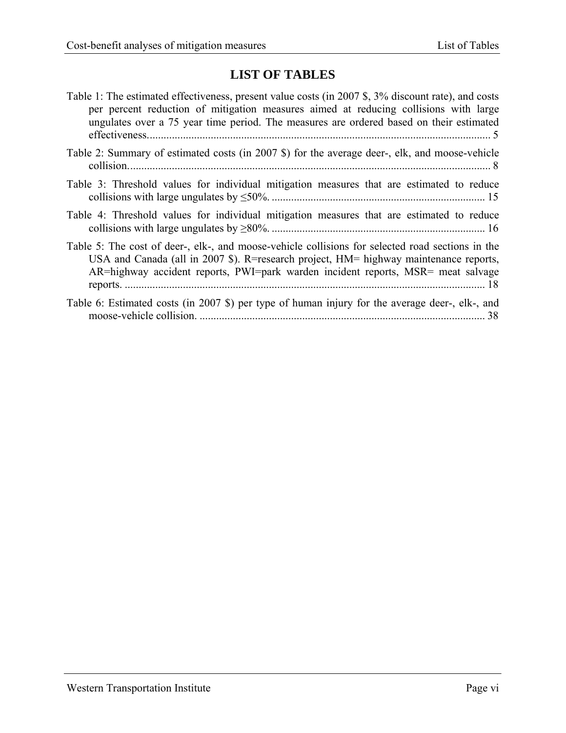# LIST OF TABLES

Table 1: The estimated effectiveness, present value costs (in 2007 $, 3% discount rate), and costs per percent reduction of mitigation measures aimed at reducing collisions with large ungulates over a 75 year time period. The measures are ordered based on their estimated effectiveness............................................................................................................................. 5

Table 2: Summary of estimated costs (in 2007 $) for the average deer-, elk, and moose-vehicle collision.................................................................................................................................... 8

Table 3: Threshold values for individual mitigation measures that are estimated to reduce collisions with large ungulates by ≤50%. ............................................................................ 15

Table 4: Threshold values for individual mitigation measures that are estimated to reduce collisions with large ungulates by ≥80%. ............................................................................ 16

Table 5: The cost of deer-, elk-, and moose-vehicle collisions for selected road sections in the USA and Canada (all in 2007 $). R=research project, HM= highway maintenance reports, AR=highway accident reports, PWI=park warden incident reports, MSR= meat salvage reports. ................................................................................................................................... 18

Table 6: Estimated costs (in 2007 $) per type of human injury for the average deer-, elk-, and moose-vehicle collision. ....................................................................................................... 38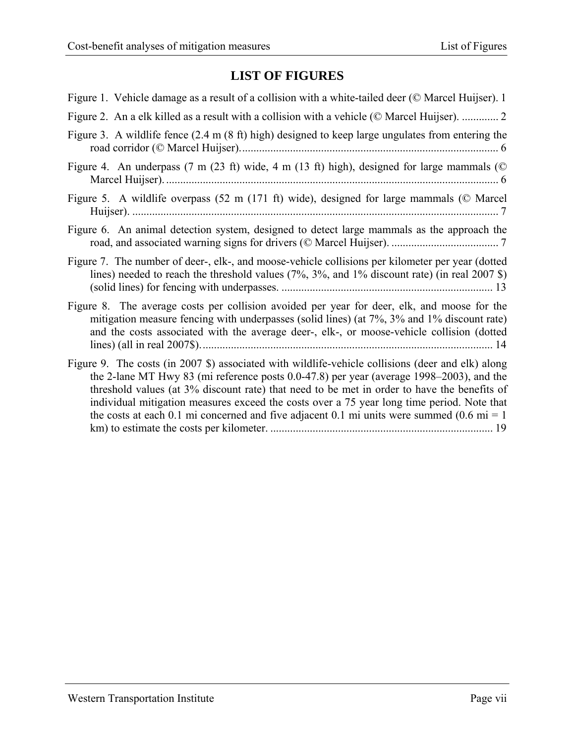# LIST OF FIGURES

Figure 1. Vehicle damage as a result of a collision with a white-tailed deer (© Marcel Huijser). 1

Figure 2. An a elk killed as a result with a collision with a vehicle (© Marcel Huijser). ............. 2

Figure 3. A wildlife fence (2.4 m (8 ft) high) designed to keep large ungulates from entering the road corridor (© Marcel Huijser)........................................................................................... 6

Figure 4. An underpass (7 m (23 ft) wide, 4 m (13 ft) high), designed for large mammals (© Marcel Huijser)...................................................................................................................... 6

Figure 5. A wildlife overpass (52 m (171 ft) wide), designed for large mammals (© Marcel Huijser). ................................................................................................................................. 7

Figure 6. An animal detection system, designed to detect large mammals as the approach the road, and associated warning signs for drivers (© Marcel Huijser). ...................................... 7

Figure 7. The number of deer-, elk-, and moose-vehicle collisions per kilometer per year (dotted lines) needed to reach the threshold values (7%, 3%, and 1% discount rate) (in real 2007 $) (solid lines) for fencing with underpasses. ........................................................................... 13

Figure 8. The average costs per collision avoided per year for deer, elk, and moose for the mitigation measure fencing with underpasses (solid lines) (at 7%, 3% and 1% discount rate) and the costs associated with the average deer-, elk-, or moose-vehicle collision (dotted lines) (all in real 2007$)....................................................................................................... 14

Figure 9. The costs (in 2007 $) associated with wildlife-vehicle collisions (deer and elk) along the 2-lane MT Hwy 83 (mi reference posts 0.0-47.8) per year (average 1998–2003), and the threshold values (at 3% discount rate) that need to be met in order to have the benefits of individual mitigation measures exceed the costs over a 75 year long time period. Note that the costs at each 0.1 mi concerned and five adjacent 0.1 mi units were summed (0.6 mi = 1 km) to estimate the costs per kilometer. .............................................................................. 19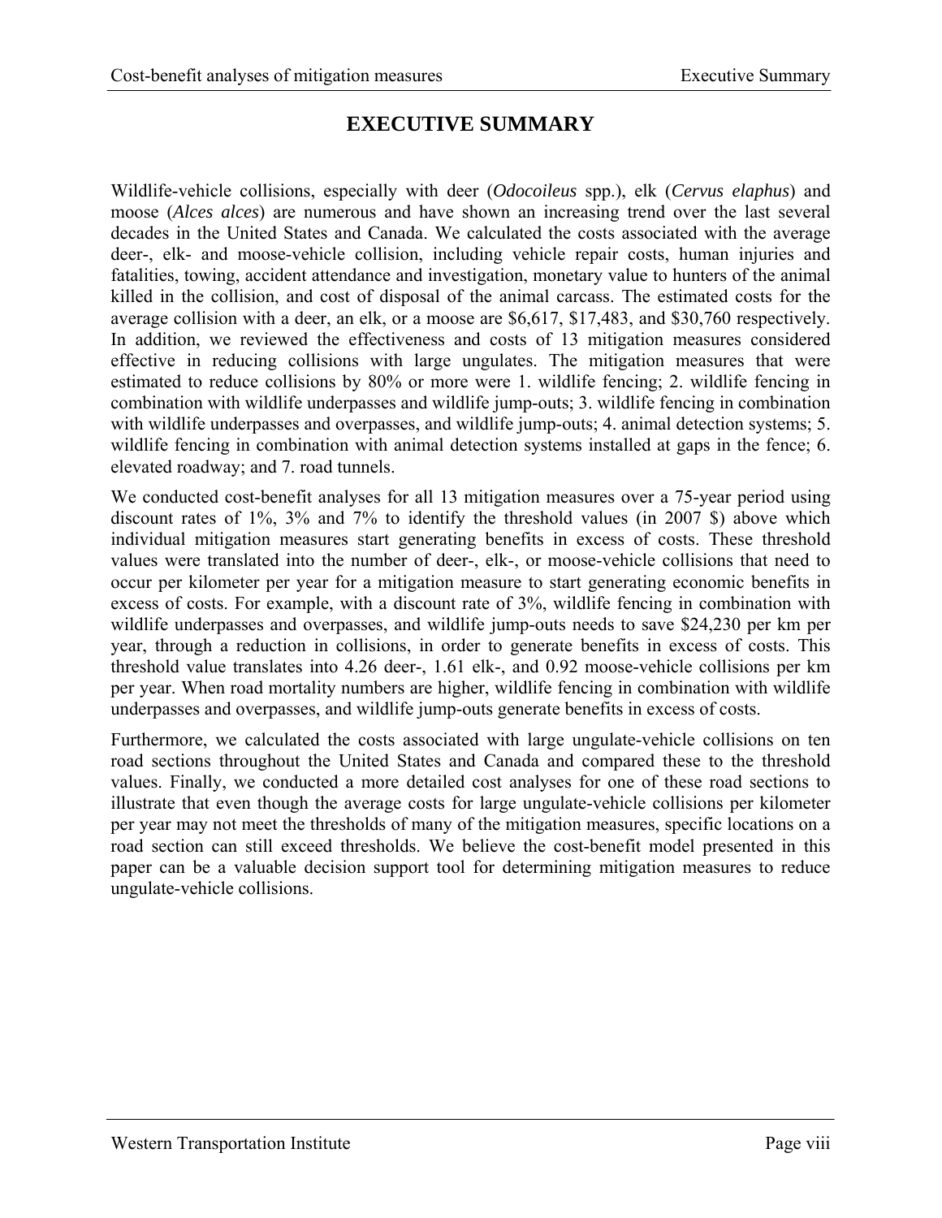# EXECUTIVE SUMMARY

Wildlife-vehicle collisions, especially with deer (*Odocoileus* spp.), elk (*Cervus elaphus*) and moose (*Alces alces*) are numerous and have shown an increasing trend over the last several decades in the United States and Canada. We calculated the costs associated with the average deer-, elk- and moose-vehicle collision, including vehicle repair costs, human injuries and fatalities, towing, accident attendance and investigation, monetary value to hunters of the animal killed in the collision, and cost of disposal of the animal carcass. The estimated costs for the average collision with a deer, an elk, or a moose are $6,617, $17,483, and $30,760 respectively. In addition, we reviewed the effectiveness and costs of 13 mitigation measures considered effective in reducing collisions with large ungulates. The mitigation measures that were estimated to reduce collisions by 80% or more were 1. wildlife fencing; 2. wildlife fencing in combination with wildlife underpasses and wildlife jump-outs; 3. wildlife fencing in combination with wildlife underpasses and overpasses, and wildlife jump-outs; 4. animal detection systems; 5. wildlife fencing in combination with animal detection systems installed at gaps in the fence; 6. elevated roadway; and 7. road tunnels.

We conducted cost-benefit analyses for all 13 mitigation measures over a 75-year period using discount rates of 1%, 3% and 7% to identify the threshold values (in 2007 $) above which individual mitigation measures start generating benefits in excess of costs. These threshold values were translated into the number of deer-, elk-, or moose-vehicle collisions that need to occur per kilometer per year for a mitigation measure to start generating economic benefits in excess of costs. For example, with a discount rate of 3%, wildlife fencing in combination with wildlife underpasses and overpasses, and wildlife jump-outs needs to save $24,230 per km per year, through a reduction in collisions, in order to generate benefits in excess of costs. This threshold value translates into 4.26 deer-, 1.61 elk-, and 0.92 moose-vehicle collisions per km per year. When road mortality numbers are higher, wildlife fencing in combination with wildlife underpasses and overpasses, and wildlife jump-outs generate benefits in excess of costs.

Furthermore, we calculated the costs associated with large ungulate-vehicle collisions on ten road sections throughout the United States and Canada and compared these to the threshold values. Finally, we conducted a more detailed cost analyses for one of these road sections to illustrate that even though the average costs for large ungulate-vehicle collisions per kilometer per year may not meet the thresholds of many of the mitigation measures, specific locations on a road section can still exceed thresholds. We believe the cost-benefit model presented in this paper can be a valuable decision support tool for determining mitigation measures to reduce ungulate-vehicle collisions.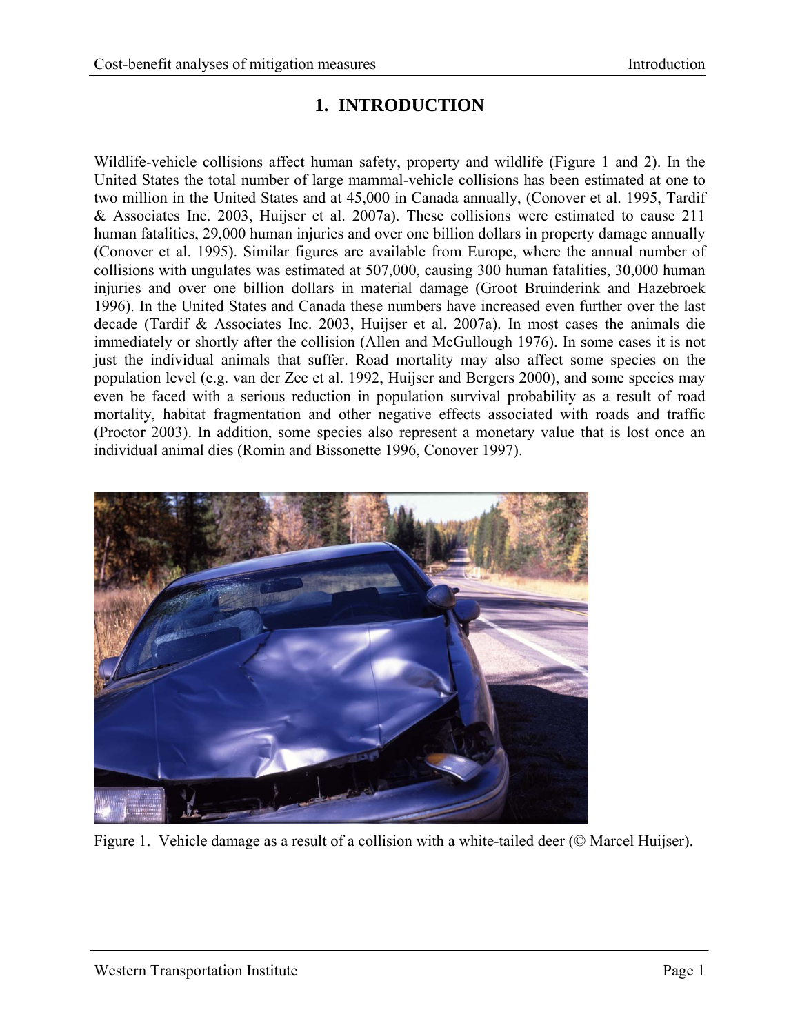# 1. INTRODUCTION

Wildlife-vehicle collisions affect human safety, property and wildlife (Figure 1 and 2). In the United States the total number of large mammal-vehicle collisions has been estimated at one to two million in the United States and at 45,000 in Canada annually, (Conover et al. 1995, Tardif & Associates Inc. 2003, Huijser et al. 2007a). These collisions were estimated to cause 211 human fatalities, 29,000 human injuries and over one billion dollars in property damage annually (Conover et al. 1995). Similar figures are available from Europe, where the annual number of collisions with ungulates was estimated at 507,000, causing 300 human fatalities, 30,000 human injuries and over one billion dollars in material damage (Groot Bruinderink and Hazebroek 1996). In the United States and Canada these numbers have increased even further over the last decade (Tardif & Associates Inc. 2003, Huijser et al. 2007a). In most cases the animals die immediately or shortly after the collision (Allen and McGullough 1976). In some cases it is not just the individual animals that suffer. Road mortality may also affect some species on the population level (e.g. van der Zee et al. 1992, Huijser and Bergers 2000), and some species may even be faced with a serious reduction in population survival probability as a result of road mortality, habitat fragmentation and other negative effects associated with roads and traffic (Proctor 2003). In addition, some species also represent a monetary value that is lost once an individual animal dies (Romin and Bissonette 1996, Conover 1997).

Figure 1. Vehicle damage as a result of a collision with a white-tailed deer (© Marcel Huijser).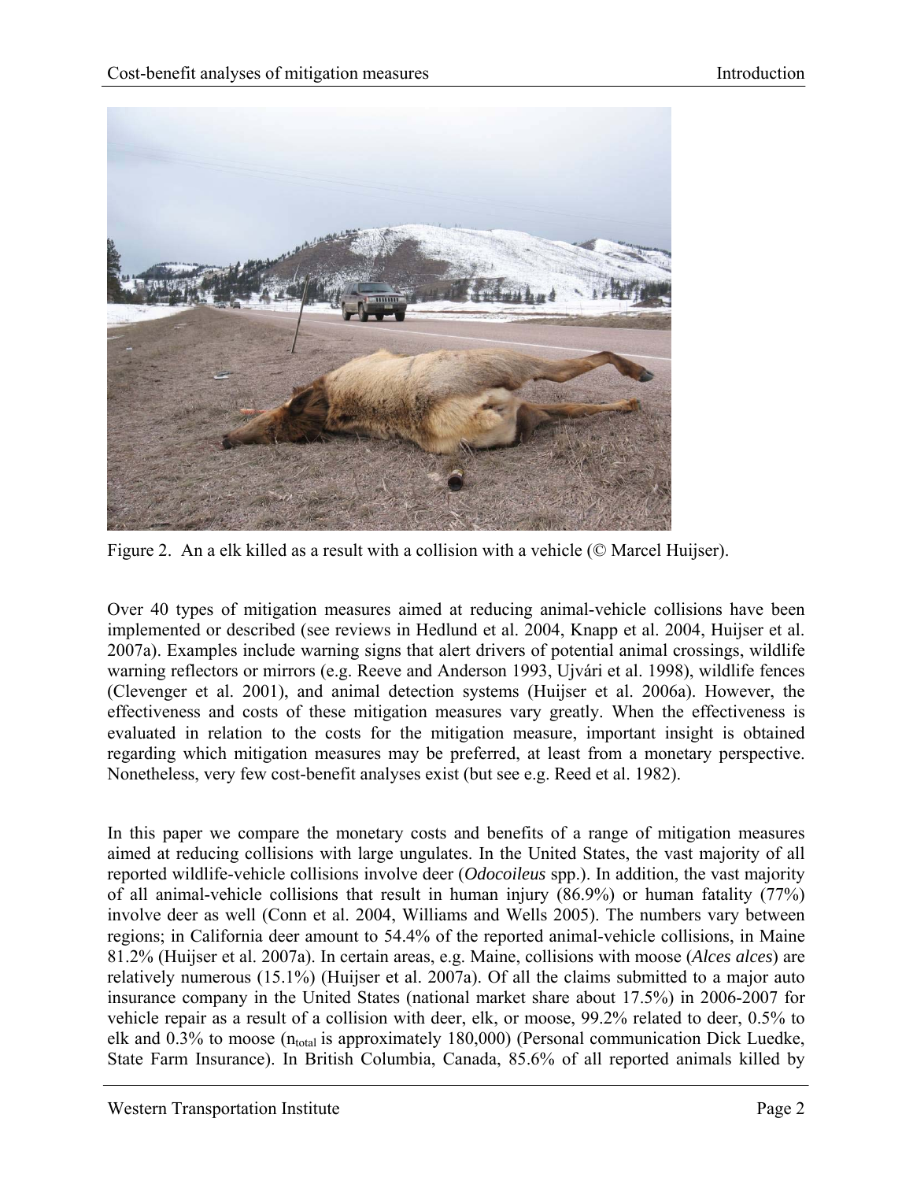Figure 2. An a elk killed as a result with a collision with a vehicle (© Marcel Huijser).

Over 40 types of mitigation measures aimed at reducing animal-vehicle collisions have been implemented or described (see reviews in Hedlund et al. 2004, Knapp et al. 2004, Huijser et al. 2007a). Examples include warning signs that alert drivers of potential animal crossings, wildlife warning reflectors or mirrors (e.g. Reeve and Anderson 1993, Ujvári et al. 1998), wildlife fences (Clevenger et al. 2001), and animal detection systems (Huijser et al. 2006a). However, the effectiveness and costs of these mitigation measures vary greatly. When the effectiveness is evaluated in relation to the costs for the mitigation measure, important insight is obtained regarding which mitigation measures may be preferred, at least from a monetary perspective. Nonetheless, very few cost-benefit analyses exist (but see e.g. Reed et al. 1982).

In this paper we compare the monetary costs and benefits of a range of mitigation measures aimed at reducing collisions with large ungulates. In the United States, the vast majority of all reported wildlife-vehicle collisions involve deer (*Odocoileus* spp.). In addition, the vast majority of all animal-vehicle collisions that result in human injury (86.9%) or human fatality (77%) involve deer as well (Conn et al. 2004, Williams and Wells 2005). The numbers vary between regions; in California deer amount to 54.4% of the reported animal-vehicle collisions, in Maine 81.2% (Huijser et al. 2007a). In certain areas, e.g. Maine, collisions with moose (*Alces alces*) are relatively numerous (15.1%) (Huijser et al. 2007a). Of all the claims submitted to a major auto insurance company in the United States (national market share about 17.5%) in 2006-2007 for vehicle repair as a result of a collision with deer, elk, or moose, 99.2% related to deer, 0.5% to elk and 0.3% to moose ($n_{total}$ is approximately 180,000) (Personal communication Dick Luedke, State Farm Insurance). In British Columbia, Canada, 85.6% of all reported animals killed by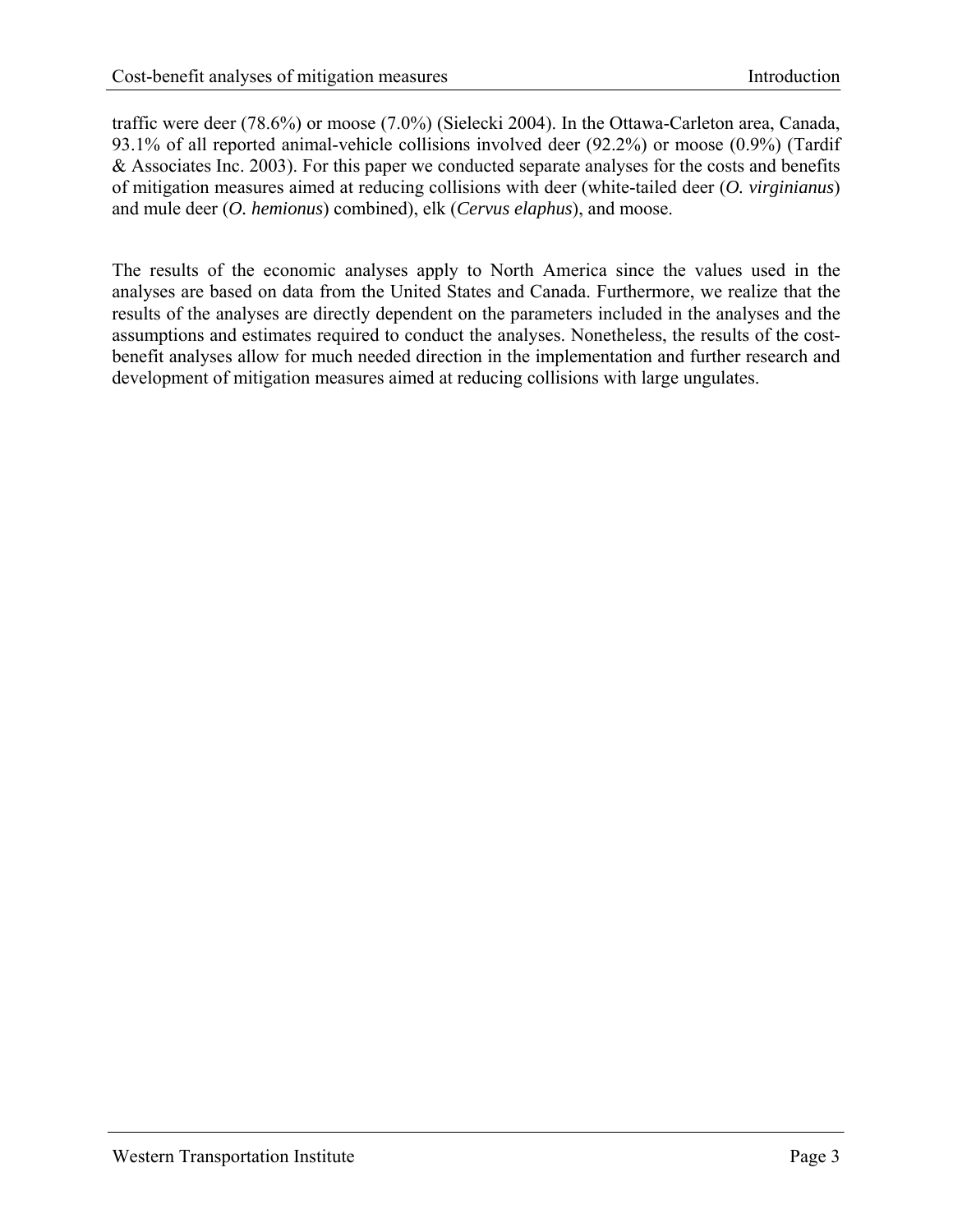traffic were deer (78.6%) or moose (7.0%) (Sielecki 2004). In the Ottawa-Carleton area, Canada, 93.1% of all reported animal-vehicle collisions involved deer (92.2%) or moose (0.9%) (Tardif & Associates Inc. 2003). For this paper we conducted separate analyses for the costs and benefits of mitigation measures aimed at reducing collisions with deer (white-tailed deer (*O. virginianus*) and mule deer (*O. hemionus*) combined), elk (*Cervus elaphus*), and moose.

The results of the economic analyses apply to North America since the values used in the analyses are based on data from the United States and Canada. Furthermore, we realize that the results of the analyses are directly dependent on the parameters included in the analyses and the assumptions and estimates required to conduct the analyses. Nonetheless, the results of the cost-benefit analyses allow for much needed direction in the implementation and further research and development of mitigation measures aimed at reducing collisions with large ungulates.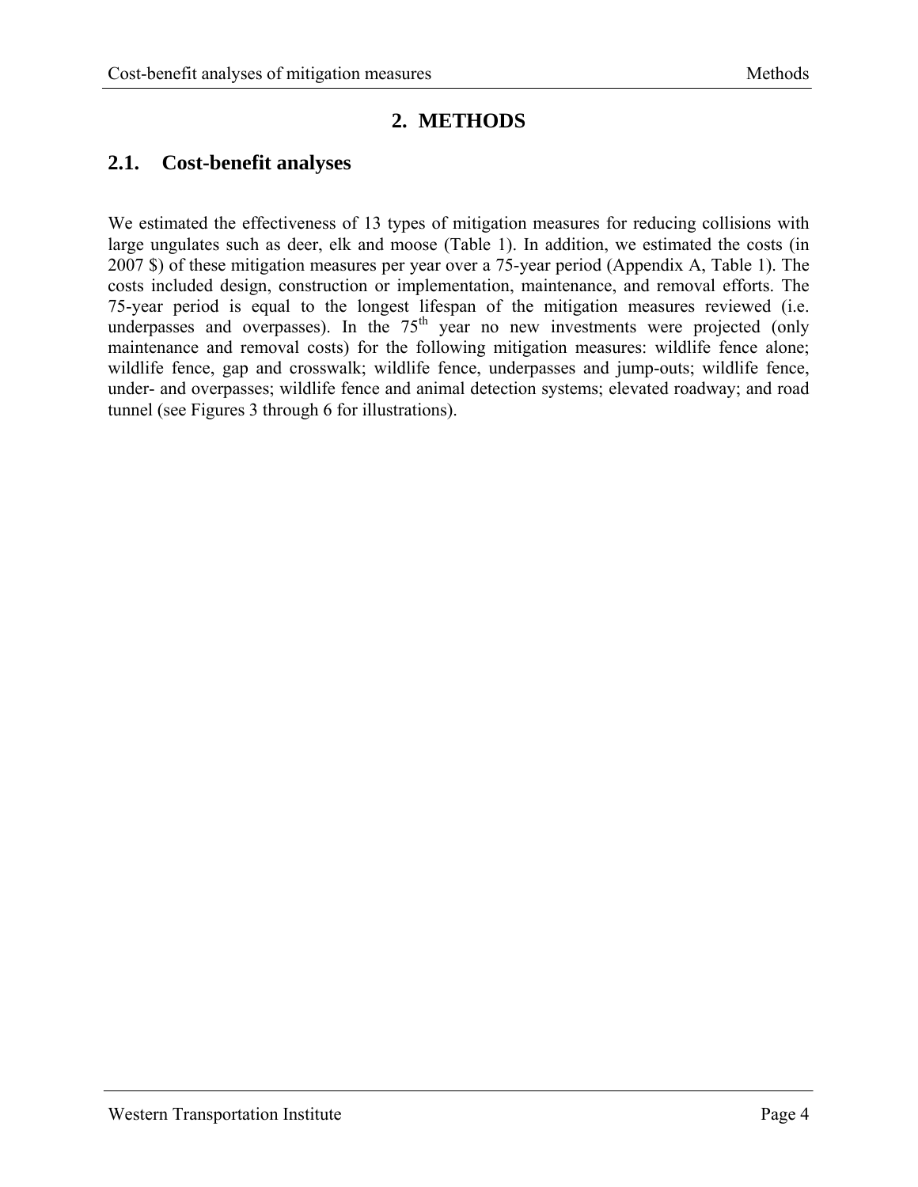# 2. METHODS

## 2.1. Cost-benefit analyses

We estimated the effectiveness of 13 types of mitigation measures for reducing collisions with large ungulates such as deer, elk and moose (Table 1). In addition, we estimated the costs (in 2007 $) of these mitigation measures per year over a 75-year period (Appendix A, Table 1). The costs included design, construction or implementation, maintenance, and removal efforts. The 75-year period is equal to the longest lifespan of the mitigation measures reviewed (i.e. underpasses and overpasses). In the 75$^{th}$ year no new investments were projected (only maintenance and removal costs) for the following mitigation measures: wildlife fence alone; wildlife fence, gap and crosswalk; wildlife fence, underpasses and jump-outs; wildlife fence, under- and overpasses; wildlife fence and animal detection systems; elevated roadway; and road tunnel (see Figures 3 through 6 for illustrations).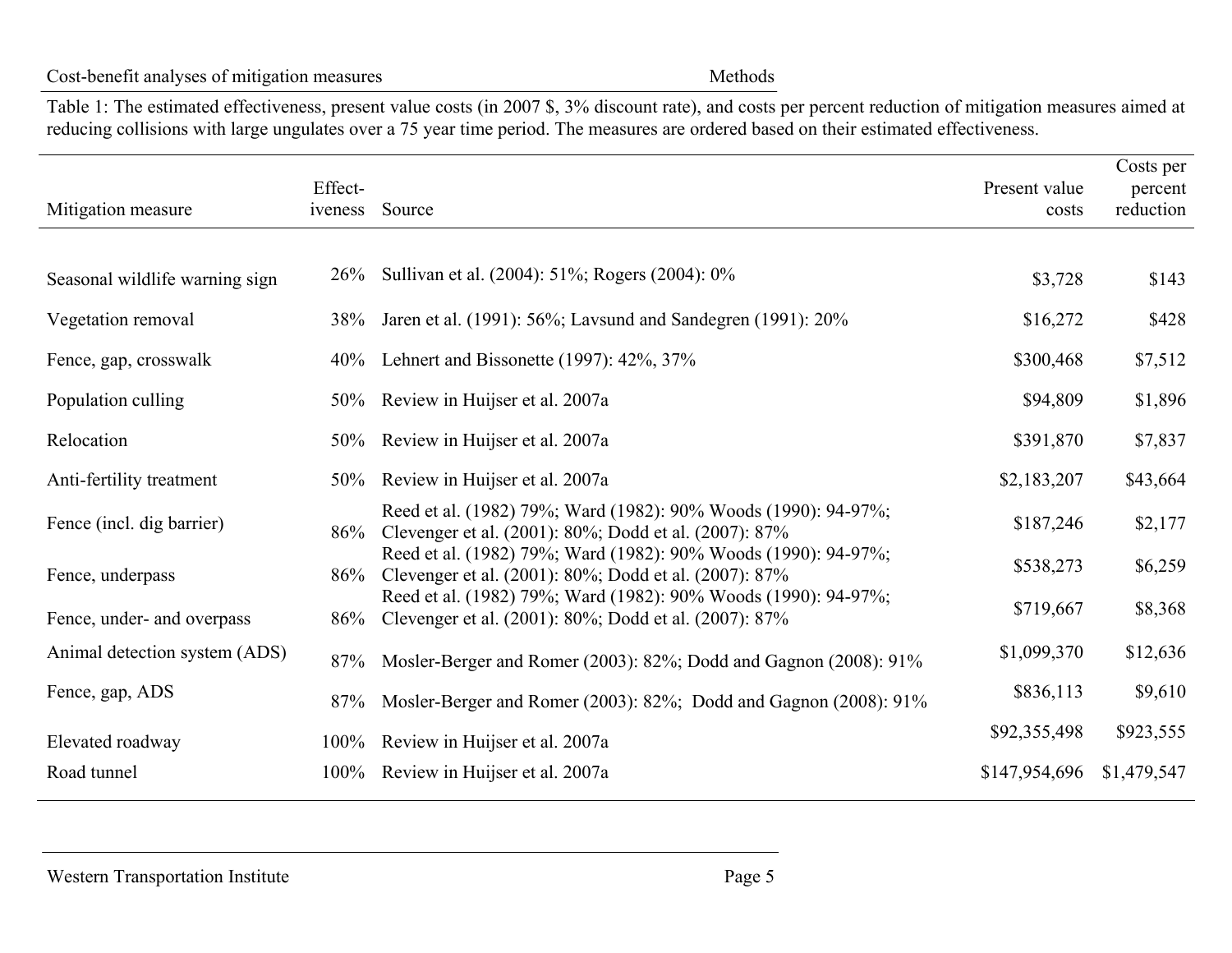Table 1: The estimated effectiveness, present value costs (in 2007 $, 3% discount rate), and costs per percent reduction of mitigation measures aimed at reducing collisions with large ungulates over a 75 year time period. The measures are ordered based on their estimated effectiveness.

| Mitigation measure | Effect-iveness | Source | Present value costs | Costs per percent reduction |
|---|---|---|---|---|
| Seasonal wildlife warning sign | 26% | Sullivan et al. (2004): 51%; Rogers (2004): 0% | $3,728 | $143 |
| Vegetation removal | 38% | Jaren et al. (1991): 56%; Lavsund and Sandegren (1991): 20% | $16,272 | $428 |
| Fence, gap, crosswalk | 40% | Lehnert and Bissonette (1997): 42%, 37% | $300,468 | $7,512 |
| Population culling | 50% | Review in Huijser et al. 2007a | $94,809 | $1,896 |
| Relocation | 50% | Review in Huijser et al. 2007a | $391,870 | $7,837 |
| Anti-fertility treatment | 50% | Review in Huijser et al. 2007a | $2,183,207 | $43,664 |
| Fence (incl. dig barrier) | 86% | Reed et al. (1982) 79%; Ward (1982): 90% Woods (1990): 94-97%; Clevenger et al. (2001): 80%; Dodd et al. (2007): 87% | $187,246 | $2,177 |
| Fence, underpass | 86% | Reed et al. (1982) 79%; Ward (1982): 90% Woods (1990): 94-97%; Clevenger et al. (2001): 80%; Dodd et al. (2007): 87% | $538,273 | $6,259 |
| Fence, under- and overpass | 86% | Reed et al. (1982) 79%; Ward (1982): 90% Woods (1990): 94-97%; Clevenger et al. (2001): 80%; Dodd et al. (2007): 87% | $719,667 | $8,368 |
| Animal detection system (ADS) | 87% | Mosler-Berger and Romer (2003): 82%; Dodd and Gagnon (2008): 91% | $1,099,370 | $12,636 |
| Fence, gap, ADS | 87% | Mosler-Berger and Romer (2003): 82%; Dodd and Gagnon (2008): 91% | $836,113 | $9,610 |
| Elevated roadway | 100% | Review in Huijser et al. 2007a | $92,355,498 | $923,555 |
| Road tunnel | 100% | Review in Huijser et al. 2007a | $147,954,696 | $1,479,547 |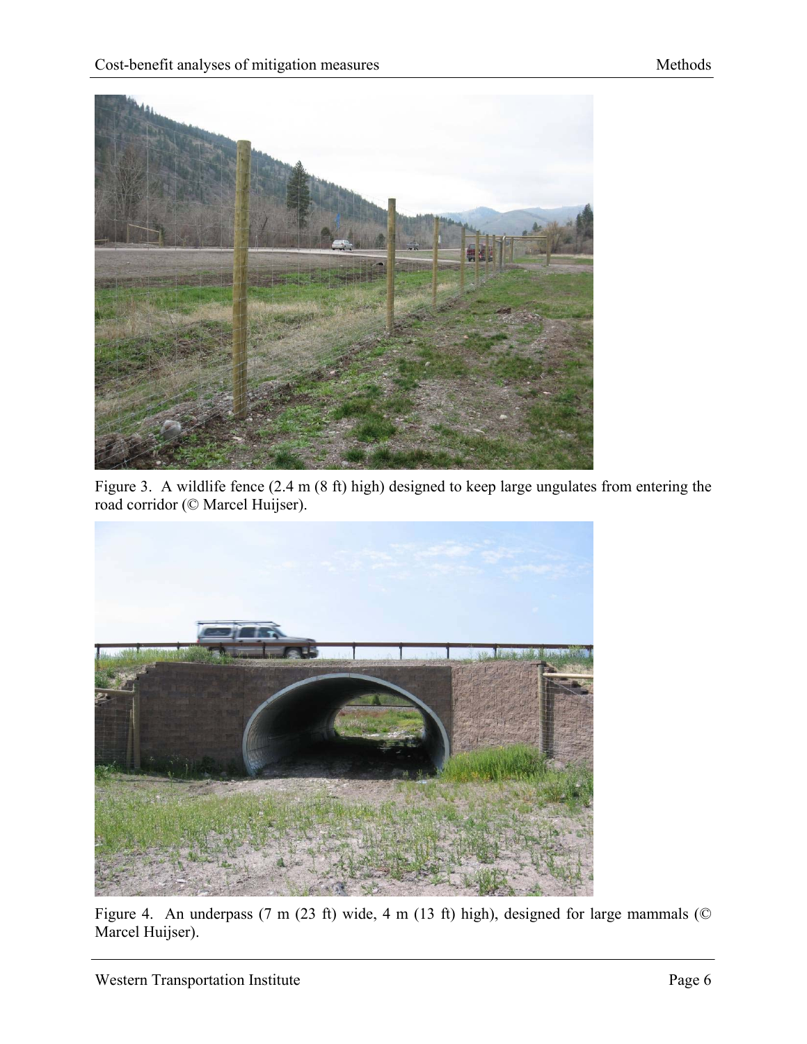Figure 3. A wildlife fence (2.4 m (8 ft) high) designed to keep large ungulates from entering the road corridor (© Marcel Huijser).

Figure 4. An underpass (7 m (23 ft) wide, 4 m (13 ft) high), designed for large mammals (© Marcel Huijser).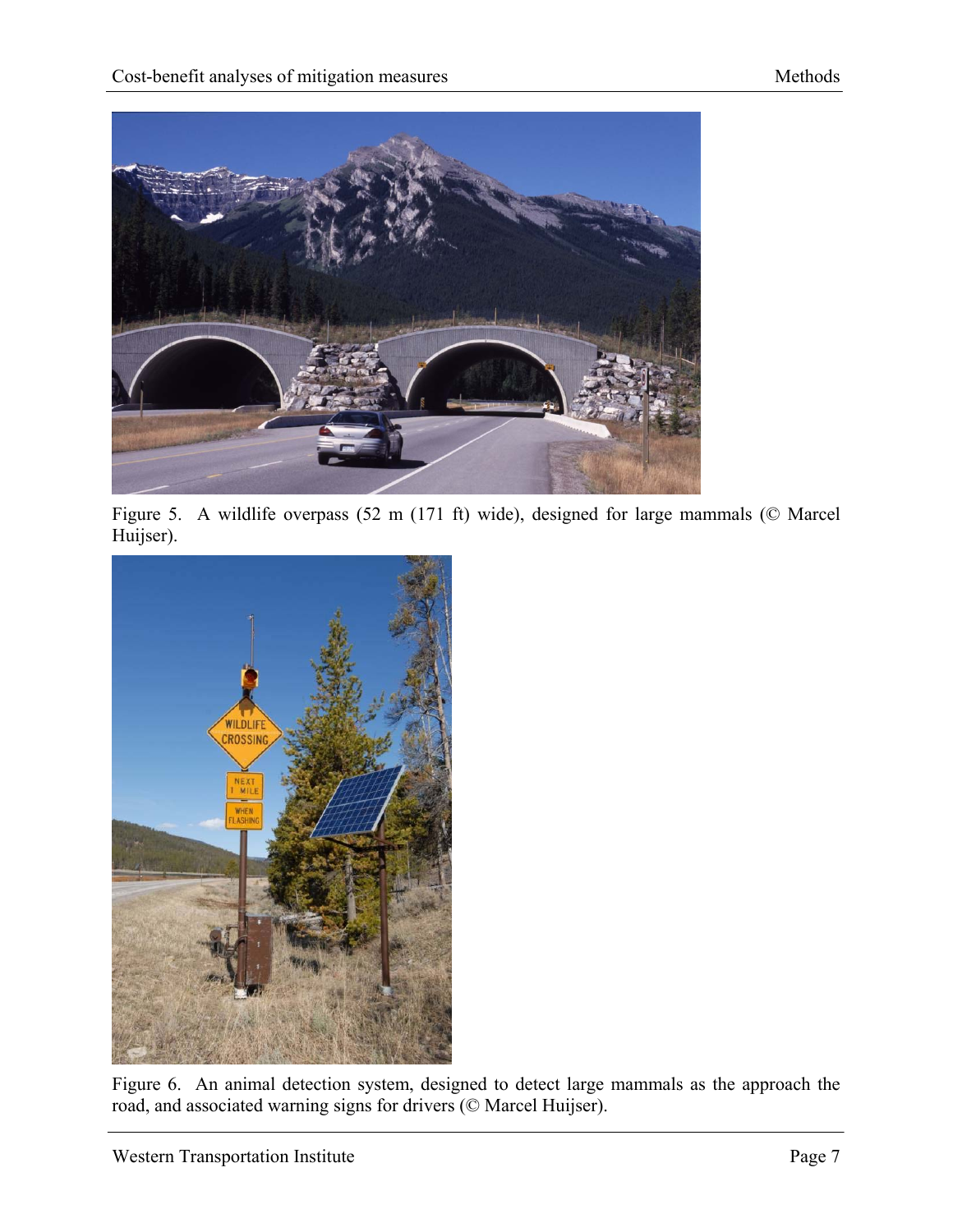Figure 5. A wildlife overpass (52 m (171 ft) wide), designed for large mammals (© Marcel Huijser).

Figure 6. An animal detection system, designed to detect large mammals as the approach the road, and associated warning signs for drivers (© Marcel Huijser).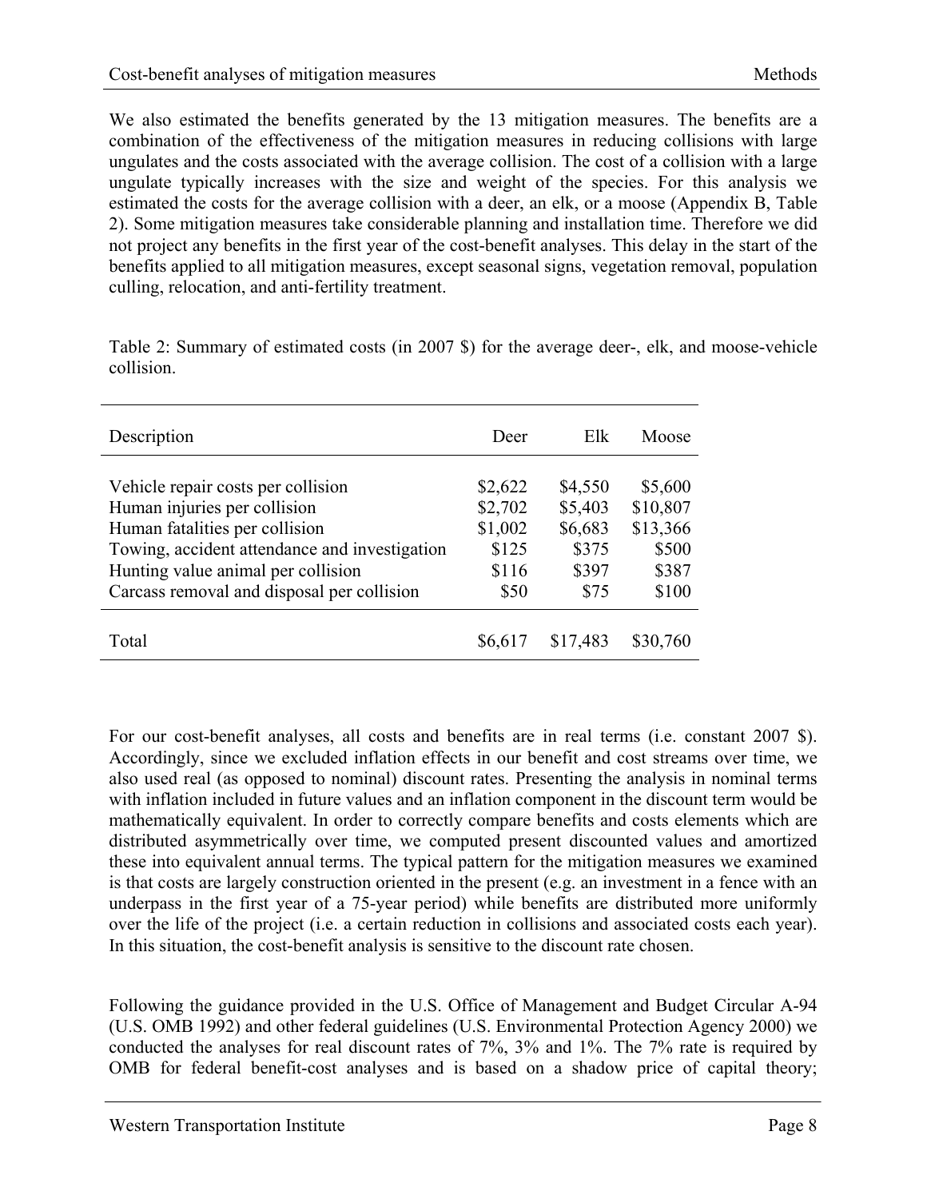We also estimated the benefits generated by the 13 mitigation measures. The benefits are a combination of the effectiveness of the mitigation measures in reducing collisions with large ungulates and the costs associated with the average collision. The cost of a collision with a large ungulate typically increases with the size and weight of the species. For this analysis we estimated the costs for the average collision with a deer, an elk, or a moose (Appendix B, Table 2). Some mitigation measures take considerable planning and installation time. Therefore we did not project any benefits in the first year of the cost-benefit analyses. This delay in the start of the benefits applied to all mitigation measures, except seasonal signs, vegetation removal, population culling, relocation, and anti-fertility treatment.

Table 2: Summary of estimated costs (in 2007 $) for the average deer-, elk, and moose-vehicle collision.

| Description | Deer | Elk | Moose |
|---|---|---|---|
| Vehicle repair costs per collision | $2,622 | $4,550 | $5,600 |
| Human injuries per collision | $2,702 | $5,403 | $10,807 |
| Human fatalities per collision | $1,002 | $6,683 | $13,366 |
| Towing, accident attendance and investigation | $125 | $375 | $500 |
| Hunting value animal per collision | $116 | $397 | $387 |
| Carcass removal and disposal per collision | $50 | $75 | $100 |
| Total | $6,617 | $17,483 | $30,760 |

For our cost-benefit analyses, all costs and benefits are in real terms (i.e. constant 2007 $). Accordingly, since we excluded inflation effects in our benefit and cost streams over time, we also used real (as opposed to nominal) discount rates. Presenting the analysis in nominal terms with inflation included in future values and an inflation component in the discount term would be mathematically equivalent. In order to correctly compare benefits and costs elements which are distributed asymmetrically over time, we computed present discounted values and amortized these into equivalent annual terms. The typical pattern for the mitigation measures we examined is that costs are largely construction oriented in the present (e.g. an investment in a fence with an underpass in the first year of a 75-year period) while benefits are distributed more uniformly over the life of the project (i.e. a certain reduction in collisions and associated costs each year). In this situation, the cost-benefit analysis is sensitive to the discount rate chosen.

Following the guidance provided in the U.S. Office of Management and Budget Circular A-94 (U.S. OMB 1992) and other federal guidelines (U.S. Environmental Protection Agency 2000) we conducted the analyses for real discount rates of 7%, 3% and 1%. The 7% rate is required by OMB for federal benefit-cost analyses and is based on a shadow price of capital theory;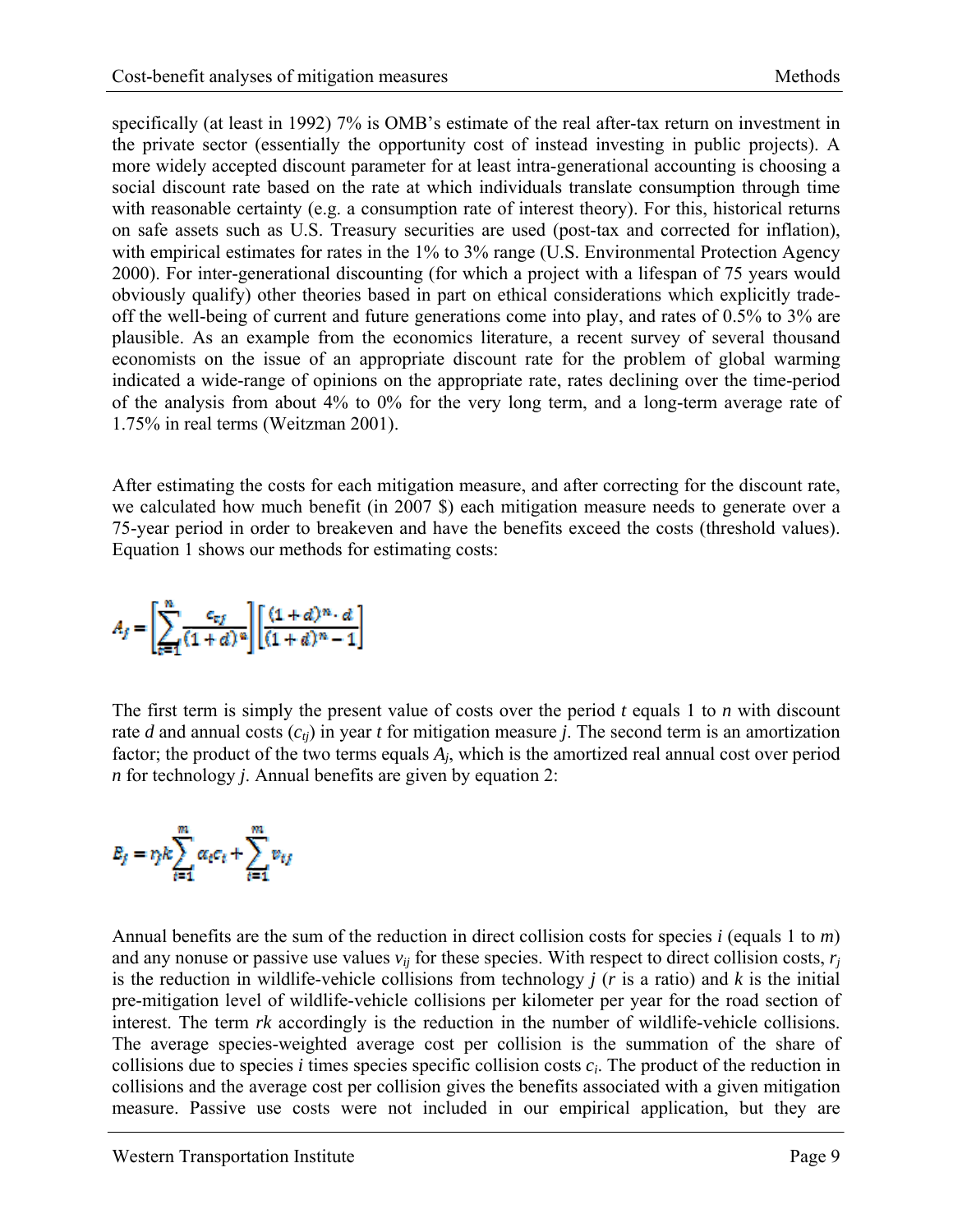specifically (at least in 1992) 7% is OMB's estimate of the real after-tax return on investment in the private sector (essentially the opportunity cost of instead investing in public projects). A more widely accepted discount parameter for at least intra-generational accounting is choosing a social discount rate based on the rate at which individuals translate consumption through time with reasonable certainty (e.g. a consumption rate of interest theory). For this, historical returns on safe assets such as U.S. Treasury securities are used (post-tax and corrected for inflation), with empirical estimates for rates in the 1% to 3% range (U.S. Environmental Protection Agency 2000). For inter-generational discounting (for which a project with a lifespan of 75 years would obviously qualify) other theories based in part on ethical considerations which explicitly trade-off the well-being of current and future generations come into play, and rates of 0.5% to 3% are plausible. As an example from the economics literature, a recent survey of several thousand economists on the issue of an appropriate discount rate for the problem of global warming indicated a wide-range of opinions on the appropriate rate, rates declining over the time-period of the analysis from about 4% to 0% for the very long term, and a long-term average rate of 1.75% in real terms (Weitzman 2001).

After estimating the costs for each mitigation measure, and after correcting for the discount rate, we calculated how much benefit (in 2007 \$) each mitigation measure needs to generate over a 75-year period in order to breakeven and have the benefits exceed the costs (threshold values). Equation 1 shows our methods for estimating costs:

$$A_j = \left[\sum_{t=1}^{n} \frac{c_{tj}}{(1+d)^t}\right]\left[\frac{(1+d)^n \cdot d}{(1+d)^n - 1}\right]$$

The first term is simply the present value of costs over the period $t$ equals 1 to $n$ with discount rate $d$ and annual costs ($c_{tj}$) in year $t$ for mitigation measure $j$. The second term is an amortization factor; the product of the two terms equals $A_j$, which is the amortized real annual cost over period $n$ for technology $j$. Annual benefits are given by equation 2:

$$B_j = r_j k \sum_{i=1}^{m} \alpha_i c_i + \sum_{i=1}^{m} v_{ij}$$

Annual benefits are the sum of the reduction in direct collision costs for species $i$ (equals 1 to $m$) and any nonuse or passive use values $v_{ij}$ for these species. With respect to direct collision costs, $r_j$ is the reduction in wildlife-vehicle collisions from technology $j$ ($r$ is a ratio) and $k$ is the initial pre-mitigation level of wildlife-vehicle collisions per kilometer per year for the road section of interest. The term $rk$ accordingly is the reduction in the number of wildlife-vehicle collisions. The average species-weighted average cost per collision is the summation of the share of collisions due to species $i$ times species specific collision costs $c_i$. The product of the reduction in collisions and the average cost per collision gives the benefits associated with a given mitigation measure. Passive use costs were not included in our empirical application, but they are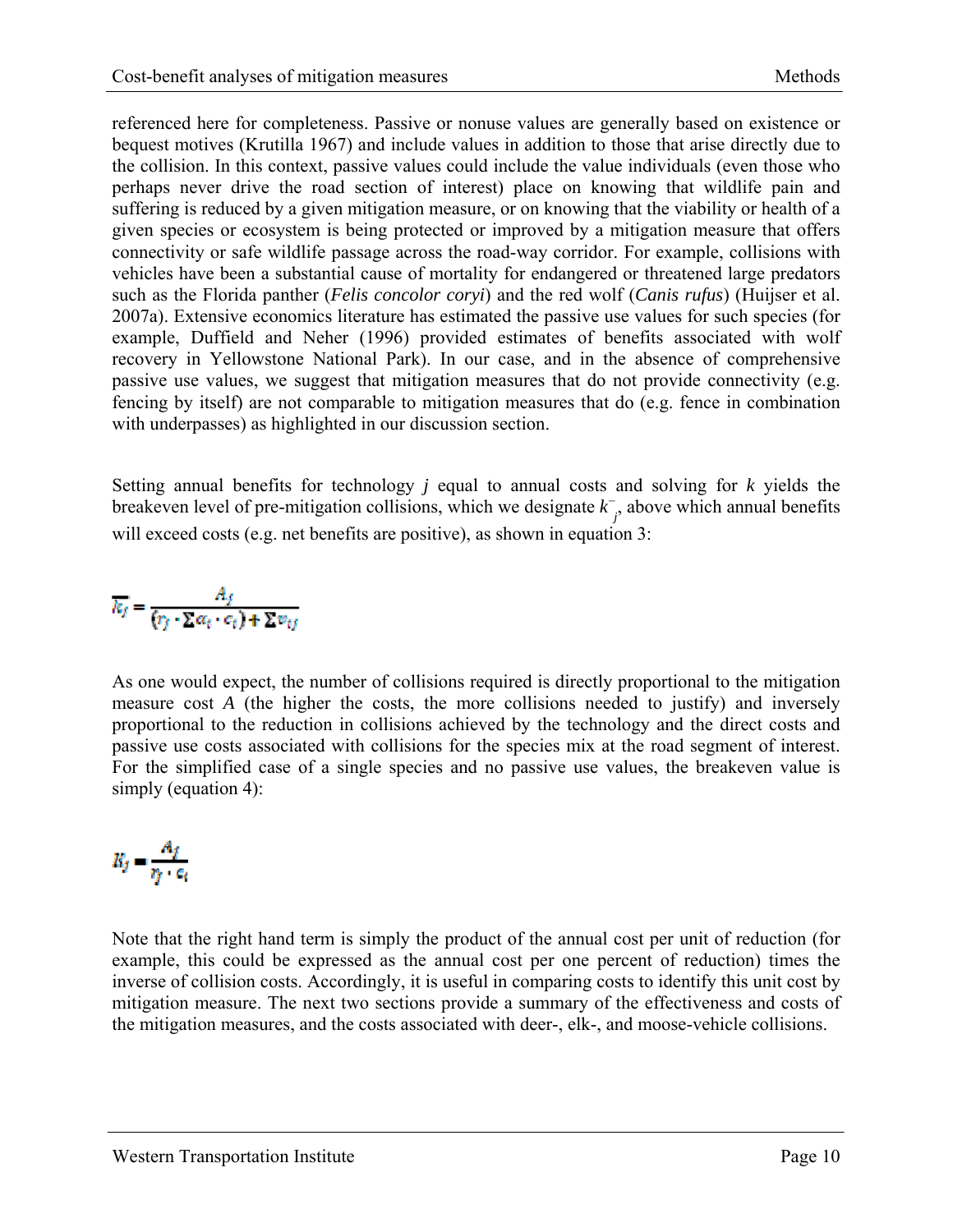referenced here for completeness. Passive or nonuse values are generally based on existence or bequest motives (Krutilla 1967) and include values in addition to those that arise directly due to the collision. In this context, passive values could include the value individuals (even those who perhaps never drive the road section of interest) place on knowing that wildlife pain and suffering is reduced by a given mitigation measure, or on knowing that the viability or health of a given species or ecosystem is being protected or improved by a mitigation measure that offers connectivity or safe wildlife passage across the road-way corridor. For example, collisions with vehicles have been a substantial cause of mortality for endangered or threatened large predators such as the Florida panther (*Felis concolor coryi*) and the red wolf (*Canis rufus*) (Huijser et al. 2007a). Extensive economics literature has estimated the passive use values for such species (for example, Duffield and Neher (1996) provided estimates of benefits associated with wolf recovery in Yellowstone National Park). In our case, and in the absence of comprehensive passive use values, we suggest that mitigation measures that do not provide connectivity (e.g. fencing by itself) are not comparable to mitigation measures that do (e.g. fence in combination with underpasses) as highlighted in our discussion section.

Setting annual benefits for technology *j* equal to annual costs and solving for *k* yields the breakeven level of pre-mitigation collisions, which we designate $\bar{k}_j$, above which annual benefits will exceed costs (e.g. net benefits are positive), as shown in equation 3:

$$\overline{k_j} = \frac{A_j}{(r_j \cdot \Sigma \alpha_i \cdot c_i) + \Sigma v_{ij}}$$

As one would expect, the number of collisions required is directly proportional to the mitigation measure cost *A* (the higher the costs, the more collisions needed to justify) and inversely proportional to the reduction in collisions achieved by the technology and the direct costs and passive use costs associated with collisions for the species mix at the road segment of interest. For the simplified case of a single species and no passive use values, the breakeven value is simply (equation 4):

$$\overline{k_j} = \frac{A_j}{r_j \cdot c_i}$$

Note that the right hand term is simply the product of the annual cost per unit of reduction (for example, this could be expressed as the annual cost per one percent of reduction) times the inverse of collision costs. Accordingly, it is useful in comparing costs to identify this unit cost by mitigation measure. The next two sections provide a summary of the effectiveness and costs of the mitigation measures, and the costs associated with deer-, elk-, and moose-vehicle collisions.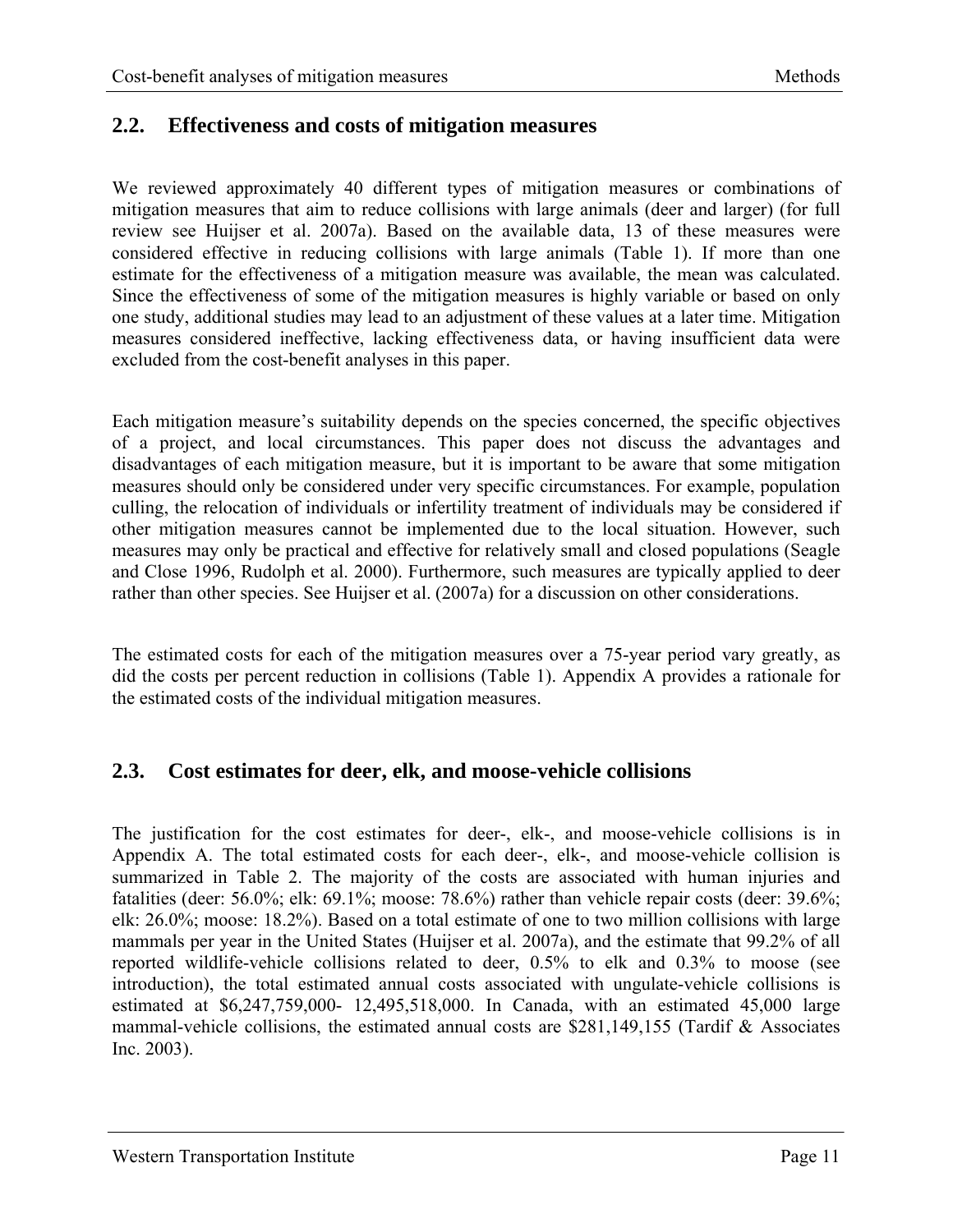## 2.2. Effectiveness and costs of mitigation measures

We reviewed approximately 40 different types of mitigation measures or combinations of mitigation measures that aim to reduce collisions with large animals (deer and larger) (for full review see Huijser et al. 2007a). Based on the available data, 13 of these measures were considered effective in reducing collisions with large animals (Table 1). If more than one estimate for the effectiveness of a mitigation measure was available, the mean was calculated. Since the effectiveness of some of the mitigation measures is highly variable or based on only one study, additional studies may lead to an adjustment of these values at a later time. Mitigation measures considered ineffective, lacking effectiveness data, or having insufficient data were excluded from the cost-benefit analyses in this paper.

Each mitigation measure's suitability depends on the species concerned, the specific objectives of a project, and local circumstances. This paper does not discuss the advantages and disadvantages of each mitigation measure, but it is important to be aware that some mitigation measures should only be considered under very specific circumstances. For example, population culling, the relocation of individuals or infertility treatment of individuals may be considered if other mitigation measures cannot be implemented due to the local situation. However, such measures may only be practical and effective for relatively small and closed populations (Seagle and Close 1996, Rudolph et al. 2000). Furthermore, such measures are typically applied to deer rather than other species. See Huijser et al. (2007a) for a discussion on other considerations.

The estimated costs for each of the mitigation measures over a 75-year period vary greatly, as did the costs per percent reduction in collisions (Table 1). Appendix A provides a rationale for the estimated costs of the individual mitigation measures.

## 2.3. Cost estimates for deer, elk, and moose-vehicle collisions

The justification for the cost estimates for deer-, elk-, and moose-vehicle collisions is in Appendix A. The total estimated costs for each deer-, elk-, and moose-vehicle collision is summarized in Table 2. The majority of the costs are associated with human injuries and fatalities (deer: 56.0%; elk: 69.1%; moose: 78.6%) rather than vehicle repair costs (deer: 39.6%; elk: 26.0%; moose: 18.2%). Based on a total estimate of one to two million collisions with large mammals per year in the United States (Huijser et al. 2007a), and the estimate that 99.2% of all reported wildlife-vehicle collisions related to deer, 0.5% to elk and 0.3% to moose (see introduction), the total estimated annual costs associated with ungulate-vehicle collisions is estimated at $6,247,759,000- 12,495,518,000. In Canada, with an estimated 45,000 large mammal-vehicle collisions, the estimated annual costs are $281,149,155 (Tardif & Associates Inc. 2003).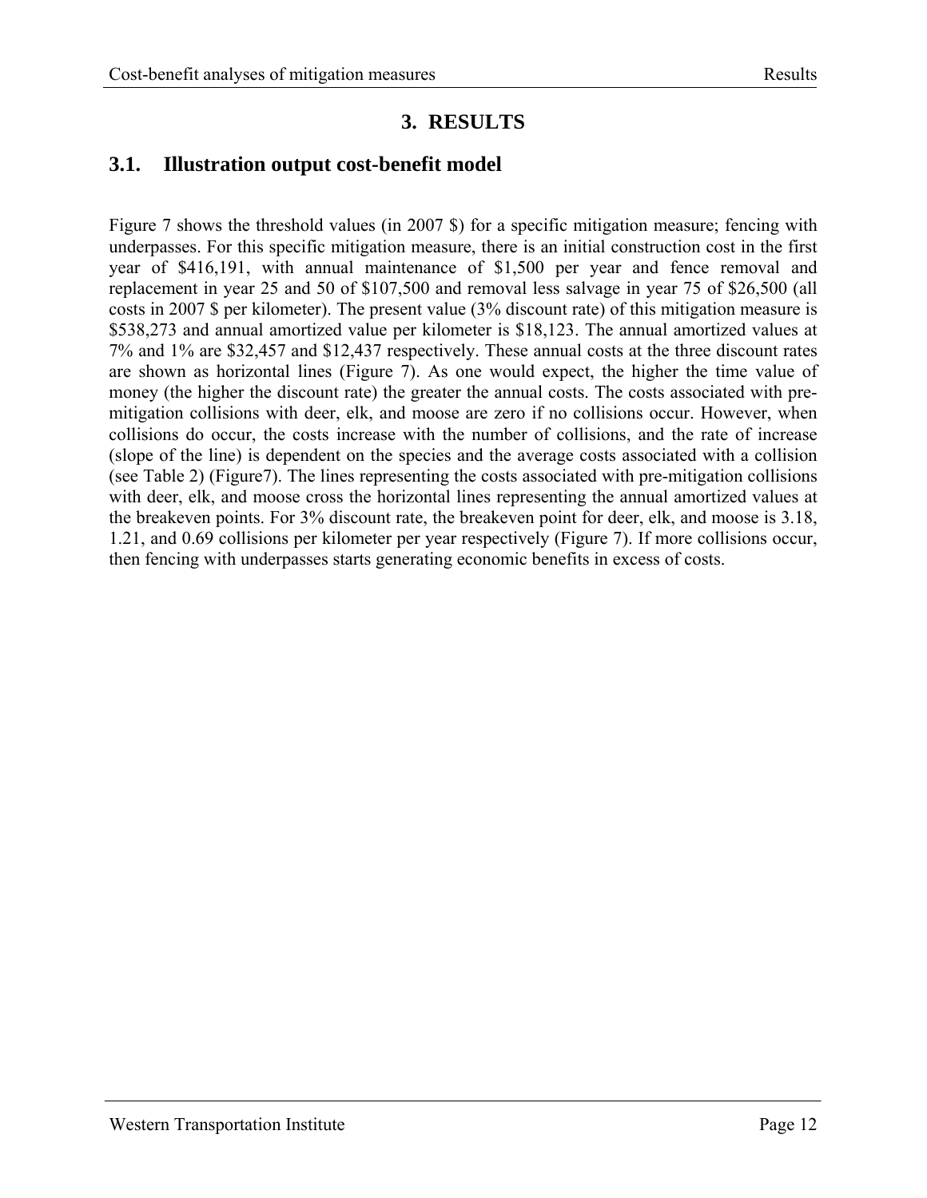# 3. RESULTS

## 3.1. Illustration output cost-benefit model

Figure 7 shows the threshold values (in 2007 $) for a specific mitigation measure; fencing with underpasses. For this specific mitigation measure, there is an initial construction cost in the first year of $416,191, with annual maintenance of $1,500 per year and fence removal and replacement in year 25 and 50 of $107,500 and removal less salvage in year 75 of $26,500 (all costs in 2007 $ per kilometer). The present value (3% discount rate) of this mitigation measure is $538,273 and annual amortized value per kilometer is $18,123. The annual amortized values at 7% and 1% are $32,457 and $12,437 respectively. These annual costs at the three discount rates are shown as horizontal lines (Figure 7). As one would expect, the higher the time value of money (the higher the discount rate) the greater the annual costs. The costs associated with pre-mitigation collisions with deer, elk, and moose are zero if no collisions occur. However, when collisions do occur, the costs increase with the number of collisions, and the rate of increase (slope of the line) is dependent on the species and the average costs associated with a collision (see Table 2) (Figure7). The lines representing the costs associated with pre-mitigation collisions with deer, elk, and moose cross the horizontal lines representing the annual amortized values at the breakeven points. For 3% discount rate, the breakeven point for deer, elk, and moose is 3.18, 1.21, and 0.69 collisions per kilometer per year respectively (Figure 7). If more collisions occur, then fencing with underpasses starts generating economic benefits in excess of costs.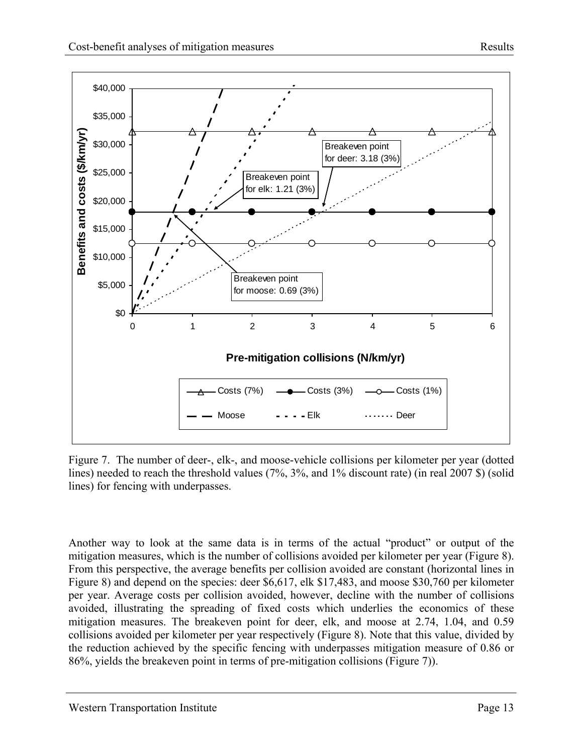Figure 7. The number of deer-, elk-, and moose-vehicle collisions per kilometer per year (dotted lines) needed to reach the threshold values (7%, 3%, and 1% discount rate) (in real 2007 $) (solid lines) for fencing with underpasses.

Another way to look at the same data is in terms of the actual "product" or output of the mitigation measures, which is the number of collisions avoided per kilometer per year (Figure 8). From this perspective, the average benefits per collision avoided are constant (horizontal lines in Figure 8) and depend on the species: deer $6,617, elk $17,483, and moose $30,760 per kilometer per year. Average costs per collision avoided, however, decline with the number of collisions avoided, illustrating the spreading of fixed costs which underlies the economics of these mitigation measures. The breakeven point for deer, elk, and moose at 2.74, 1.04, and 0.59 collisions avoided per kilometer per year respectively (Figure 8). Note that this value, divided by the reduction achieved by the specific fencing with underpasses mitigation measure of 0.86 or 86%, yields the breakeven point in terms of pre-mitigation collisions (Figure 7)).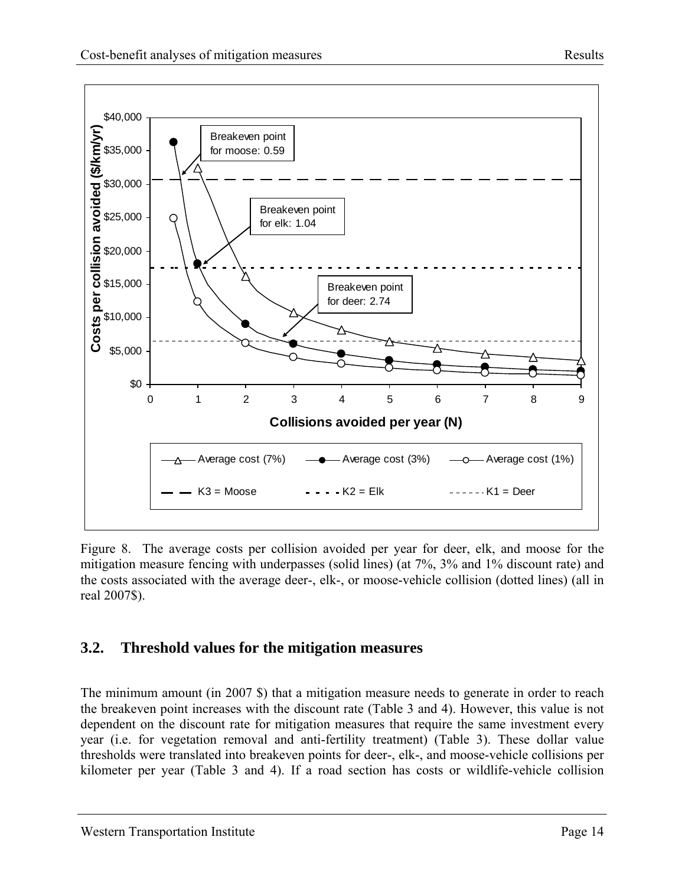Figure 8. The average costs per collision avoided per year for deer, elk, and moose for the mitigation measure fencing with underpasses (solid lines) (at 7%, 3% and 1% discount rate) and the costs associated with the average deer-, elk-, or moose-vehicle collision (dotted lines) (all in real 2007$).

## 3.2. Threshold values for the mitigation measures

The minimum amount (in 2007 $) that a mitigation measure needs to generate in order to reach the breakeven point increases with the discount rate (Table 3 and 4). However, this value is not dependent on the discount rate for mitigation measures that require the same investment every year (i.e. for vegetation removal and anti-fertility treatment) (Table 3). These dollar value thresholds were translated into breakeven points for deer-, elk-, and moose-vehicle collisions per kilometer per year (Table 3 and 4). If a road section has costs or wildlife-vehicle collision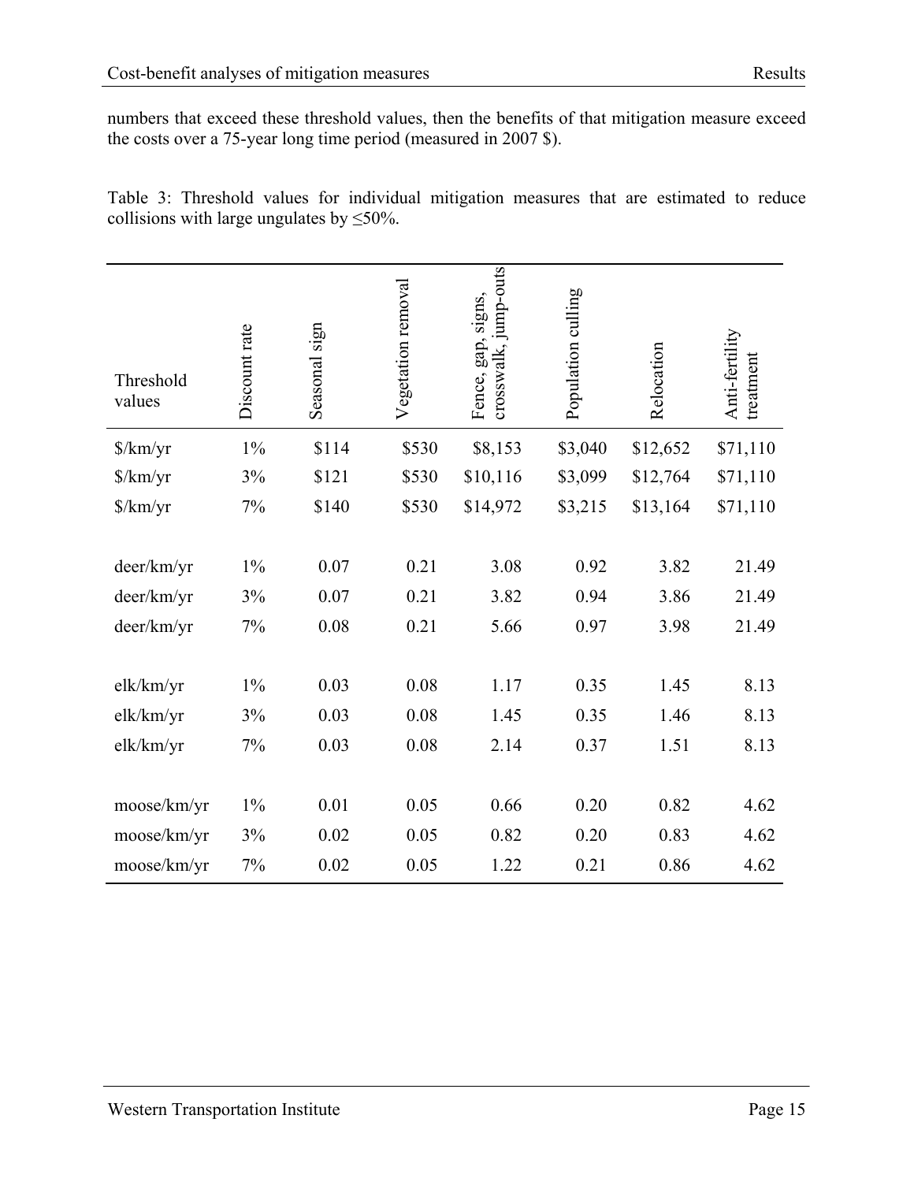numbers that exceed these threshold values, then the benefits of that mitigation measure exceed the costs over a 75-year long time period (measured in 2007 $).

Table 3: Threshold values for individual mitigation measures that are estimated to reduce collisions with large ungulates by ≤50%.

| Threshold values | Discount rate | Seasonal sign | Vegetation removal | Fence, gap, signs, crosswalk, jump-outs | Population culling | Relocation | Anti-fertility treatment |
|---|---|---|---|---|---|---|---|
| $/km/yr | 1% | $114 | $530 | $8,153 | $3,040 | $12,652 | $71,110 |
| $/km/yr | 3% | $121 | $530 | $10,116 | $3,099 | $12,764 | $71,110 |
| $/km/yr | 7% | $140 | $530 | $14,972 | $3,215 | $13,164 | $71,110 |
| deer/km/yr | 1% | 0.07 | 0.21 | 3.08 | 0.92 | 3.82 | 21.49 |
| deer/km/yr | 3% | 0.07 | 0.21 | 3.82 | 0.94 | 3.86 | 21.49 |
| deer/km/yr | 7% | 0.08 | 0.21 | 5.66 | 0.97 | 3.98 | 21.49 |
| elk/km/yr | 1% | 0.03 | 0.08 | 1.17 | 0.35 | 1.45 | 8.13 |
| elk/km/yr | 3% | 0.03 | 0.08 | 1.45 | 0.35 | 1.46 | 8.13 |
| elk/km/yr | 7% | 0.03 | 0.08 | 2.14 | 0.37 | 1.51 | 8.13 |
| moose/km/yr | 1% | 0.01 | 0.05 | 0.66 | 0.20 | 0.82 | 4.62 |
| moose/km/yr | 3% | 0.02 | 0.05 | 0.82 | 0.20 | 0.83 | 4.62 |
| moose/km/yr | 7% | 0.02 | 0.05 | 1.22 | 0.21 | 0.86 | 4.62 |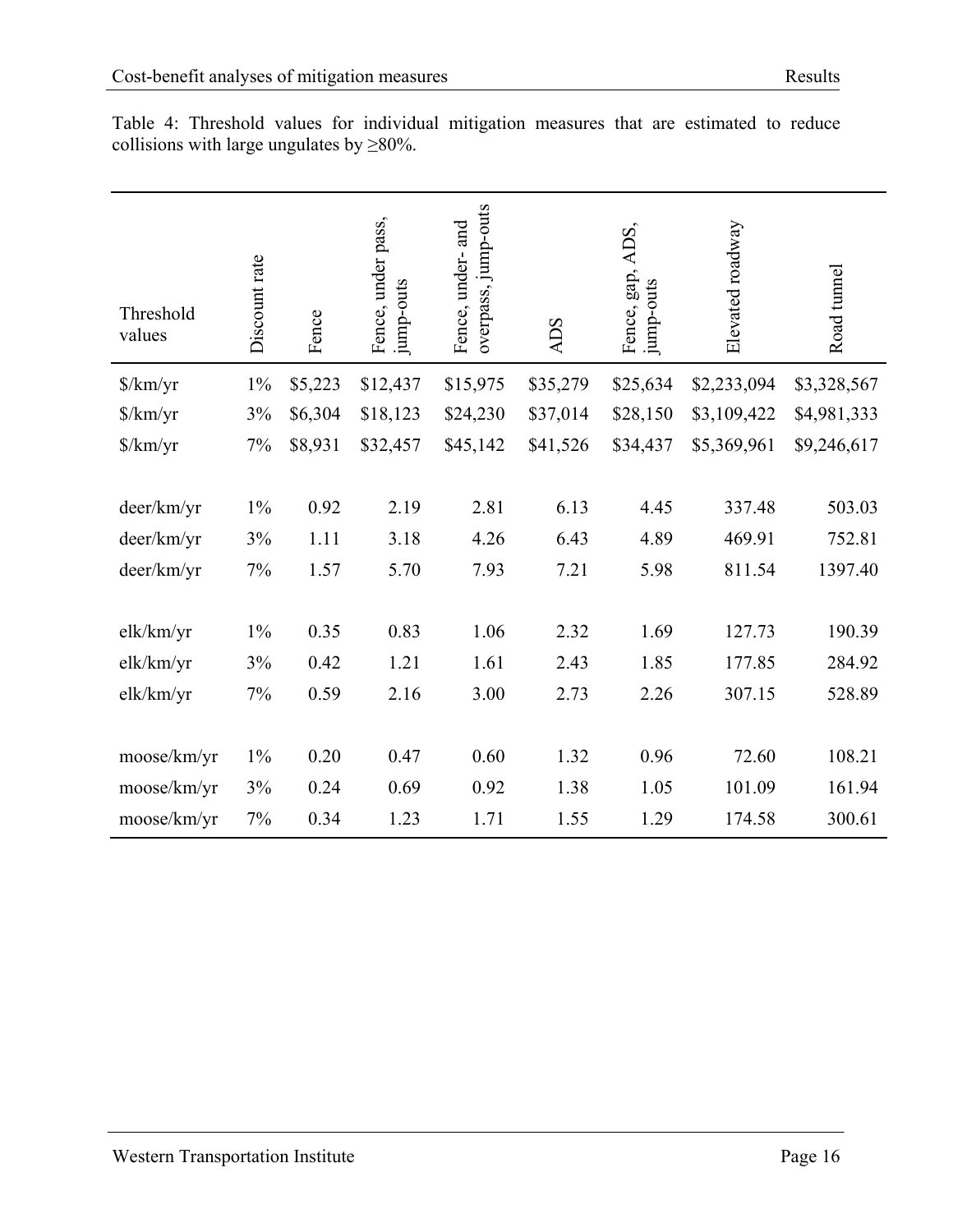Table 4: Threshold values for individual mitigation measures that are estimated to reduce collisions with large ungulates by ≥80%.

| Threshold values | Discount rate | Fence | Fence, under pass, jump-outs | Fence, under- and overpass, jump-outs | ADS | Fence, gap, ADS, jump-outs | Elevated roadway | Road tunnel |
|---|---|---|---|---|---|---|---|---|
| $/km/yr | 1% | $5,223 | $12,437 | $15,975 | $35,279 | $25,634 | $2,233,094 | $3,328,567 |
| $/km/yr | 3% | $6,304 | $18,123 | $24,230 | $37,014 | $28,150 | $3,109,422 | $4,981,333 |
| $/km/yr | 7% | $8,931 | $32,457 | $45,142 | $41,526 | $34,437 | $5,369,961 | $9,246,617 |
| | | | | | | | | |
| deer/km/yr | 1% | 0.92 | 2.19 | 2.81 | 6.13 | 4.45 | 337.48 | 503.03 |
| deer/km/yr | 3% | 1.11 | 3.18 | 4.26 | 6.43 | 4.89 | 469.91 | 752.81 |
| deer/km/yr | 7% | 1.57 | 5.70 | 7.93 | 7.21 | 5.98 | 811.54 | 1397.40 |
| | | | | | | | | |
| elk/km/yr | 1% | 0.35 | 0.83 | 1.06 | 2.32 | 1.69 | 127.73 | 190.39 |
| elk/km/yr | 3% | 0.42 | 1.21 | 1.61 | 2.43 | 1.85 | 177.85 | 284.92 |
| elk/km/yr | 7% | 0.59 | 2.16 | 3.00 | 2.73 | 2.26 | 307.15 | 528.89 |
| | | | | | | | | |
| moose/km/yr | 1% | 0.20 | 0.47 | 0.60 | 1.32 | 0.96 | 72.60 | 108.21 |
| moose/km/yr | 3% | 0.24 | 0.69 | 0.92 | 1.38 | 1.05 | 101.09 | 161.94 |
| moose/km/yr | 7% | 0.34 | 1.23 | 1.71 | 1.55 | 1.29 | 174.58 | 300.61 |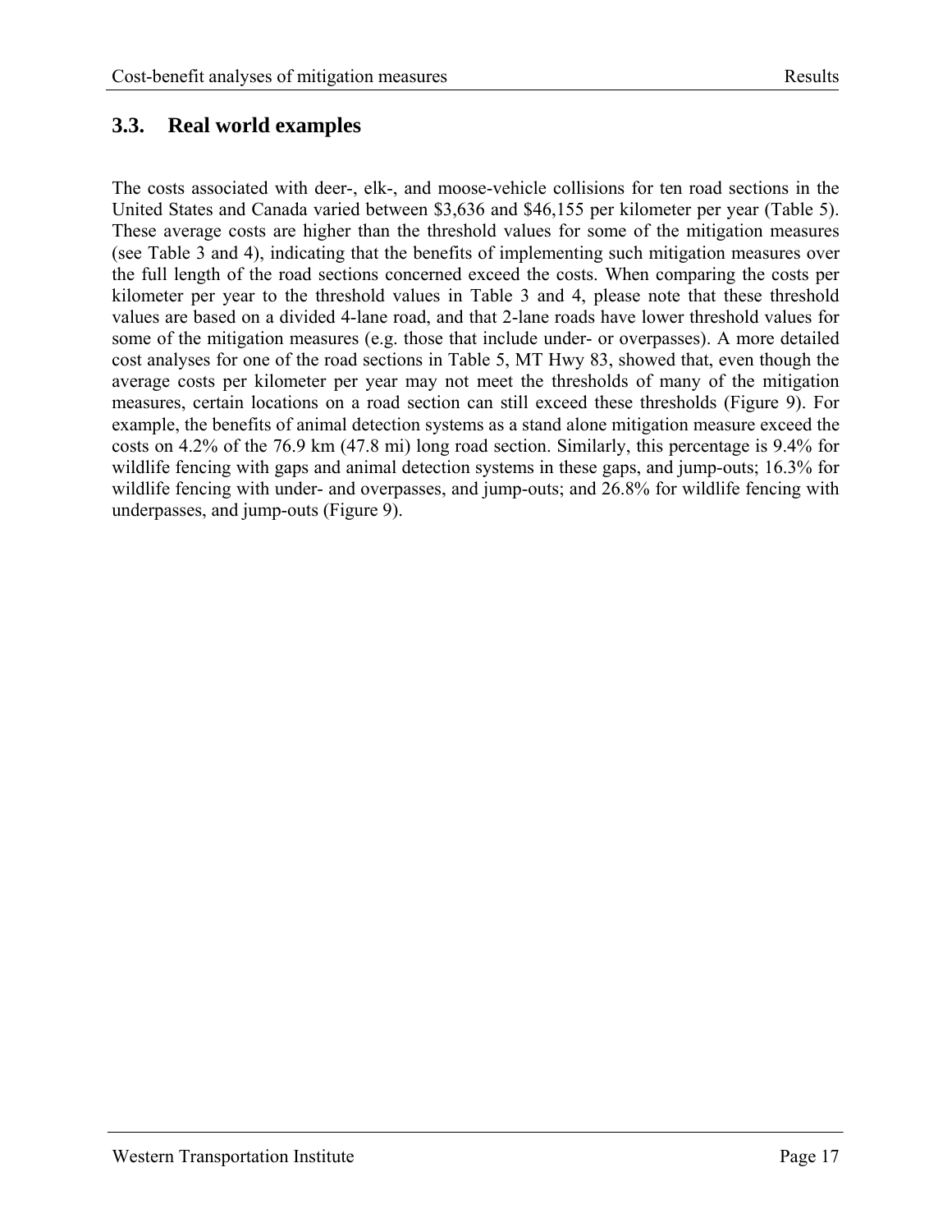## 3.3. Real world examples

The costs associated with deer-, elk-, and moose-vehicle collisions for ten road sections in the United States and Canada varied between $3,636 and $46,155 per kilometer per year (Table 5). These average costs are higher than the threshold values for some of the mitigation measures (see Table 3 and 4), indicating that the benefits of implementing such mitigation measures over the full length of the road sections concerned exceed the costs. When comparing the costs per kilometer per year to the threshold values in Table 3 and 4, please note that these threshold values are based on a divided 4-lane road, and that 2-lane roads have lower threshold values for some of the mitigation measures (e.g. those that include under- or overpasses). A more detailed cost analyses for one of the road sections in Table 5, MT Hwy 83, showed that, even though the average costs per kilometer per year may not meet the thresholds of many of the mitigation measures, certain locations on a road section can still exceed these thresholds (Figure 9). For example, the benefits of animal detection systems as a stand alone mitigation measure exceed the costs on 4.2% of the 76.9 km (47.8 mi) long road section. Similarly, this percentage is 9.4% for wildlife fencing with gaps and animal detection systems in these gaps, and jump-outs; 16.3% for wildlife fencing with under- and overpasses, and jump-outs; and 26.8% for wildlife fencing with underpasses, and jump-outs (Figure 9).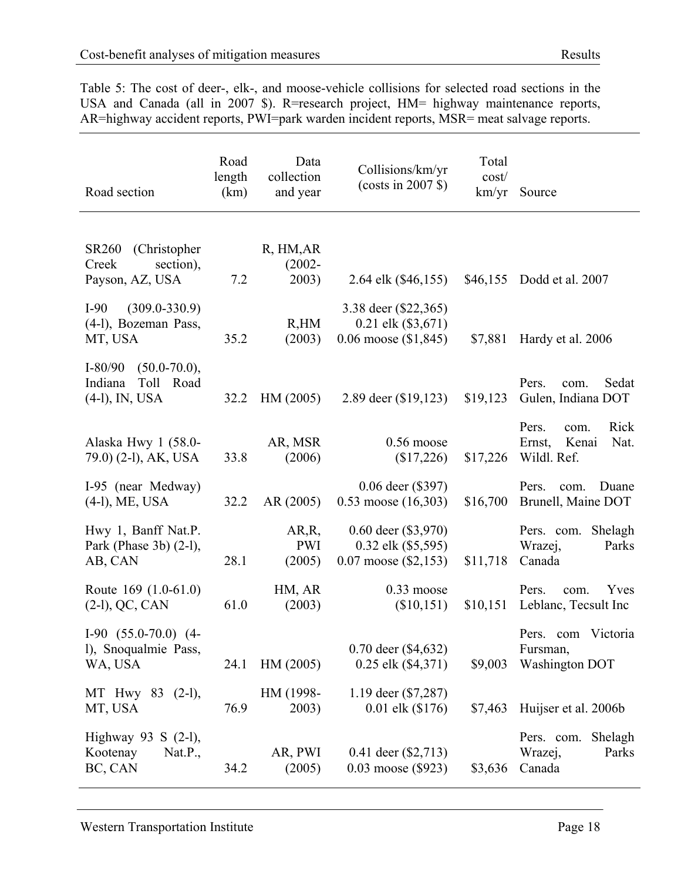Table 5: The cost of deer-, elk-, and moose-vehicle collisions for selected road sections in the USA and Canada (all in 2007 $). R=research project, HM= highway maintenance reports, AR=highway accident reports, PWI=park warden incident reports, MSR= meat salvage reports.

| Road section | Road length (km) | Data collection and year | Collisions/km/yr (costs in 2007 $) | Total cost/ km/yr | Source |
|---|---|---|---|---|---|
| SR260 (Christopher Creek section), Payson, AZ, USA | 7.2 | R, HM,AR (2002-2003) | 2.64 elk ($46,155) | $46,155 | Dodd et al. 2007 |
| I-90 (309.0-330.9) (4-l), Bozeman Pass, MT, USA | 35.2 | R,HM (2003) | 3.38 deer ($22,365)<br>0.21 elk ($3,671)<br>0.06 moose ($1,845) | $7,881 | Hardy et al. 2006 |
| I-80/90 (50.0-70.0), Indiana Toll Road (4-l), IN, USA | 32.2 | HM (2005) | 2.89 deer ($19,123) | $19,123 | Pers. com. Sedat Gulen, Indiana DOT |
| Alaska Hwy 1 (58.0-79.0) (2-l), AK, USA | 33.8 | AR, MSR (2006) | 0.56 moose ($17,226) | $17,226 | Pers. com. Rick Ernst, Kenai Nat. Wildl. Ref. |
| I-95 (near Medway) (4-l), ME, USA | 32.2 | AR (2005) | 0.06 deer ($397)<br>0.53 moose (16,303) | $16,700 | Pers. com. Duane Brunell, Maine DOT |
| Hwy 1, Banff Nat.P. Park (Phase 3b) (2-l), AB, CAN | 28.1 | AR,R, PWI (2005) | 0.60 deer ($3,970)<br>0.32 elk ($5,595)<br>0.07 moose ($2,153) | $11,718 | Pers. com. Shelagh Wrazej, Parks Canada |
| Route 169 (1.0-61.0) (2-l), QC, CAN | 61.0 | HM, AR (2003) | 0.33 moose ($10,151) | $10,151 | Pers. com. Yves Leblanc, Tecsult Inc |
| I-90 (55.0-70.0) (4-l), Snoqualmie Pass, WA, USA | 24.1 | HM (2005) | 0.70 deer ($4,632)<br>0.25 elk ($4,371) | $9,003 | Pers. com Victoria Fursman, Washington DOT |
| MT Hwy 83 (2-l), MT, USA | 76.9 | HM (1998-2003) | 1.19 deer ($7,287)<br>0.01 elk ($176) | $7,463 | Huijser et al. 2006b |
| Highway 93 S (2-l), Kootenay Nat.P., BC, CAN | 34.2 | AR, PWI (2005) | 0.41 deer ($2,713)<br>0.03 moose ($923) | $3,636 | Pers. com. Shelagh Wrazej, Parks Canada |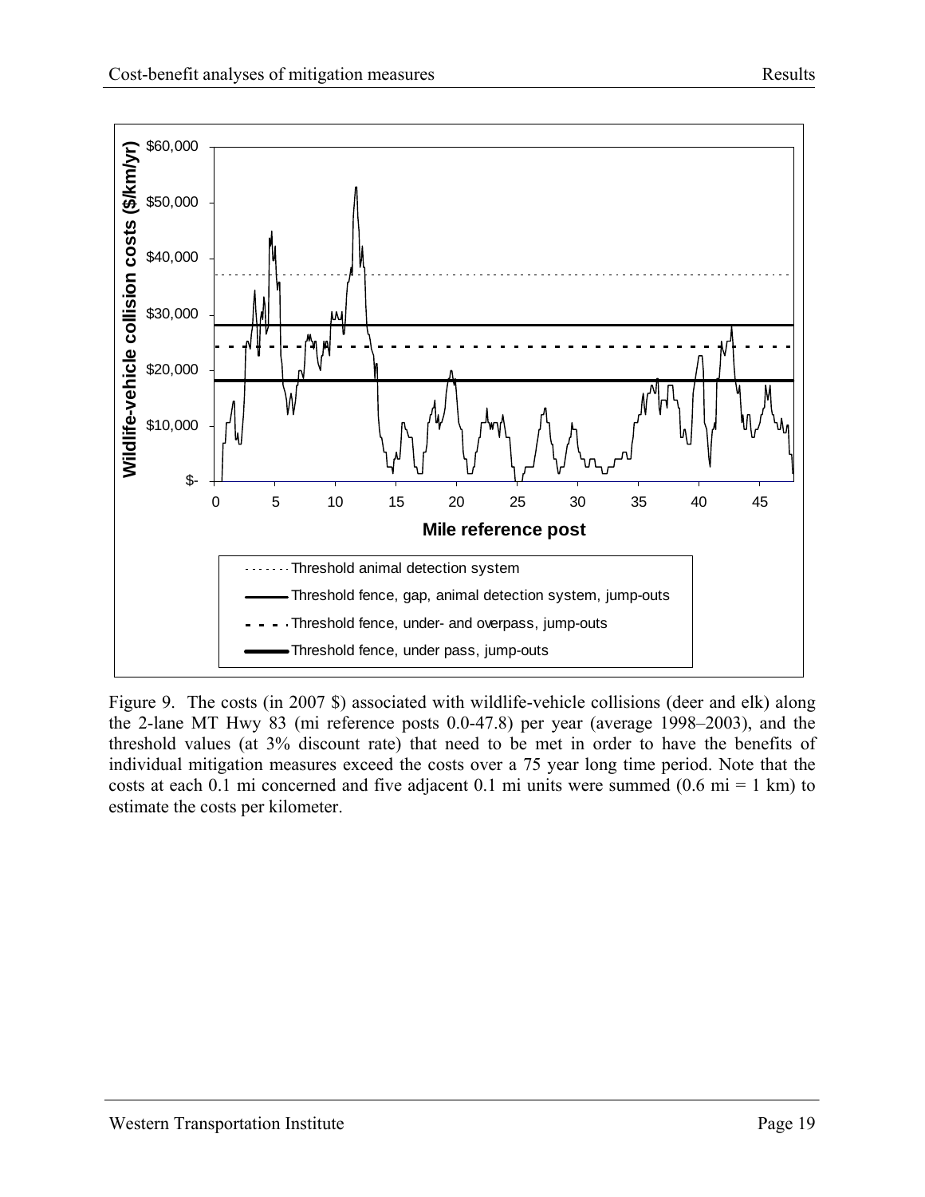Figure 9. The costs (in 2007 $) associated with wildlife-vehicle collisions (deer and elk) along the 2-lane MT Hwy 83 (mi reference posts 0.0-47.8) per year (average 1998–2003), and the threshold values (at 3% discount rate) that need to be met in order to have the benefits of individual mitigation measures exceed the costs over a 75 year long time period. Note that the costs at each 0.1 mi concerned and five adjacent 0.1 mi units were summed (0.6 mi = 1 km) to estimate the costs per kilometer.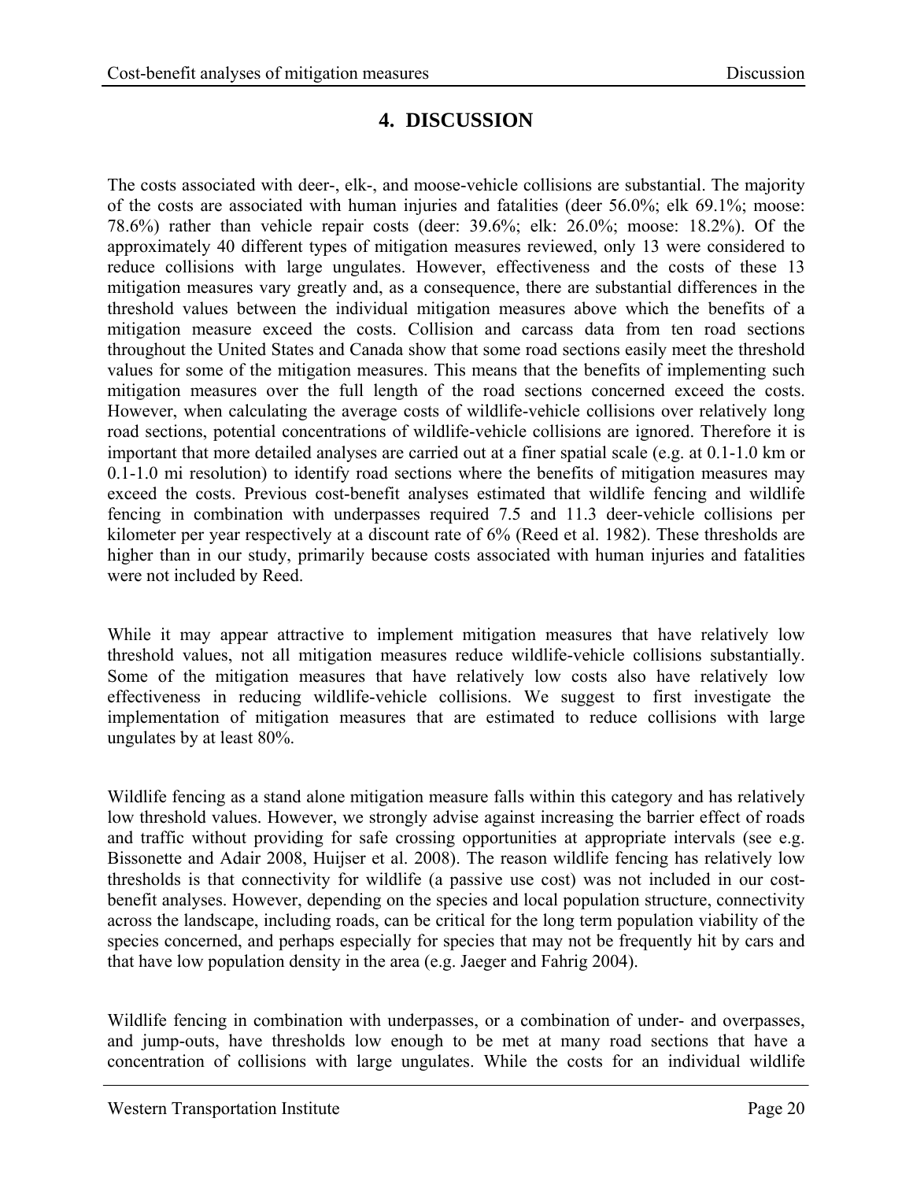# 4. DISCUSSION

The costs associated with deer-, elk-, and moose-vehicle collisions are substantial. The majority of the costs are associated with human injuries and fatalities (deer 56.0%; elk 69.1%; moose: 78.6%) rather than vehicle repair costs (deer: 39.6%; elk: 26.0%; moose: 18.2%). Of the approximately 40 different types of mitigation measures reviewed, only 13 were considered to reduce collisions with large ungulates. However, effectiveness and the costs of these 13 mitigation measures vary greatly and, as a consequence, there are substantial differences in the threshold values between the individual mitigation measures above which the benefits of a mitigation measure exceed the costs. Collision and carcass data from ten road sections throughout the United States and Canada show that some road sections easily meet the threshold values for some of the mitigation measures. This means that the benefits of implementing such mitigation measures over the full length of the road sections concerned exceed the costs. However, when calculating the average costs of wildlife-vehicle collisions over relatively long road sections, potential concentrations of wildlife-vehicle collisions are ignored. Therefore it is important that more detailed analyses are carried out at a finer spatial scale (e.g. at 0.1-1.0 km or 0.1-1.0 mi resolution) to identify road sections where the benefits of mitigation measures may exceed the costs. Previous cost-benefit analyses estimated that wildlife fencing and wildlife fencing in combination with underpasses required 7.5 and 11.3 deer-vehicle collisions per kilometer per year respectively at a discount rate of 6% (Reed et al. 1982). These thresholds are higher than in our study, primarily because costs associated with human injuries and fatalities were not included by Reed.

While it may appear attractive to implement mitigation measures that have relatively low threshold values, not all mitigation measures reduce wildlife-vehicle collisions substantially. Some of the mitigation measures that have relatively low costs also have relatively low effectiveness in reducing wildlife-vehicle collisions. We suggest to first investigate the implementation of mitigation measures that are estimated to reduce collisions with large ungulates by at least 80%.

Wildlife fencing as a stand alone mitigation measure falls within this category and has relatively low threshold values. However, we strongly advise against increasing the barrier effect of roads and traffic without providing for safe crossing opportunities at appropriate intervals (see e.g. Bissonette and Adair 2008, Huijser et al. 2008). The reason wildlife fencing has relatively low thresholds is that connectivity for wildlife (a passive use cost) was not included in our cost-benefit analyses. However, depending on the species and local population structure, connectivity across the landscape, including roads, can be critical for the long term population viability of the species concerned, and perhaps especially for species that may not be frequently hit by cars and that have low population density in the area (e.g. Jaeger and Fahrig 2004).

Wildlife fencing in combination with underpasses, or a combination of under- and overpasses, and jump-outs, have thresholds low enough to be met at many road sections that have a concentration of collisions with large ungulates. While the costs for an individual wildlife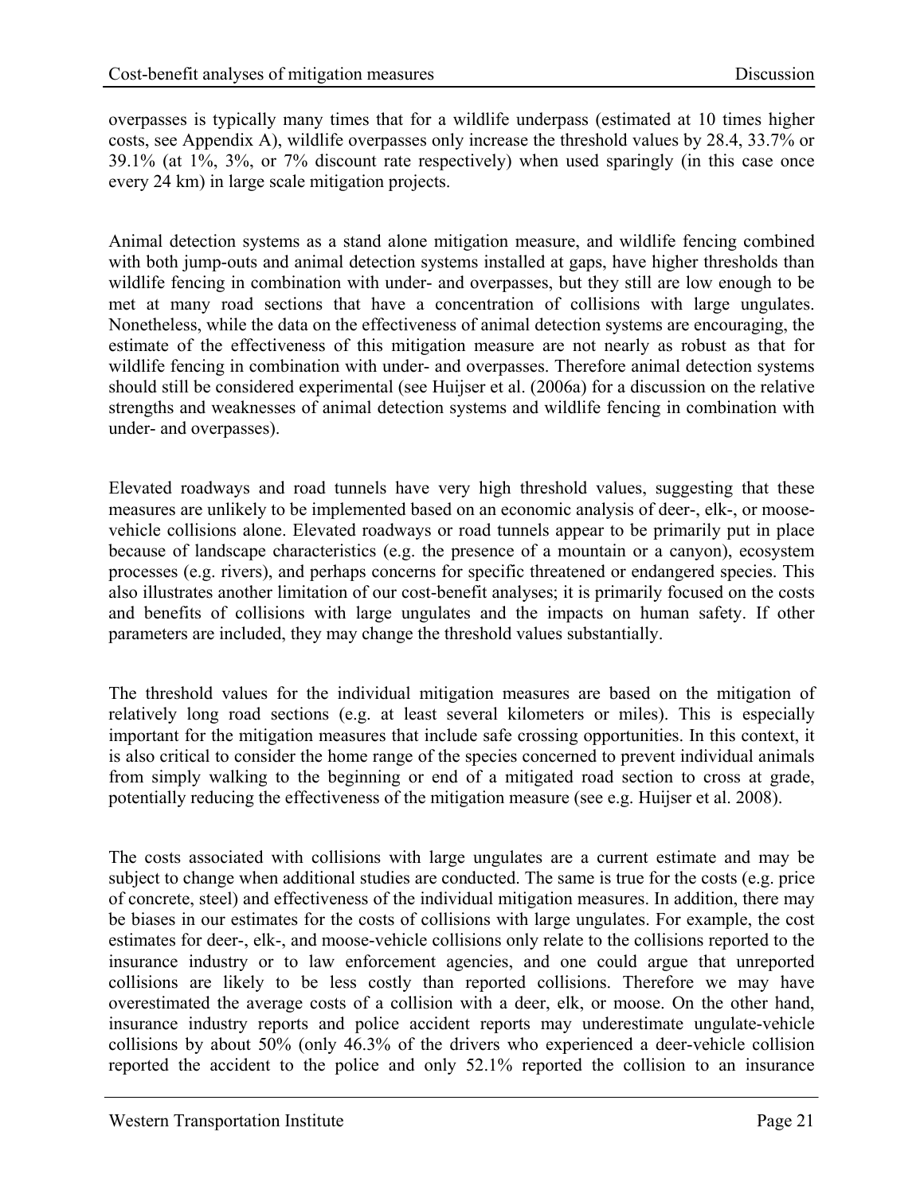overpasses is typically many times that for a wildlife underpass (estimated at 10 times higher costs, see Appendix A), wildlife overpasses only increase the threshold values by 28.4, 33.7% or 39.1% (at 1%, 3%, or 7% discount rate respectively) when used sparingly (in this case once every 24 km) in large scale mitigation projects.

Animal detection systems as a stand alone mitigation measure, and wildlife fencing combined with both jump-outs and animal detection systems installed at gaps, have higher thresholds than wildlife fencing in combination with under- and overpasses, but they still are low enough to be met at many road sections that have a concentration of collisions with large ungulates. Nonetheless, while the data on the effectiveness of animal detection systems are encouraging, the estimate of the effectiveness of this mitigation measure are not nearly as robust as that for wildlife fencing in combination with under- and overpasses. Therefore animal detection systems should still be considered experimental (see Huijser et al. (2006a) for a discussion on the relative strengths and weaknesses of animal detection systems and wildlife fencing in combination with under- and overpasses).

Elevated roadways and road tunnels have very high threshold values, suggesting that these measures are unlikely to be implemented based on an economic analysis of deer-, elk-, or moose-vehicle collisions alone. Elevated roadways or road tunnels appear to be primarily put in place because of landscape characteristics (e.g. the presence of a mountain or a canyon), ecosystem processes (e.g. rivers), and perhaps concerns for specific threatened or endangered species. This also illustrates another limitation of our cost-benefit analyses; it is primarily focused on the costs and benefits of collisions with large ungulates and the impacts on human safety. If other parameters are included, they may change the threshold values substantially.

The threshold values for the individual mitigation measures are based on the mitigation of relatively long road sections (e.g. at least several kilometers or miles). This is especially important for the mitigation measures that include safe crossing opportunities. In this context, it is also critical to consider the home range of the species concerned to prevent individual animals from simply walking to the beginning or end of a mitigated road section to cross at grade, potentially reducing the effectiveness of the mitigation measure (see e.g. Huijser et al. 2008).

The costs associated with collisions with large ungulates are a current estimate and may be subject to change when additional studies are conducted. The same is true for the costs (e.g. price of concrete, steel) and effectiveness of the individual mitigation measures. In addition, there may be biases in our estimates for the costs of collisions with large ungulates. For example, the cost estimates for deer-, elk-, and moose-vehicle collisions only relate to the collisions reported to the insurance industry or to law enforcement agencies, and one could argue that unreported collisions are likely to be less costly than reported collisions. Therefore we may have overestimated the average costs of a collision with a deer, elk, or moose. On the other hand, insurance industry reports and police accident reports may underestimate ungulate-vehicle collisions by about 50% (only 46.3% of the drivers who experienced a deer-vehicle collision reported the accident to the police and only 52.1% reported the collision to an insurance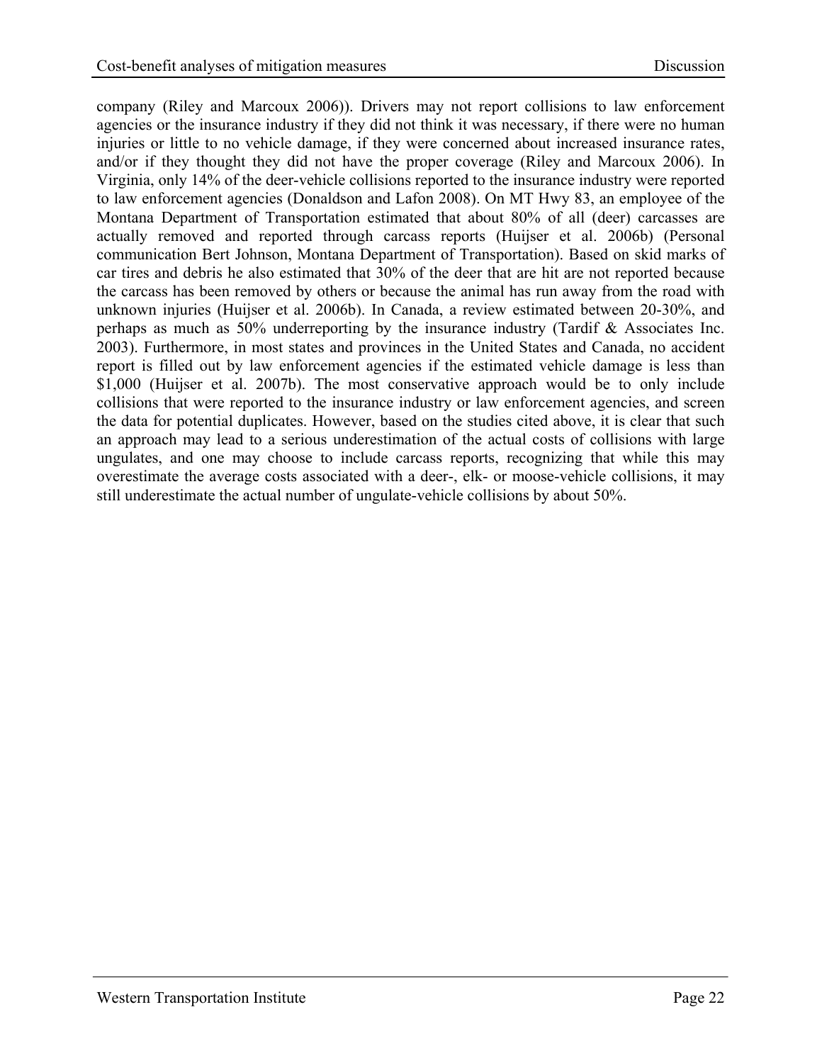company (Riley and Marcoux 2006)). Drivers may not report collisions to law enforcement agencies or the insurance industry if they did not think it was necessary, if there were no human injuries or little to no vehicle damage, if they were concerned about increased insurance rates, and/or if they thought they did not have the proper coverage (Riley and Marcoux 2006). In Virginia, only 14% of the deer-vehicle collisions reported to the insurance industry were reported to law enforcement agencies (Donaldson and Lafon 2008). On MT Hwy 83, an employee of the Montana Department of Transportation estimated that about 80% of all (deer) carcasses are actually removed and reported through carcass reports (Huijser et al. 2006b) (Personal communication Bert Johnson, Montana Department of Transportation). Based on skid marks of car tires and debris he also estimated that 30% of the deer that are hit are not reported because the carcass has been removed by others or because the animal has run away from the road with unknown injuries (Huijser et al. 2006b). In Canada, a review estimated between 20-30%, and perhaps as much as 50% underreporting by the insurance industry (Tardif & Associates Inc. 2003). Furthermore, in most states and provinces in the United States and Canada, no accident report is filled out by law enforcement agencies if the estimated vehicle damage is less than $1,000 (Huijser et al. 2007b). The most conservative approach would be to only include collisions that were reported to the insurance industry or law enforcement agencies, and screen the data for potential duplicates. However, based on the studies cited above, it is clear that such an approach may lead to a serious underestimation of the actual costs of collisions with large ungulates, and one may choose to include carcass reports, recognizing that while this may overestimate the average costs associated with a deer-, elk- or moose-vehicle collisions, it may still underestimate the actual number of ungulate-vehicle collisions by about 50%.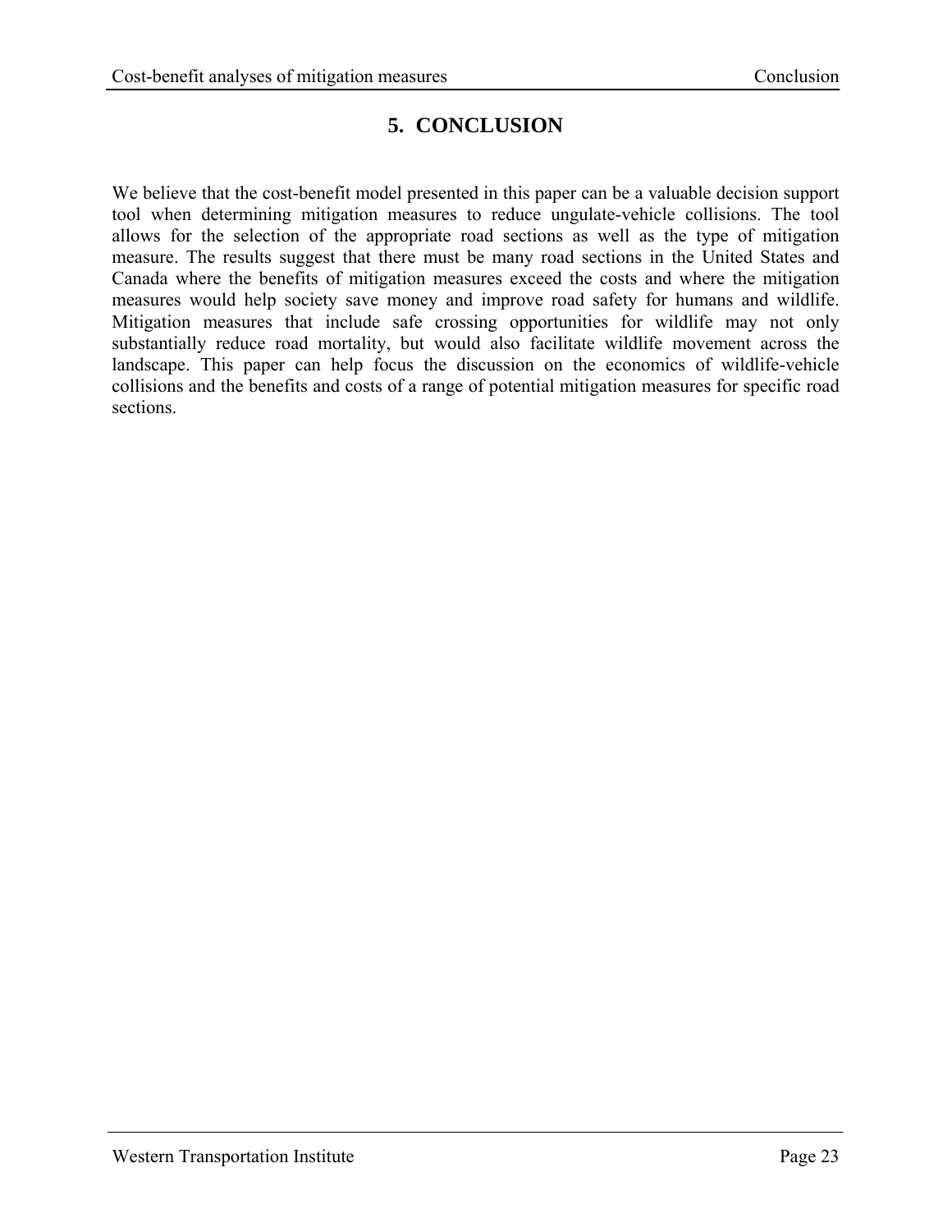# 5. CONCLUSION

We believe that the cost-benefit model presented in this paper can be a valuable decision support tool when determining mitigation measures to reduce ungulate-vehicle collisions. The tool allows for the selection of the appropriate road sections as well as the type of mitigation measure. The results suggest that there must be many road sections in the United States and Canada where the benefits of mitigation measures exceed the costs and where the mitigation measures would help society save money and improve road safety for humans and wildlife. Mitigation measures that include safe crossing opportunities for wildlife may not only substantially reduce road mortality, but would also facilitate wildlife movement across the landscape. This paper can help focus the discussion on the economics of wildlife-vehicle collisions and the benefits and costs of a range of potential mitigation measures for specific road sections.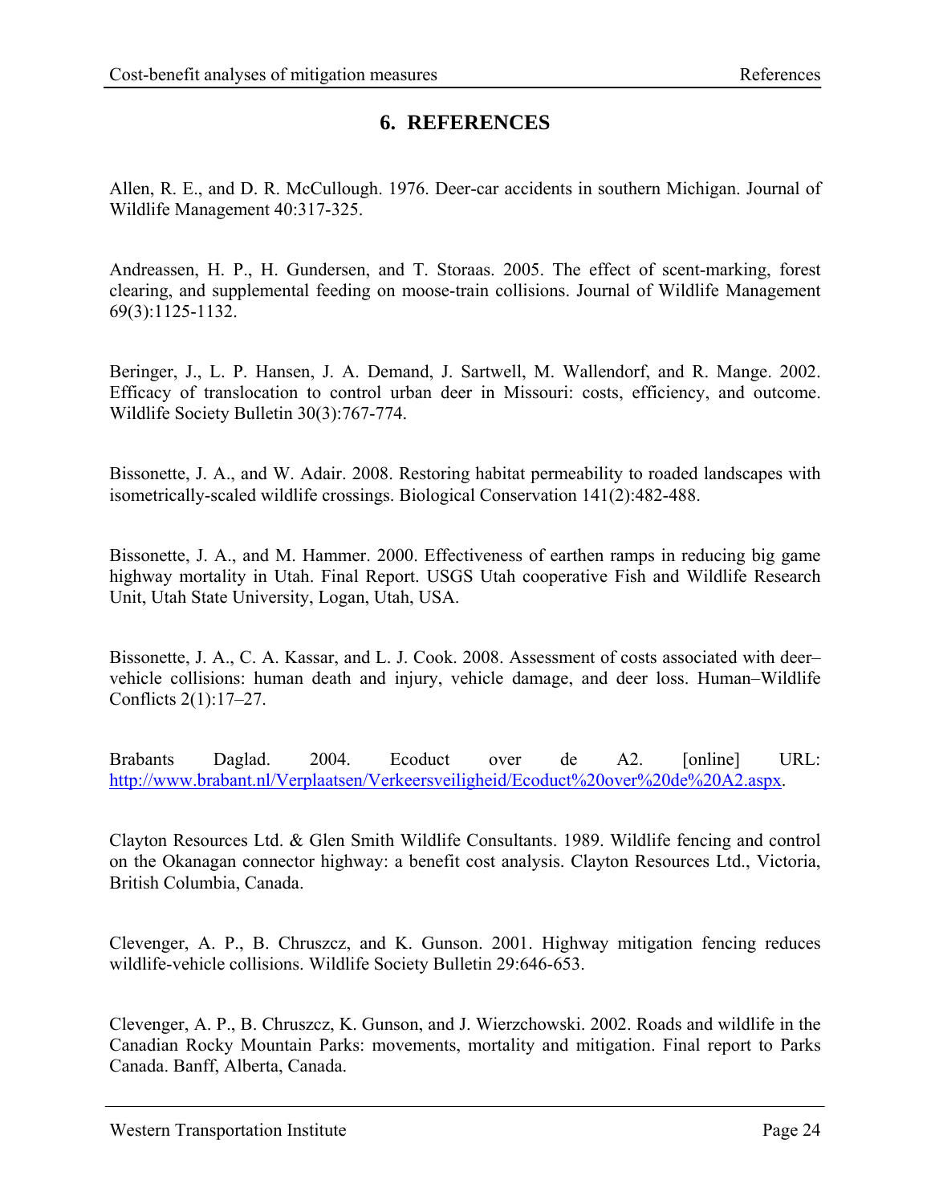# 6. REFERENCES

Allen, R. E., and D. R. McCullough. 1976. Deer-car accidents in southern Michigan. Journal of Wildlife Management 40:317-325.

Andreassen, H. P., H. Gundersen, and T. Storaas. 2005. The effect of scent-marking, forest clearing, and supplemental feeding on moose-train collisions. Journal of Wildlife Management 69(3):1125-1132.

Beringer, J., L. P. Hansen, J. A. Demand, J. Sartwell, M. Wallendorf, and R. Mange. 2002. Efficacy of translocation to control urban deer in Missouri: costs, efficiency, and outcome. Wildlife Society Bulletin 30(3):767-774.

Bissonette, J. A., and W. Adair. 2008. Restoring habitat permeability to roaded landscapes with isometrically-scaled wildlife crossings. Biological Conservation 141(2):482-488.

Bissonette, J. A., and M. Hammer. 2000. Effectiveness of earthen ramps in reducing big game highway mortality in Utah. Final Report. USGS Utah cooperative Fish and Wildlife Research Unit, Utah State University, Logan, Utah, USA.

Bissonette, J. A., C. A. Kassar, and L. J. Cook. 2008. Assessment of costs associated with deer–vehicle collisions: human death and injury, vehicle damage, and deer loss. Human–Wildlife Conflicts 2(1):17–27.

Brabants Daglad. 2004. Ecoduct over de A2. [online] URL: http://www.brabant.nl/Verplaatsen/Verkeersveiligheid/Ecoduct%20over%20de%20A2.aspx.

Clayton Resources Ltd. & Glen Smith Wildlife Consultants. 1989. Wildlife fencing and control on the Okanagan connector highway: a benefit cost analysis. Clayton Resources Ltd., Victoria, British Columbia, Canada.

Clevenger, A. P., B. Chruszcz, and K. Gunson. 2001. Highway mitigation fencing reduces wildlife-vehicle collisions. Wildlife Society Bulletin 29:646-653.

Clevenger, A. P., B. Chruszcz, K. Gunson, and J. Wierzchowski. 2002. Roads and wildlife in the Canadian Rocky Mountain Parks: movements, mortality and mitigation. Final report to Parks Canada. Banff, Alberta, Canada.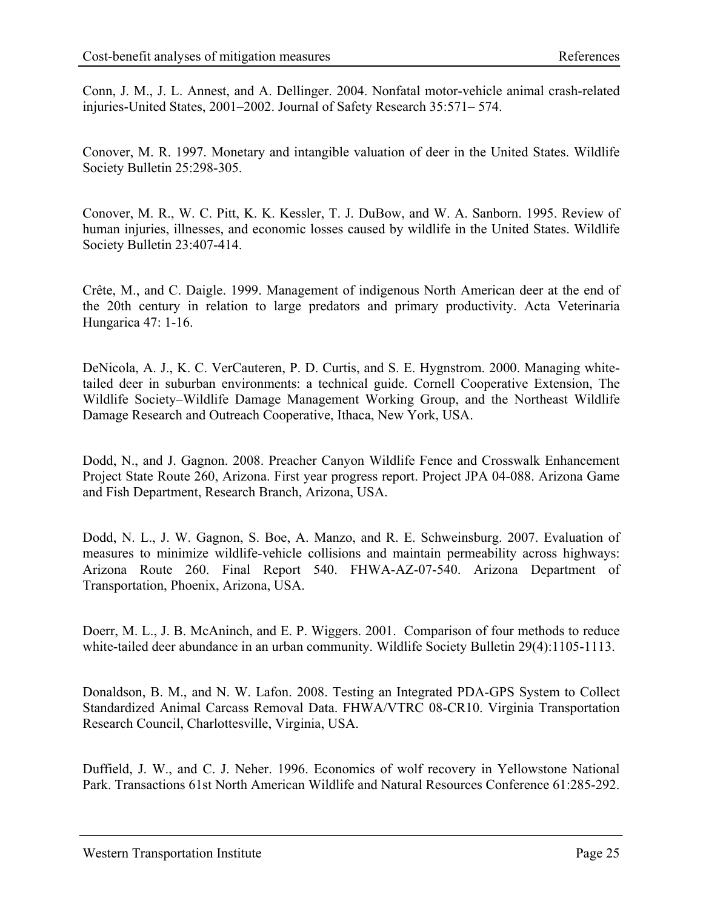Conn, J. M., J. L. Annest, and A. Dellinger. 2004. Nonfatal motor-vehicle animal crash-related injuries-United States, 2001–2002. Journal of Safety Research 35:571– 574.

Conover, M. R. 1997. Monetary and intangible valuation of deer in the United States. Wildlife Society Bulletin 25:298-305.

Conover, M. R., W. C. Pitt, K. K. Kessler, T. J. DuBow, and W. A. Sanborn. 1995. Review of human injuries, illnesses, and economic losses caused by wildlife in the United States. Wildlife Society Bulletin 23:407-414.

Crête, M., and C. Daigle. 1999. Management of indigenous North American deer at the end of the 20th century in relation to large predators and primary productivity. Acta Veterinaria Hungarica 47: 1-16.

DeNicola, A. J., K. C. VerCauteren, P. D. Curtis, and S. E. Hygnstrom. 2000. Managing white-tailed deer in suburban environments: a technical guide. Cornell Cooperative Extension, The Wildlife Society–Wildlife Damage Management Working Group, and the Northeast Wildlife Damage Research and Outreach Cooperative, Ithaca, New York, USA.

Dodd, N., and J. Gagnon. 2008. Preacher Canyon Wildlife Fence and Crosswalk Enhancement Project State Route 260, Arizona. First year progress report. Project JPA 04-088. Arizona Game and Fish Department, Research Branch, Arizona, USA.

Dodd, N. L., J. W. Gagnon, S. Boe, A. Manzo, and R. E. Schweinsburg. 2007. Evaluation of measures to minimize wildlife-vehicle collisions and maintain permeability across highways: Arizona Route 260. Final Report 540. FHWA-AZ-07-540. Arizona Department of Transportation, Phoenix, Arizona, USA.

Doerr, M. L., J. B. McAninch, and E. P. Wiggers. 2001. Comparison of four methods to reduce white-tailed deer abundance in an urban community. Wildlife Society Bulletin 29(4):1105-1113.

Donaldson, B. M., and N. W. Lafon. 2008. Testing an Integrated PDA-GPS System to Collect Standardized Animal Carcass Removal Data. FHWA/VTRC 08-CR10. Virginia Transportation Research Council, Charlottesville, Virginia, USA.

Duffield, J. W., and C. J. Neher. 1996. Economics of wolf recovery in Yellowstone National Park. Transactions 61st North American Wildlife and Natural Resources Conference 61:285-292.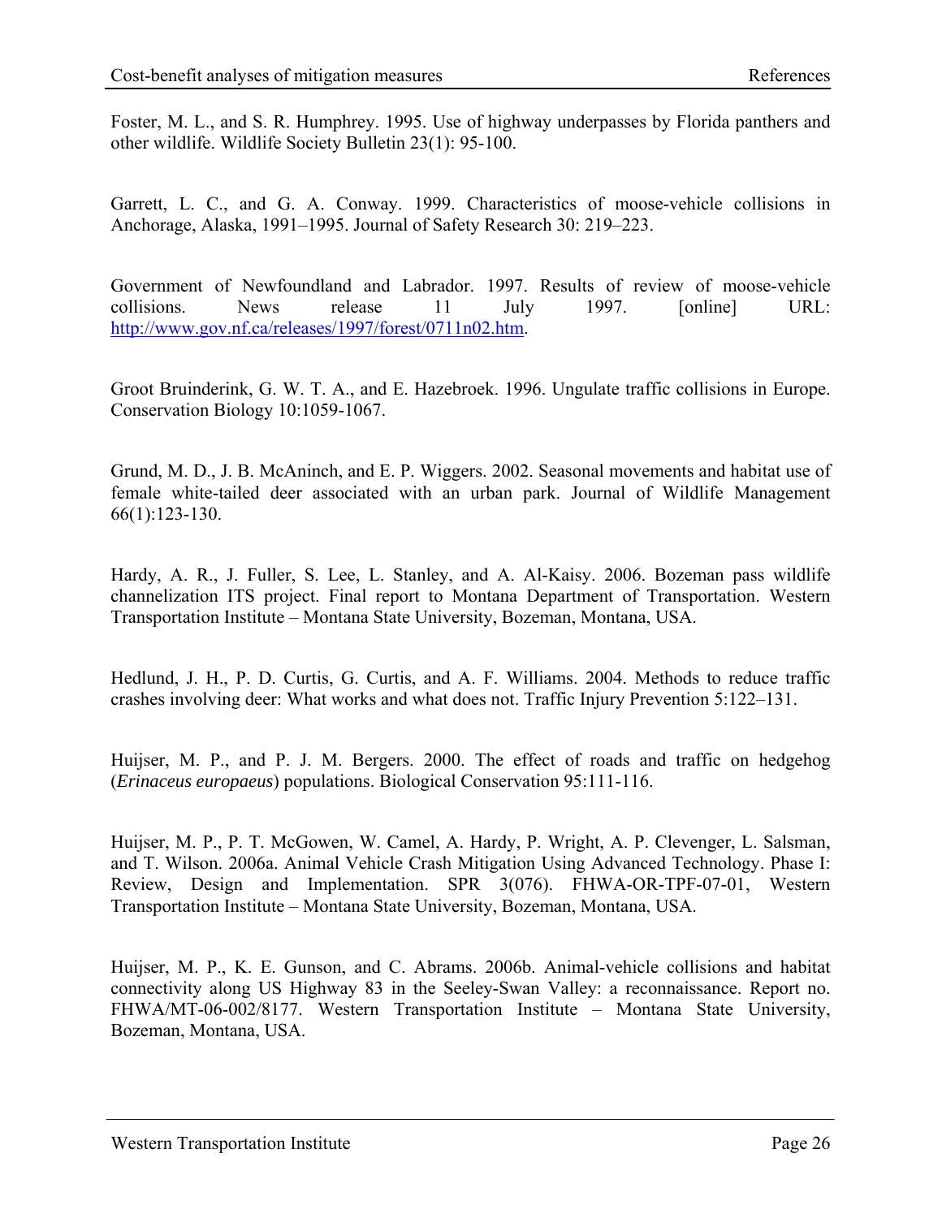Foster, M. L., and S. R. Humphrey. 1995. Use of highway underpasses by Florida panthers and other wildlife. Wildlife Society Bulletin 23(1): 95-100.

Garrett, L. C., and G. A. Conway. 1999. Characteristics of moose-vehicle collisions in Anchorage, Alaska, 1991–1995. Journal of Safety Research 30: 219–223.

Government of Newfoundland and Labrador. 1997. Results of review of moose-vehicle collisions. News release 11 July 1997. [online] URL: http://www.gov.nf.ca/releases/1997/forest/0711n02.htm.

Groot Bruinderink, G. W. T. A., and E. Hazebroek. 1996. Ungulate traffic collisions in Europe. Conservation Biology 10:1059-1067.

Grund, M. D., J. B. McAninch, and E. P. Wiggers. 2002. Seasonal movements and habitat use of female white-tailed deer associated with an urban park. Journal of Wildlife Management 66(1):123-130.

Hardy, A. R., J. Fuller, S. Lee, L. Stanley, and A. Al-Kaisy. 2006. Bozeman pass wildlife channelization ITS project. Final report to Montana Department of Transportation. Western Transportation Institute – Montana State University, Bozeman, Montana, USA.

Hedlund, J. H., P. D. Curtis, G. Curtis, and A. F. Williams. 2004. Methods to reduce traffic crashes involving deer: What works and what does not. Traffic Injury Prevention 5:122–131.

Huijser, M. P., and P. J. M. Bergers. 2000. The effect of roads and traffic on hedgehog (*Erinaceus europaeus*) populations. Biological Conservation 95:111-116.

Huijser, M. P., P. T. McGowen, W. Camel, A. Hardy, P. Wright, A. P. Clevenger, L. Salsman, and T. Wilson. 2006a. Animal Vehicle Crash Mitigation Using Advanced Technology. Phase I: Review, Design and Implementation. SPR 3(076). FHWA-OR-TPF-07-01, Western Transportation Institute – Montana State University, Bozeman, Montana, USA.

Huijser, M. P., K. E. Gunson, and C. Abrams. 2006b. Animal-vehicle collisions and habitat connectivity along US Highway 83 in the Seeley-Swan Valley: a reconnaissance. Report no. FHWA/MT-06-002/8177. Western Transportation Institute – Montana State University, Bozeman, Montana, USA.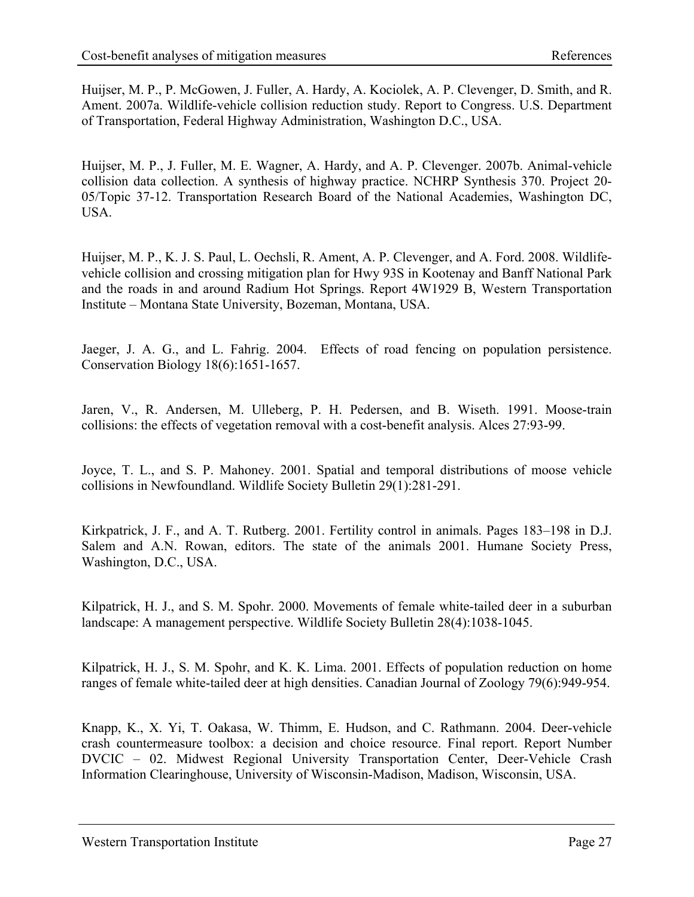Huijser, M. P., P. McGowen, J. Fuller, A. Hardy, A. Kociolek, A. P. Clevenger, D. Smith, and R. Ament. 2007a. Wildlife-vehicle collision reduction study. Report to Congress. U.S. Department of Transportation, Federal Highway Administration, Washington D.C., USA.

Huijser, M. P., J. Fuller, M. E. Wagner, A. Hardy, and A. P. Clevenger. 2007b. Animal-vehicle collision data collection. A synthesis of highway practice. NCHRP Synthesis 370. Project 20-05/Topic 37-12. Transportation Research Board of the National Academies, Washington DC, USA.

Huijser, M. P., K. J. S. Paul, L. Oechsli, R. Ament, A. P. Clevenger, and A. Ford. 2008. Wildlife-vehicle collision and crossing mitigation plan for Hwy 93S in Kootenay and Banff National Park and the roads in and around Radium Hot Springs. Report 4W1929 B, Western Transportation Institute – Montana State University, Bozeman, Montana, USA.

Jaeger, J. A. G., and L. Fahrig. 2004. Effects of road fencing on population persistence. Conservation Biology 18(6):1651-1657.

Jaren, V., R. Andersen, M. Ulleberg, P. H. Pedersen, and B. Wiseth. 1991. Moose-train collisions: the effects of vegetation removal with a cost-benefit analysis. Alces 27:93-99.

Joyce, T. L., and S. P. Mahoney. 2001. Spatial and temporal distributions of moose vehicle collisions in Newfoundland. Wildlife Society Bulletin 29(1):281-291.

Kirkpatrick, J. F., and A. T. Rutberg. 2001. Fertility control in animals. Pages 183–198 in D.J. Salem and A.N. Rowan, editors. The state of the animals 2001. Humane Society Press, Washington, D.C., USA.

Kilpatrick, H. J., and S. M. Spohr. 2000. Movements of female white-tailed deer in a suburban landscape: A management perspective. Wildlife Society Bulletin 28(4):1038-1045.

Kilpatrick, H. J., S. M. Spohr, and K. K. Lima. 2001. Effects of population reduction on home ranges of female white-tailed deer at high densities. Canadian Journal of Zoology 79(6):949-954.

Knapp, K., X. Yi, T. Oakasa, W. Thimm, E. Hudson, and C. Rathmann. 2004. Deer-vehicle crash countermeasure toolbox: a decision and choice resource. Final report. Report Number DVCIC – 02. Midwest Regional University Transportation Center, Deer-Vehicle Crash Information Clearinghouse, University of Wisconsin-Madison, Madison, Wisconsin, USA.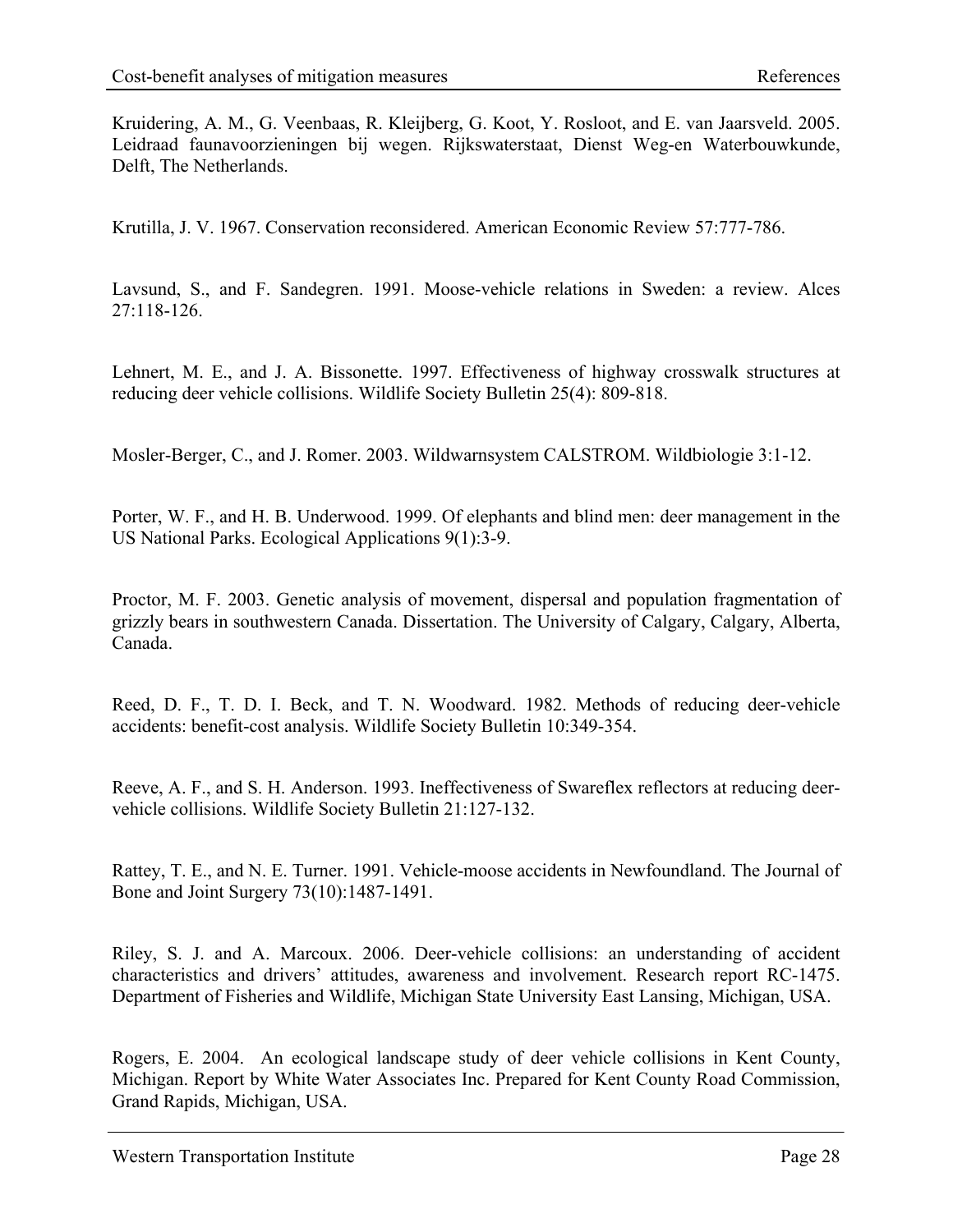Kruidering, A. M., G. Veenbaas, R. Kleijberg, G. Koot, Y. Rosloot, and E. van Jaarsveld. 2005. Leidraad faunavoorzieningen bij wegen. Rijkswaterstaat, Dienst Weg-en Waterbouwkunde, Delft, The Netherlands.

Krutilla, J. V. 1967. Conservation reconsidered. American Economic Review 57:777-786.

Lavsund, S., and F. Sandegren. 1991. Moose-vehicle relations in Sweden: a review. Alces 27:118-126.

Lehnert, M. E., and J. A. Bissonette. 1997. Effectiveness of highway crosswalk structures at reducing deer vehicle collisions. Wildlife Society Bulletin 25(4): 809-818.

Mosler-Berger, C., and J. Romer. 2003. Wildwarnsystem CALSTROM. Wildbiologie 3:1-12.

Porter, W. F., and H. B. Underwood. 1999. Of elephants and blind men: deer management in the US National Parks. Ecological Applications 9(1):3-9.

Proctor, M. F. 2003. Genetic analysis of movement, dispersal and population fragmentation of grizzly bears in southwestern Canada. Dissertation. The University of Calgary, Calgary, Alberta, Canada.

Reed, D. F., T. D. I. Beck, and T. N. Woodward. 1982. Methods of reducing deer-vehicle accidents: benefit-cost analysis. Wildlife Society Bulletin 10:349-354.

Reeve, A. F., and S. H. Anderson. 1993. Ineffectiveness of Swareflex reflectors at reducing deer-vehicle collisions. Wildlife Society Bulletin 21:127-132.

Rattey, T. E., and N. E. Turner. 1991. Vehicle-moose accidents in Newfoundland. The Journal of Bone and Joint Surgery 73(10):1487-1491.

Riley, S. J. and A. Marcoux. 2006. Deer-vehicle collisions: an understanding of accident characteristics and drivers' attitudes, awareness and involvement. Research report RC-1475. Department of Fisheries and Wildlife, Michigan State University East Lansing, Michigan, USA.

Rogers, E. 2004. An ecological landscape study of deer vehicle collisions in Kent County, Michigan. Report by White Water Associates Inc. Prepared for Kent County Road Commission, Grand Rapids, Michigan, USA.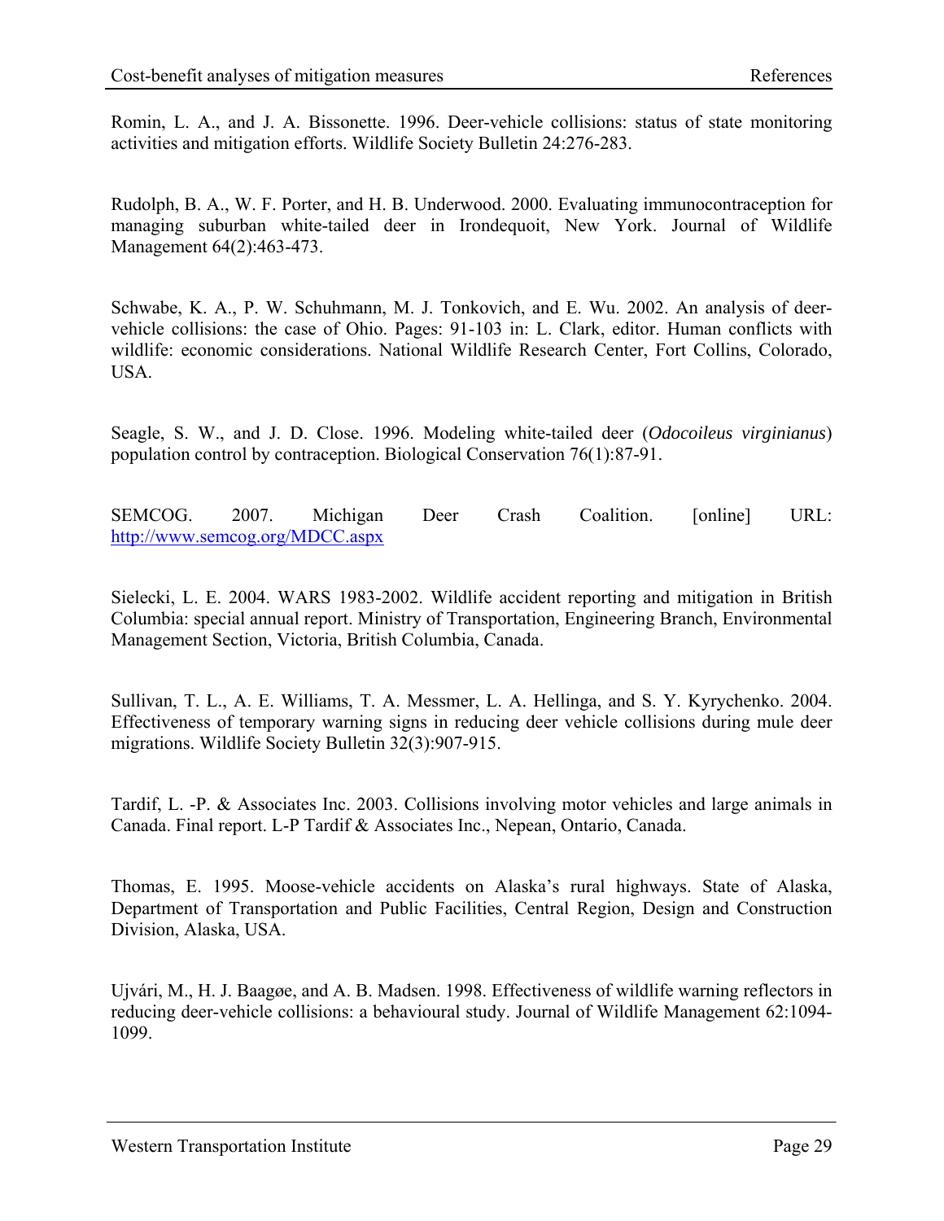Romin, L. A., and J. A. Bissonette. 1996. Deer-vehicle collisions: status of state monitoring activities and mitigation efforts. Wildlife Society Bulletin 24:276-283.

Rudolph, B. A., W. F. Porter, and H. B. Underwood. 2000. Evaluating immunocontraception for managing suburban white-tailed deer in Irondequoit, New York. Journal of Wildlife Management 64(2):463-473.

Schwabe, K. A., P. W. Schuhmann, M. J. Tonkovich, and E. Wu. 2002. An analysis of deer-vehicle collisions: the case of Ohio. Pages: 91-103 in: L. Clark, editor. Human conflicts with wildlife: economic considerations. National Wildlife Research Center, Fort Collins, Colorado, USA.

Seagle, S. W., and J. D. Close. 1996. Modeling white-tailed deer (*Odocoileus virginianus*) population control by contraception. Biological Conservation 76(1):87-91.

SEMCOG. 2007. Michigan Deer Crash Coalition. [online] URL: http://www.semcog.org/MDCC.aspx

Sielecki, L. E. 2004. WARS 1983-2002. Wildlife accident reporting and mitigation in British Columbia: special annual report. Ministry of Transportation, Engineering Branch, Environmental Management Section, Victoria, British Columbia, Canada.

Sullivan, T. L., A. E. Williams, T. A. Messmer, L. A. Hellinga, and S. Y. Kyrychenko. 2004. Effectiveness of temporary warning signs in reducing deer vehicle collisions during mule deer migrations. Wildlife Society Bulletin 32(3):907-915.

Tardif, L. -P. & Associates Inc. 2003. Collisions involving motor vehicles and large animals in Canada. Final report. L-P Tardif & Associates Inc., Nepean, Ontario, Canada.

Thomas, E. 1995. Moose-vehicle accidents on Alaska's rural highways. State of Alaska, Department of Transportation and Public Facilities, Central Region, Design and Construction Division, Alaska, USA.

Ujvári, M., H. J. Baagøe, and A. B. Madsen. 1998. Effectiveness of wildlife warning reflectors in reducing deer-vehicle collisions: a behavioural study. Journal of Wildlife Management 62:1094-1099.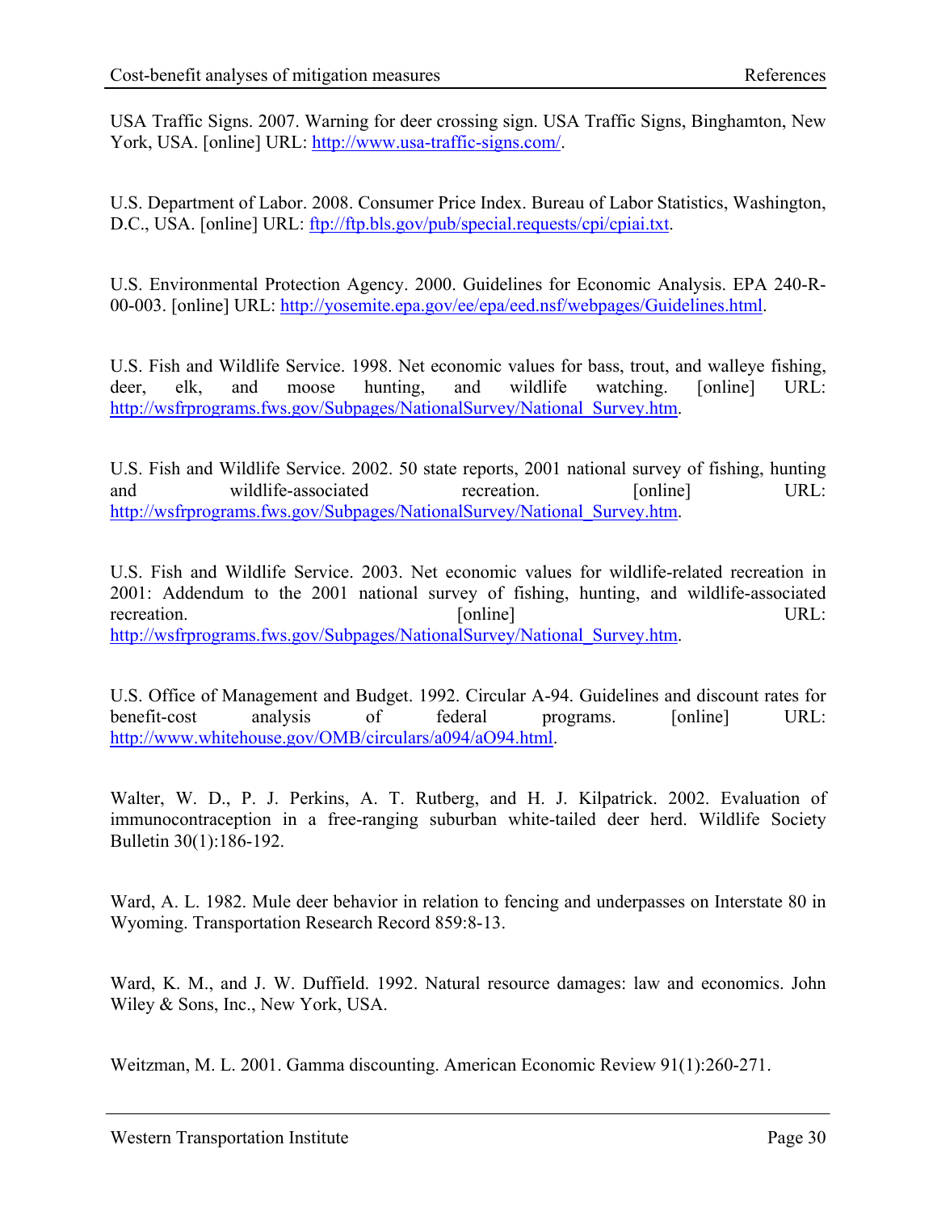USA Traffic Signs. 2007. Warning for deer crossing sign. USA Traffic Signs, Binghamton, New York, USA. [online] URL: http://www.usa-traffic-signs.com/.

U.S. Department of Labor. 2008. Consumer Price Index. Bureau of Labor Statistics, Washington, D.C., USA. [online] URL: ftp://ftp.bls.gov/pub/special.requests/cpi/cpiai.txt.

U.S. Environmental Protection Agency. 2000. Guidelines for Economic Analysis. EPA 240-R-00-003. [online] URL: http://yosemite.epa.gov/ee/epa/eed.nsf/webpages/Guidelines.html.

U.S. Fish and Wildlife Service. 1998. Net economic values for bass, trout, and walleye fishing, deer, elk, and moose hunting, and wildlife watching. [online] URL: http://wsfrprograms.fws.gov/Subpages/NationalSurvey/National_Survey.htm.

U.S. Fish and Wildlife Service. 2002. 50 state reports, 2001 national survey of fishing, hunting and wildlife-associated recreation. [online] URL: http://wsfrprograms.fws.gov/Subpages/NationalSurvey/National_Survey.htm.

U.S. Fish and Wildlife Service. 2003. Net economic values for wildlife-related recreation in 2001: Addendum to the 2001 national survey of fishing, hunting, and wildlife-associated recreation. [online] URL: http://wsfrprograms.fws.gov/Subpages/NationalSurvey/National_Survey.htm.

U.S. Office of Management and Budget. 1992. Circular A-94. Guidelines and discount rates for benefit-cost analysis of federal programs. [online] URL: http://www.whitehouse.gov/OMB/circulars/a094/aO94.html.

Walter, W. D., P. J. Perkins, A. T. Rutberg, and H. J. Kilpatrick. 2002. Evaluation of immunocontraception in a free-ranging suburban white-tailed deer herd. Wildlife Society Bulletin 30(1):186-192.

Ward, A. L. 1982. Mule deer behavior in relation to fencing and underpasses on Interstate 80 in Wyoming. Transportation Research Record 859:8-13.

Ward, K. M., and J. W. Duffield. 1992. Natural resource damages: law and economics. John Wiley & Sons, Inc., New York, USA.

Weitzman, M. L. 2001. Gamma discounting. American Economic Review 91(1):260-271.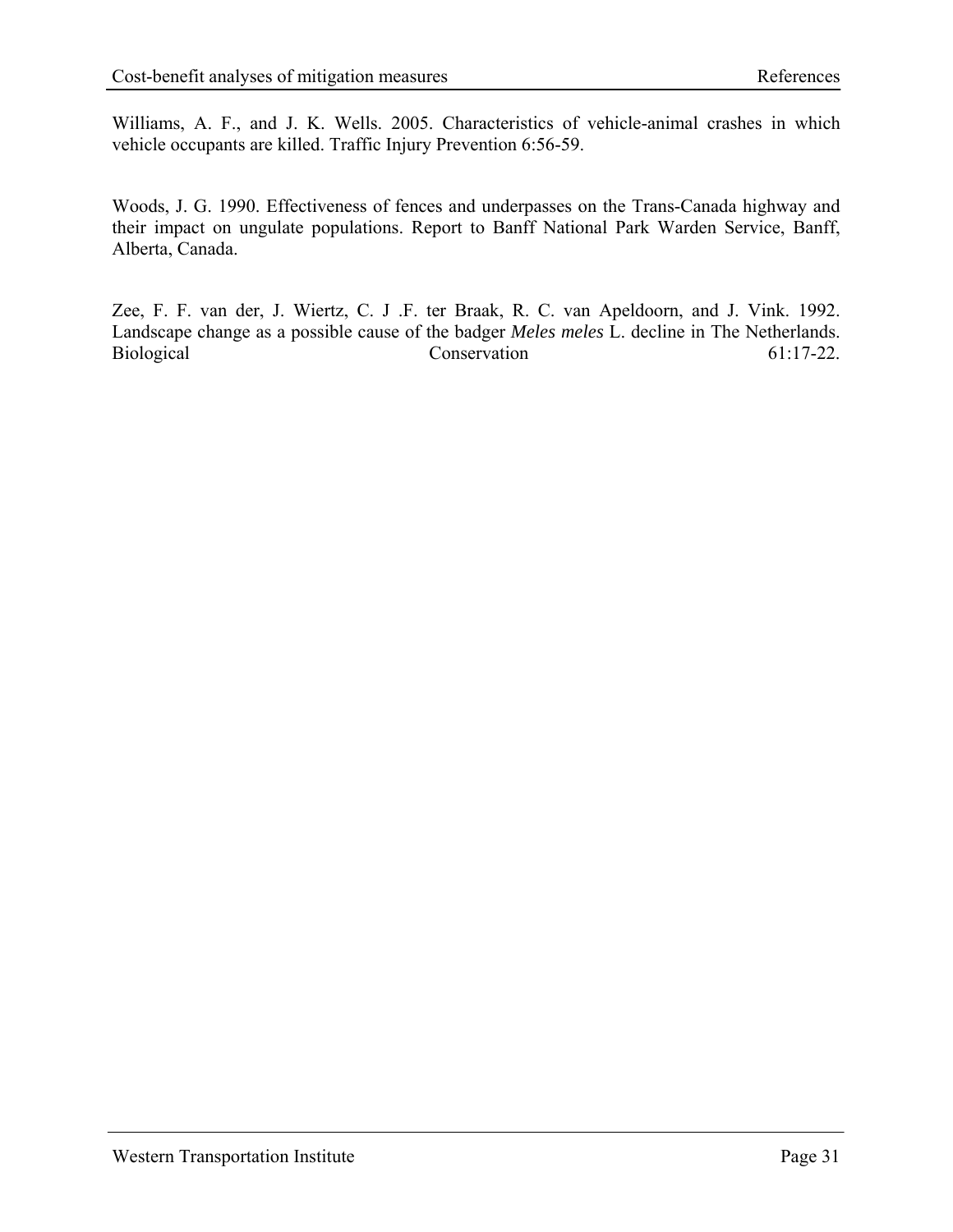Williams, A. F., and J. K. Wells. 2005. Characteristics of vehicle-animal crashes in which vehicle occupants are killed. Traffic Injury Prevention 6:56-59.

Woods, J. G. 1990. Effectiveness of fences and underpasses on the Trans-Canada highway and their impact on ungulate populations. Report to Banff National Park Warden Service, Banff, Alberta, Canada.

Zee, F. F. van der, J. Wiertz, C. J .F. ter Braak, R. C. van Apeldoorn, and J. Vink. 1992. Landscape change as a possible cause of the badger *Meles meles* L. decline in The Netherlands. Biological Conservation 61:17-22.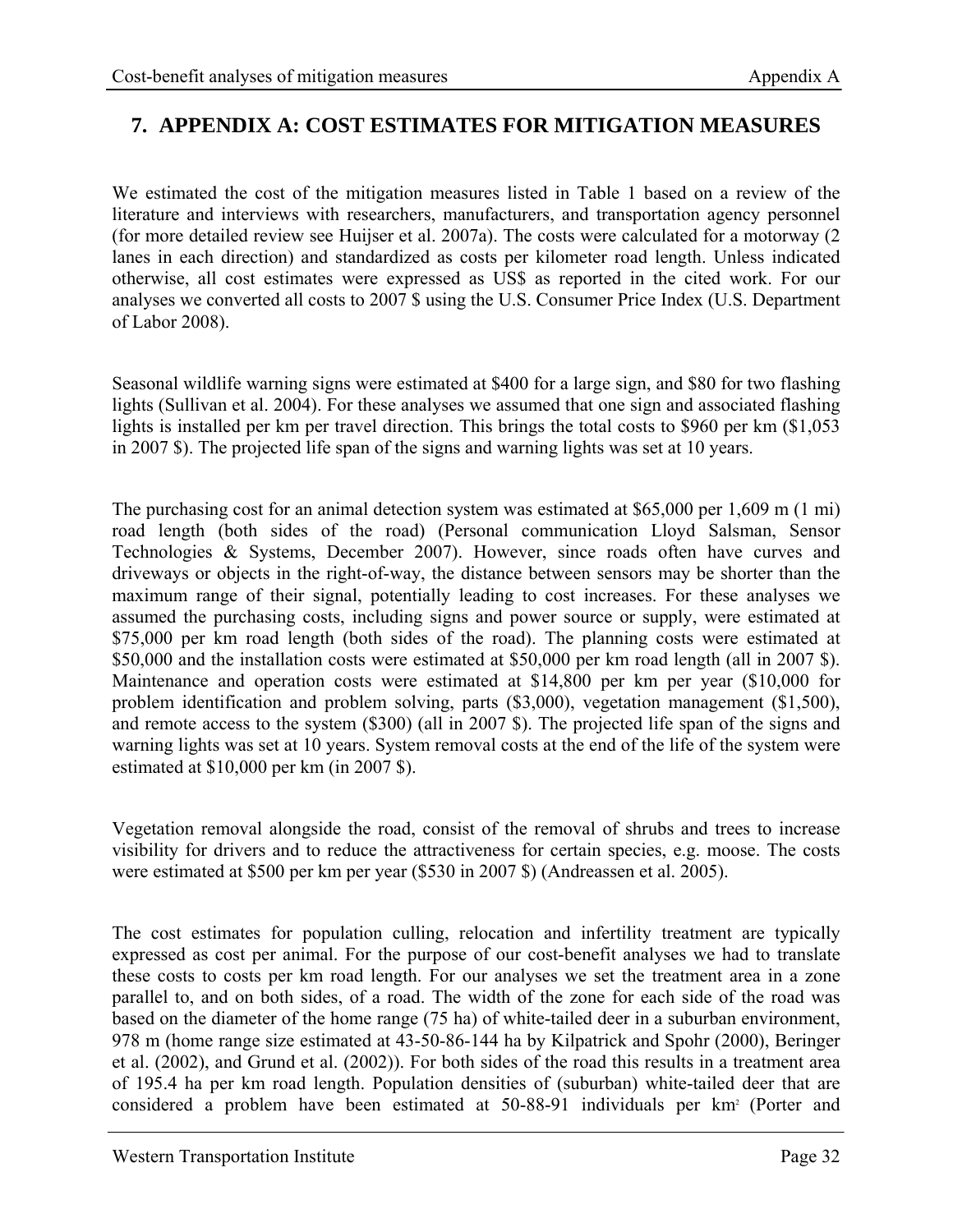# 7. APPENDIX A: COST ESTIMATES FOR MITIGATION MEASURES

We estimated the cost of the mitigation measures listed in Table 1 based on a review of the literature and interviews with researchers, manufacturers, and transportation agency personnel (for more detailed review see Huijser et al. 2007a). The costs were calculated for a motorway (2 lanes in each direction) and standardized as costs per kilometer road length. Unless indicated otherwise, all cost estimates were expressed as US$ as reported in the cited work. For our analyses we converted all costs to 2007 $ using the U.S. Consumer Price Index (U.S. Department of Labor 2008).

Seasonal wildlife warning signs were estimated at $400 for a large sign, and $80 for two flashing lights (Sullivan et al. 2004). For these analyses we assumed that one sign and associated flashing lights is installed per km per travel direction. This brings the total costs to $960 per km ($1,053 in 2007 $). The projected life span of the signs and warning lights was set at 10 years.

The purchasing cost for an animal detection system was estimated at $65,000 per 1,609 m (1 mi) road length (both sides of the road) (Personal communication Lloyd Salsman, Sensor Technologies & Systems, December 2007). However, since roads often have curves and driveways or objects in the right-of-way, the distance between sensors may be shorter than the maximum range of their signal, potentially leading to cost increases. For these analyses we assumed the purchasing costs, including signs and power source or supply, were estimated at $75,000 per km road length (both sides of the road). The planning costs were estimated at $50,000 and the installation costs were estimated at $50,000 per km road length (all in 2007 $). Maintenance and operation costs were estimated at $14,800 per km per year ($10,000 for problem identification and problem solving, parts ($3,000), vegetation management ($1,500), and remote access to the system ($300) (all in 2007 $). The projected life span of the signs and warning lights was set at 10 years. System removal costs at the end of the life of the system were estimated at $10,000 per km (in 2007 $).

Vegetation removal alongside the road, consist of the removal of shrubs and trees to increase visibility for drivers and to reduce the attractiveness for certain species, e.g. moose. The costs were estimated at $500 per km per year ($530 in 2007 $) (Andreassen et al. 2005).

The cost estimates for population culling, relocation and infertility treatment are typically expressed as cost per animal. For the purpose of our cost-benefit analyses we had to translate these costs to costs per km road length. For our analyses we set the treatment area in a zone parallel to, and on both sides, of a road. The width of the zone for each side of the road was based on the diameter of the home range (75 ha) of white-tailed deer in a suburban environment, 978 m (home range size estimated at 43-50-86-144 ha by Kilpatrick and Spohr (2000), Beringer et al. (2002), and Grund et al. (2002)). For both sides of the road this results in a treatment area of 195.4 ha per km road length. Population densities of (suburban) white-tailed deer that are considered a problem have been estimated at 50-88-91 individuals per km$^2$ (Porter and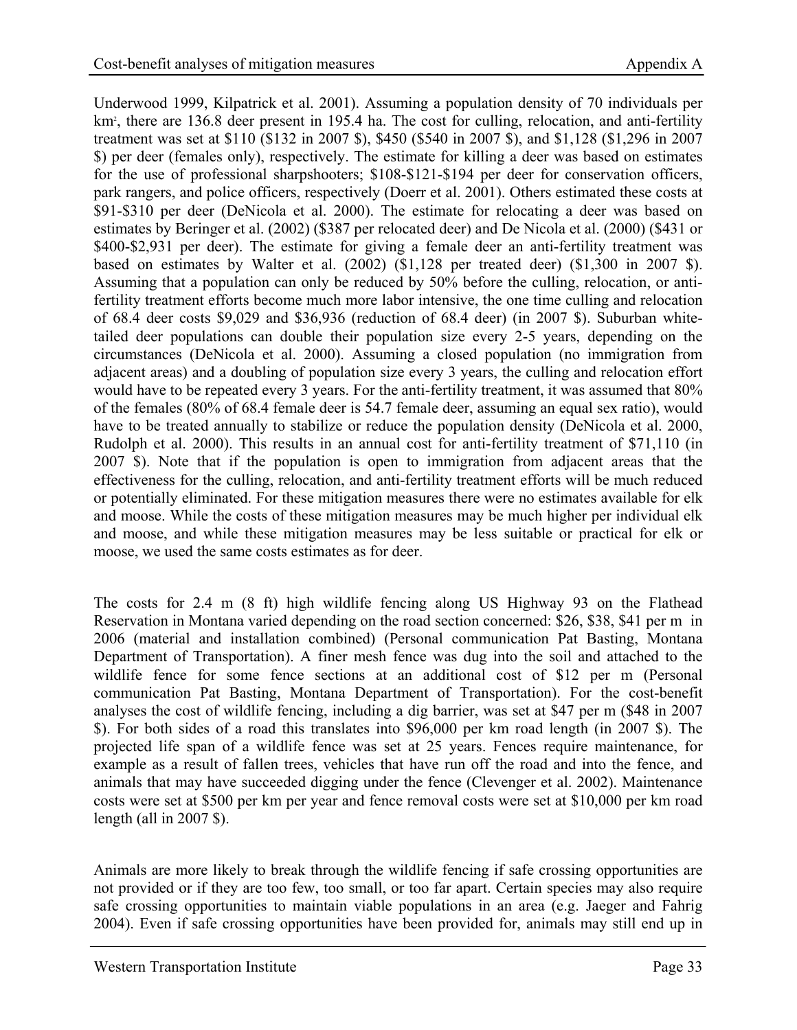Underwood 1999, Kilpatrick et al. 2001). Assuming a population density of 70 individuals per km$^2$, there are 136.8 deer present in 195.4 ha. The cost for culling, relocation, and anti-fertility treatment was set at $110 ($132 in 2007 $), $450 ($540 in 2007 $), and $1,128 ($1,296 in 2007 $) per deer (females only), respectively. The estimate for killing a deer was based on estimates for the use of professional sharpshooters; $108-$121-$194 per deer for conservation officers, park rangers, and police officers, respectively (Doerr et al. 2001). Others estimated these costs at $91-$310 per deer (DeNicola et al. 2000). The estimate for relocating a deer was based on estimates by Beringer et al. (2002) ($387 per relocated deer) and De Nicola et al. (2000) ($431 or $400-$2,931 per deer). The estimate for giving a female deer an anti-fertility treatment was based on estimates by Walter et al. (2002) ($1,128 per treated deer) ($1,300 in 2007 $). Assuming that a population can only be reduced by 50% before the culling, relocation, or anti-fertility treatment efforts become much more labor intensive, the one time culling and relocation of 68.4 deer costs $9,029 and $36,936 (reduction of 68.4 deer) (in 2007 $). Suburban white-tailed deer populations can double their population size every 2-5 years, depending on the circumstances (DeNicola et al. 2000). Assuming a closed population (no immigration from adjacent areas) and a doubling of population size every 3 years, the culling and relocation effort would have to be repeated every 3 years. For the anti-fertility treatment, it was assumed that 80% of the females (80% of 68.4 female deer is 54.7 female deer, assuming an equal sex ratio), would have to be treated annually to stabilize or reduce the population density (DeNicola et al. 2000, Rudolph et al. 2000). This results in an annual cost for anti-fertility treatment of $71,110 (in 2007 $). Note that if the population is open to immigration from adjacent areas that the effectiveness for the culling, relocation, and anti-fertility treatment efforts will be much reduced or potentially eliminated. For these mitigation measures there were no estimates available for elk and moose. While the costs of these mitigation measures may be much higher per individual elk and moose, and while these mitigation measures may be less suitable or practical for elk or moose, we used the same costs estimates as for deer.

The costs for 2.4 m (8 ft) high wildlife fencing along US Highway 93 on the Flathead Reservation in Montana varied depending on the road section concerned: $26, $38, $41 per m in 2006 (material and installation combined) (Personal communication Pat Basting, Montana Department of Transportation). A finer mesh fence was dug into the soil and attached to the wildlife fence for some fence sections at an additional cost of $12 per m (Personal communication Pat Basting, Montana Department of Transportation). For the cost-benefit analyses the cost of wildlife fencing, including a dig barrier, was set at $47 per m ($48 in 2007 $). For both sides of a road this translates into $96,000 per km road length (in 2007 $). The projected life span of a wildlife fence was set at 25 years. Fences require maintenance, for example as a result of fallen trees, vehicles that have run off the road and into the fence, and animals that may have succeeded digging under the fence (Clevenger et al. 2002). Maintenance costs were set at $500 per km per year and fence removal costs were set at $10,000 per km road length (all in 2007 $).

Animals are more likely to break through the wildlife fencing if safe crossing opportunities are not provided or if they are too few, too small, or too far apart. Certain species may also require safe crossing opportunities to maintain viable populations in an area (e.g. Jaeger and Fahrig 2004). Even if safe crossing opportunities have been provided for, animals may still end up in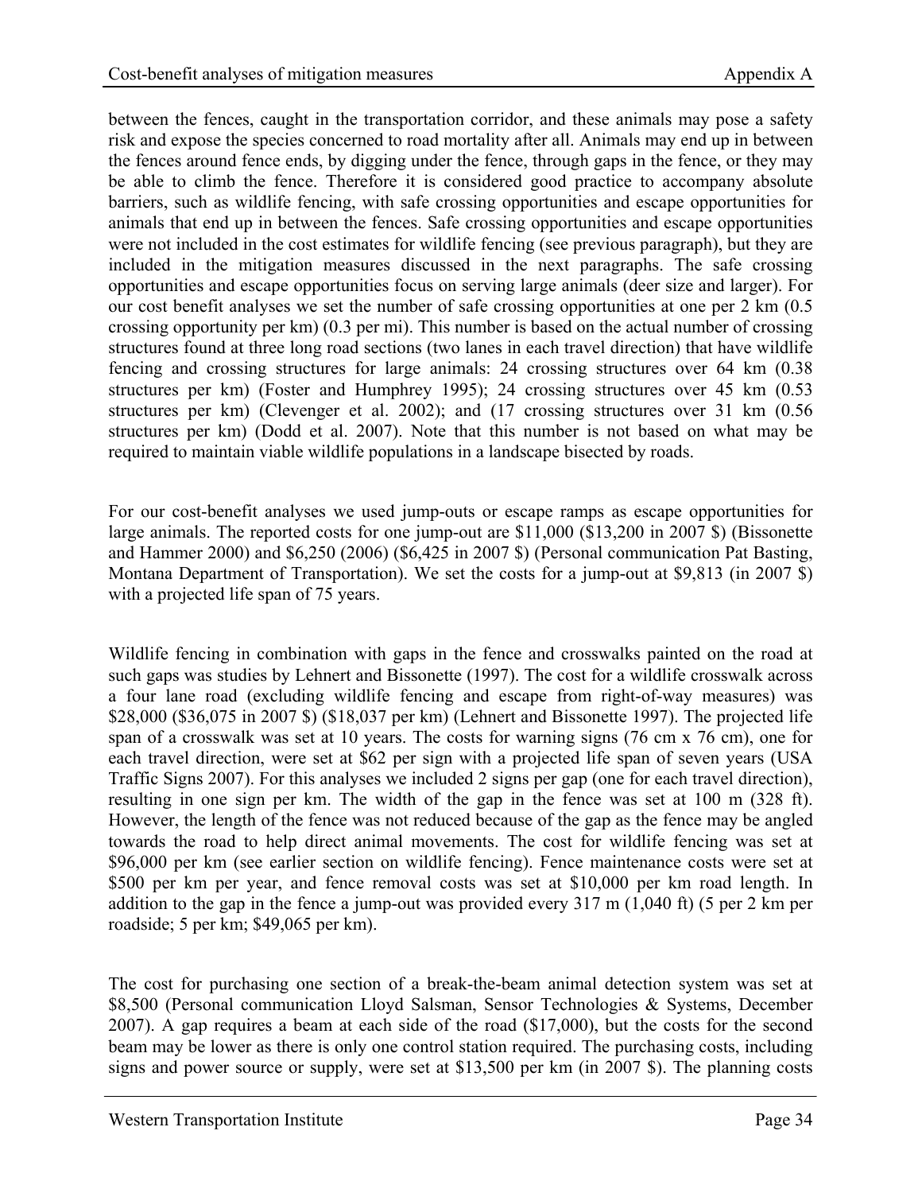between the fences, caught in the transportation corridor, and these animals may pose a safety risk and expose the species concerned to road mortality after all. Animals may end up in between the fences around fence ends, by digging under the fence, through gaps in the fence, or they may be able to climb the fence. Therefore it is considered good practice to accompany absolute barriers, such as wildlife fencing, with safe crossing opportunities and escape opportunities for animals that end up in between the fences. Safe crossing opportunities and escape opportunities were not included in the cost estimates for wildlife fencing (see previous paragraph), but they are included in the mitigation measures discussed in the next paragraphs. The safe crossing opportunities and escape opportunities focus on serving large animals (deer size and larger). For our cost benefit analyses we set the number of safe crossing opportunities at one per 2 km (0.5 crossing opportunity per km) (0.3 per mi). This number is based on the actual number of crossing structures found at three long road sections (two lanes in each travel direction) that have wildlife fencing and crossing structures for large animals: 24 crossing structures over 64 km (0.38 structures per km) (Foster and Humphrey 1995); 24 crossing structures over 45 km (0.53 structures per km) (Clevenger et al. 2002); and (17 crossing structures over 31 km (0.56 structures per km) (Dodd et al. 2007). Note that this number is not based on what may be required to maintain viable wildlife populations in a landscape bisected by roads.

For our cost-benefit analyses we used jump-outs or escape ramps as escape opportunities for large animals. The reported costs for one jump-out are $11,000 ($13,200 in 2007 $) (Bissonette and Hammer 2000) and $6,250 (2006) ($6,425 in 2007 $) (Personal communication Pat Basting, Montana Department of Transportation). We set the costs for a jump-out at $9,813 (in 2007 $) with a projected life span of 75 years.

Wildlife fencing in combination with gaps in the fence and crosswalks painted on the road at such gaps was studies by Lehnert and Bissonette (1997). The cost for a wildlife crosswalk across a four lane road (excluding wildlife fencing and escape from right-of-way measures) was $28,000 ($36,075 in 2007 $) ($18,037 per km) (Lehnert and Bissonette 1997). The projected life span of a crosswalk was set at 10 years. The costs for warning signs (76 cm x 76 cm), one for each travel direction, were set at $62 per sign with a projected life span of seven years (USA Traffic Signs 2007). For this analyses we included 2 signs per gap (one for each travel direction), resulting in one sign per km. The width of the gap in the fence was set at 100 m (328 ft). However, the length of the fence was not reduced because of the gap as the fence may be angled towards the road to help direct animal movements. The cost for wildlife fencing was set at $96,000 per km (see earlier section on wildlife fencing). Fence maintenance costs were set at $500 per km per year, and fence removal costs was set at $10,000 per km road length. In addition to the gap in the fence a jump-out was provided every 317 m (1,040 ft) (5 per 2 km per roadside; 5 per km; $49,065 per km).

The cost for purchasing one section of a break-the-beam animal detection system was set at $8,500 (Personal communication Lloyd Salsman, Sensor Technologies & Systems, December 2007). A gap requires a beam at each side of the road ($17,000), but the costs for the second beam may be lower as there is only one control station required. The purchasing costs, including signs and power source or supply, were set at $13,500 per km (in 2007 $). The planning costs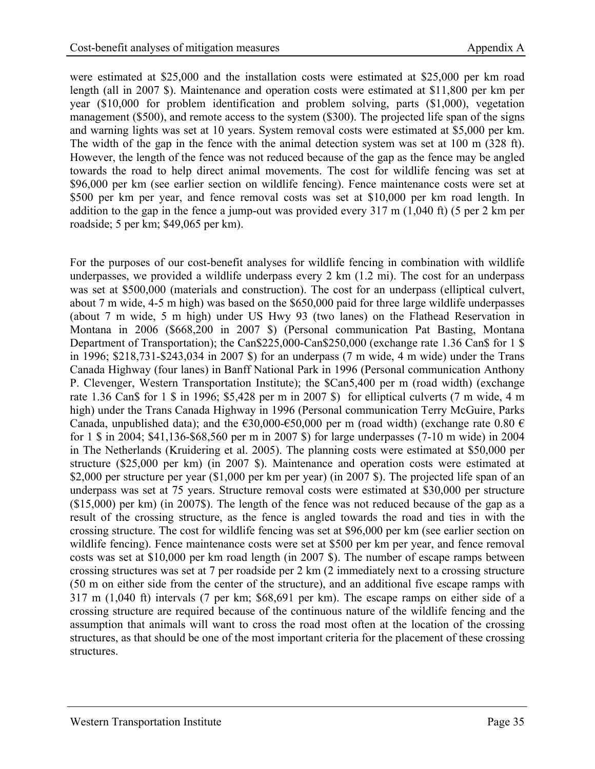were estimated at $25,000 and the installation costs were estimated at $25,000 per km road length (all in 2007 $). Maintenance and operation costs were estimated at $11,800 per km per year ($10,000 for problem identification and problem solving, parts ($1,000), vegetation management ($500), and remote access to the system ($300). The projected life span of the signs and warning lights was set at 10 years. System removal costs were estimated at $5,000 per km. The width of the gap in the fence with the animal detection system was set at 100 m (328 ft). However, the length of the fence was not reduced because of the gap as the fence may be angled towards the road to help direct animal movements. The cost for wildlife fencing was set at $96,000 per km (see earlier section on wildlife fencing). Fence maintenance costs were set at $500 per km per year, and fence removal costs was set at $10,000 per km road length. In addition to the gap in the fence a jump-out was provided every 317 m (1,040 ft) (5 per 2 km per roadside; 5 per km; $49,065 per km).

For the purposes of our cost-benefit analyses for wildlife fencing in combination with wildlife underpasses, we provided a wildlife underpass every 2 km (1.2 mi). The cost for an underpass was set at $500,000 (materials and construction). The cost for an underpass (elliptical culvert, about 7 m wide, 4-5 m high) was based on the $650,000 paid for three large wildlife underpasses (about 7 m wide, 5 m high) under US Hwy 93 (two lanes) on the Flathead Reservation in Montana in 2006 ($668,200 in 2007 $) (Personal communication Pat Basting, Montana Department of Transportation); the Can$225,000-Can$250,000 (exchange rate 1.36 Can$ for 1 $ in 1996; $218,731-$243,034 in 2007 $) for an underpass (7 m wide, 4 m wide) under the Trans Canada Highway (four lanes) in Banff National Park in 1996 (Personal communication Anthony P. Clevenger, Western Transportation Institute); the $Can5,400 per m (road width) (exchange rate 1.36 Can$ for 1 $ in 1996; $5,428 per m in 2007 $) for elliptical culverts (7 m wide, 4 m high) under the Trans Canada Highway in 1996 (Personal communication Terry McGuire, Parks Canada, unpublished data); and the €30,000-€50,000 per m (road width) (exchange rate 0.80 € for 1 $ in 2004; $41,136-$68,560 per m in 2007 $) for large underpasses (7-10 m wide) in 2004 in The Netherlands (Kruidering et al. 2005). The planning costs were estimated at $50,000 per structure ($25,000 per km) (in 2007 $). Maintenance and operation costs were estimated at $2,000 per structure per year ($1,000 per km per year) (in 2007 $). The projected life span of an underpass was set at 75 years. Structure removal costs were estimated at $30,000 per structure ($15,000) per km) (in 2007$). The length of the fence was not reduced because of the gap as a result of the crossing structure, as the fence is angled towards the road and ties in with the crossing structure. The cost for wildlife fencing was set at $96,000 per km (see earlier section on wildlife fencing). Fence maintenance costs were set at $500 per km per year, and fence removal costs was set at $10,000 per km road length (in 2007 $). The number of escape ramps between crossing structures was set at 7 per roadside per 2 km (2 immediately next to a crossing structure (50 m on either side from the center of the structure), and an additional five escape ramps with 317 m (1,040 ft) intervals (7 per km; $68,691 per km). The escape ramps on either side of a crossing structure are required because of the continuous nature of the wildlife fencing and the assumption that animals will want to cross the road most often at the location of the crossing structures, as that should be one of the most important criteria for the placement of these crossing structures.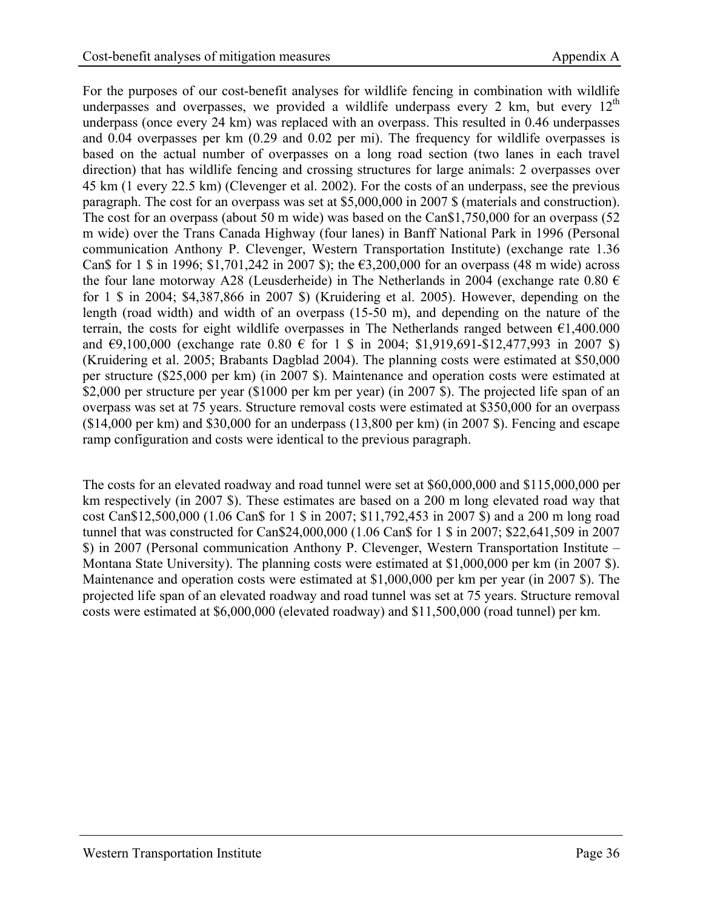For the purposes of our cost-benefit analyses for wildlife fencing in combination with wildlife underpasses and overpasses, we provided a wildlife underpass every 2 km, but every 12th underpass (once every 24 km) was replaced with an overpass. This resulted in 0.46 underpasses and 0.04 overpasses per km (0.29 and 0.02 per mi). The frequency for wildlife overpasses is based on the actual number of overpasses on a long road section (two lanes in each travel direction) that has wildlife fencing and crossing structures for large animals: 2 overpasses over 45 km (1 every 22.5 km) (Clevenger et al. 2002). For the costs of an underpass, see the previous paragraph. The cost for an overpass was set at $5,000,000 in 2007 $ (materials and construction). The cost for an overpass (about 50 m wide) was based on the Can$1,750,000 for an overpass (52 m wide) over the Trans Canada Highway (four lanes) in Banff National Park in 1996 (Personal communication Anthony P. Clevenger, Western Transportation Institute) (exchange rate 1.36 Can$ for 1 $ in 1996; $1,701,242 in 2007 $); the €3,200,000 for an overpass (48 m wide) across the four lane motorway A28 (Leusderheide) in The Netherlands in 2004 (exchange rate 0.80 € for 1 $ in 2004; $4,387,866 in 2007 $) (Kruidering et al. 2005). However, depending on the length (road width) and width of an overpass (15-50 m), and depending on the nature of the terrain, the costs for eight wildlife overpasses in The Netherlands ranged between €1,400.000 and €9,100,000 (exchange rate 0.80 € for 1 $ in 2004; $1,919,691-$12,477,993 in 2007 $) (Kruidering et al. 2005; Brabants Dagblad 2004). The planning costs were estimated at $50,000 per structure ($25,000 per km) (in 2007 $). Maintenance and operation costs were estimated at $2,000 per structure per year ($1000 per km per year) (in 2007 $). The projected life span of an overpass was set at 75 years. Structure removal costs were estimated at $350,000 for an overpass ($14,000 per km) and $30,000 for an underpass (13,800 per km) (in 2007 $). Fencing and escape ramp configuration and costs were identical to the previous paragraph.

The costs for an elevated roadway and road tunnel were set at $60,000,000 and $115,000,000 per km respectively (in 2007 $). These estimates are based on a 200 m long elevated road way that cost Can$12,500,000 (1.06 Can$ for 1 $ in 2007; $11,792,453 in 2007 $) and a 200 m long road tunnel that was constructed for Can$24,000,000 (1.06 Can$ for 1 $ in 2007; $22,641,509 in 2007 $) in 2007 (Personal communication Anthony P. Clevenger, Western Transportation Institute – Montana State University). The planning costs were estimated at $1,000,000 per km (in 2007 $). Maintenance and operation costs were estimated at $1,000,000 per km per year (in 2007 $). The projected life span of an elevated roadway and road tunnel was set at 75 years. Structure removal costs were estimated at $6,000,000 (elevated roadway) and $11,500,000 (road tunnel) per km.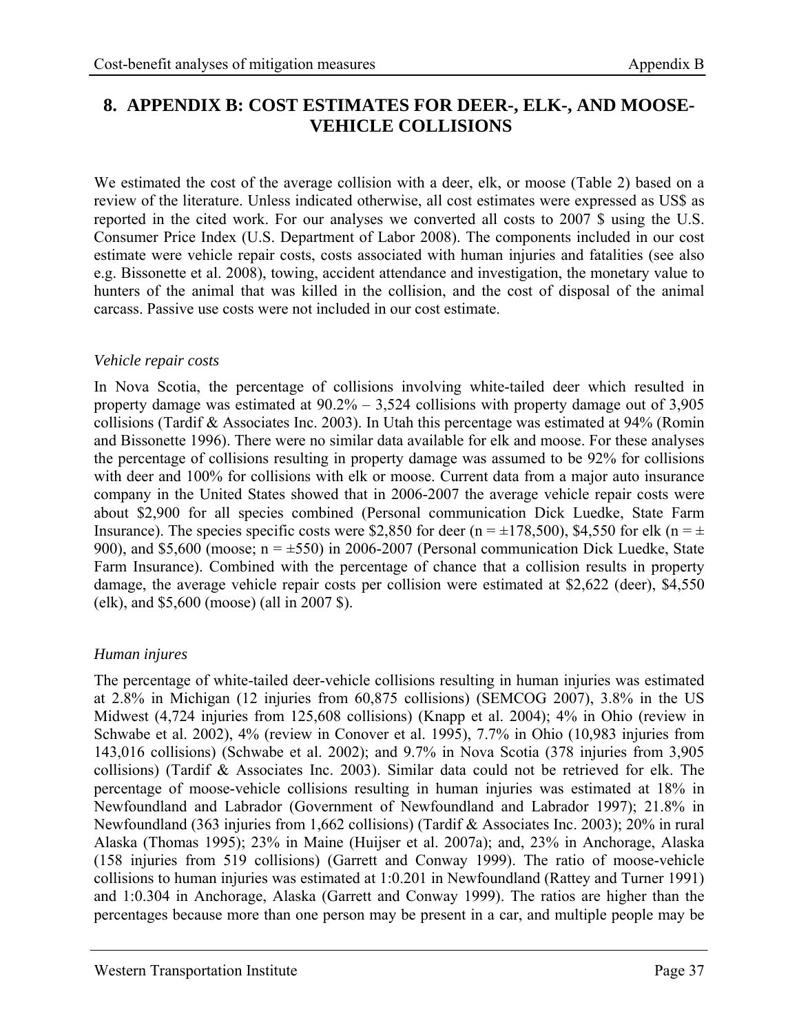# 8. APPENDIX B: COST ESTIMATES FOR DEER-, ELK-, AND MOOSE-VEHICLE COLLISIONS

We estimated the cost of the average collision with a deer, elk, or moose (Table 2) based on a review of the literature. Unless indicated otherwise, all cost estimates were expressed as US$ as reported in the cited work. For our analyses we converted all costs to 2007 $ using the U.S. Consumer Price Index (U.S. Department of Labor 2008). The components included in our cost estimate were vehicle repair costs, costs associated with human injuries and fatalities (see also e.g. Bissonette et al. 2008), towing, accident attendance and investigation, the monetary value to hunters of the animal that was killed in the collision, and the cost of disposal of the animal carcass. Passive use costs were not included in our cost estimate.

*Vehicle repair costs*

In Nova Scotia, the percentage of collisions involving white-tailed deer which resulted in property damage was estimated at 90.2% – 3,524 collisions with property damage out of 3,905 collisions (Tardif & Associates Inc. 2003). In Utah this percentage was estimated at 94% (Romin and Bissonette 1996). There were no similar data available for elk and moose. For these analyses the percentage of collisions resulting in property damage was assumed to be 92% for collisions with deer and 100% for collisions with elk or moose. Current data from a major auto insurance company in the United States showed that in 2006-2007 the average vehicle repair costs were about $2,900 for all species combined (Personal communication Dick Luedke, State Farm Insurance). The species specific costs were $2,850 for deer (n = ±178,500), $4,550 for elk (n = ± 900), and $5,600 (moose; n = ±550) in 2006-2007 (Personal communication Dick Luedke, State Farm Insurance). Combined with the percentage of chance that a collision results in property damage, the average vehicle repair costs per collision were estimated at $2,622 (deer), $4,550 (elk), and $5,600 (moose) (all in 2007 $).

*Human injures*

The percentage of white-tailed deer-vehicle collisions resulting in human injuries was estimated at 2.8% in Michigan (12 injuries from 60,875 collisions) (SEMCOG 2007), 3.8% in the US Midwest (4,724 injuries from 125,608 collisions) (Knapp et al. 2004); 4% in Ohio (review in Schwabe et al. 2002), 4% (review in Conover et al. 1995), 7.7% in Ohio (10,983 injuries from 143,016 collisions) (Schwabe et al. 2002); and 9.7% in Nova Scotia (378 injuries from 3,905 collisions) (Tardif & Associates Inc. 2003). Similar data could not be retrieved for elk. The percentage of moose-vehicle collisions resulting in human injuries was estimated at 18% in Newfoundland and Labrador (Government of Newfoundland and Labrador 1997); 21.8% in Newfoundland (363 injuries from 1,662 collisions) (Tardif & Associates Inc. 2003); 20% in rural Alaska (Thomas 1995); 23% in Maine (Huijser et al. 2007a); and, 23% in Anchorage, Alaska (158 injuries from 519 collisions) (Garrett and Conway 1999). The ratio of moose-vehicle collisions to human injuries was estimated at 1:0.201 in Newfoundland (Rattey and Turner 1991) and 1:0.304 in Anchorage, Alaska (Garrett and Conway 1999). The ratios are higher than the percentages because more than one person may be present in a car, and multiple people may be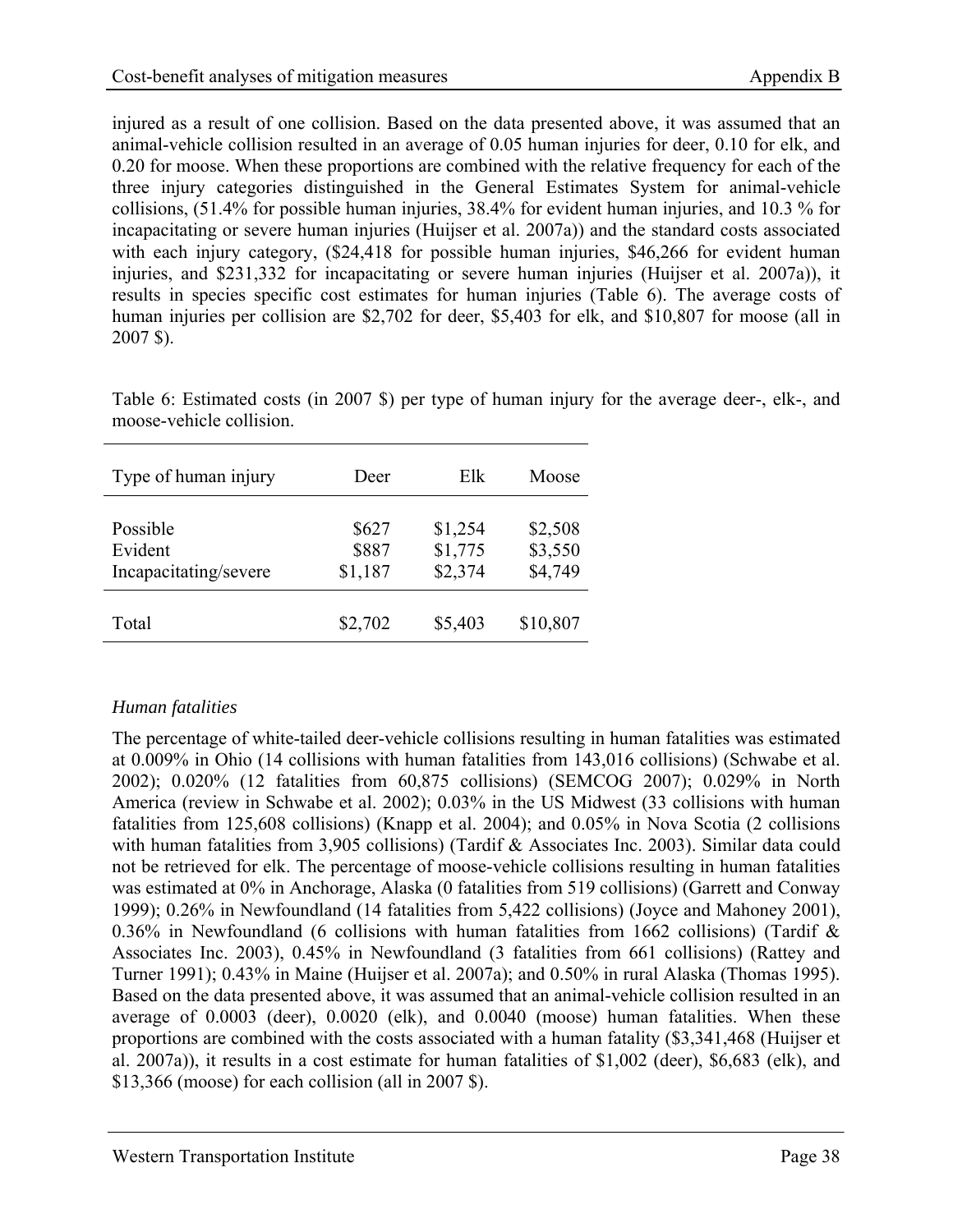injured as a result of one collision. Based on the data presented above, it was assumed that an animal-vehicle collision resulted in an average of 0.05 human injuries for deer, 0.10 for elk, and 0.20 for moose. When these proportions are combined with the relative frequency for each of the three injury categories distinguished in the General Estimates System for animal-vehicle collisions, (51.4% for possible human injuries, 38.4% for evident human injuries, and 10.3 % for incapacitating or severe human injuries (Huijser et al. 2007a)) and the standard costs associated with each injury category, ($24,418 for possible human injuries, $46,266 for evident human injuries, and $231,332 for incapacitating or severe human injuries (Huijser et al. 2007a)), it results in species specific cost estimates for human injuries (Table 6). The average costs of human injuries per collision are $2,702 for deer, $5,403 for elk, and $10,807 for moose (all in 2007 $).

Table 6: Estimated costs (in 2007 $) per type of human injury for the average deer-, elk-, and moose-vehicle collision.

| Type of human injury | Deer | Elk | Moose |
|---|---|---|---|
| Possible | $627 | $1,254 | $2,508 |
| Evident | $887 | $1,775 | $3,550 |
| Incapacitating/severe | $1,187 | $2,374 | $4,749 |
| Total | $2,702 | $5,403 | $10,807 |

*Human fatalities*

The percentage of white-tailed deer-vehicle collisions resulting in human fatalities was estimated at 0.009% in Ohio (14 collisions with human fatalities from 143,016 collisions) (Schwabe et al. 2002); 0.020% (12 fatalities from 60,875 collisions) (SEMCOG 2007); 0.029% in North America (review in Schwabe et al. 2002); 0.03% in the US Midwest (33 collisions with human fatalities from 125,608 collisions) (Knapp et al. 2004); and 0.05% in Nova Scotia (2 collisions with human fatalities from 3,905 collisions) (Tardif & Associates Inc. 2003). Similar data could not be retrieved for elk. The percentage of moose-vehicle collisions resulting in human fatalities was estimated at 0% in Anchorage, Alaska (0 fatalities from 519 collisions) (Garrett and Conway 1999); 0.26% in Newfoundland (14 fatalities from 5,422 collisions) (Joyce and Mahoney 2001), 0.36% in Newfoundland (6 collisions with human fatalities from 1662 collisions) (Tardif & Associates Inc. 2003), 0.45% in Newfoundland (3 fatalities from 661 collisions) (Rattey and Turner 1991); 0.43% in Maine (Huijser et al. 2007a); and 0.50% in rural Alaska (Thomas 1995). Based on the data presented above, it was assumed that an animal-vehicle collision resulted in an average of 0.0003 (deer), 0.0020 (elk), and 0.0040 (moose) human fatalities. When these proportions are combined with the costs associated with a human fatality ($3,341,468 (Huijser et al. 2007a)), it results in a cost estimate for human fatalities of $1,002 (deer), $6,683 (elk), and $13,366 (moose) for each collision (all in 2007 $).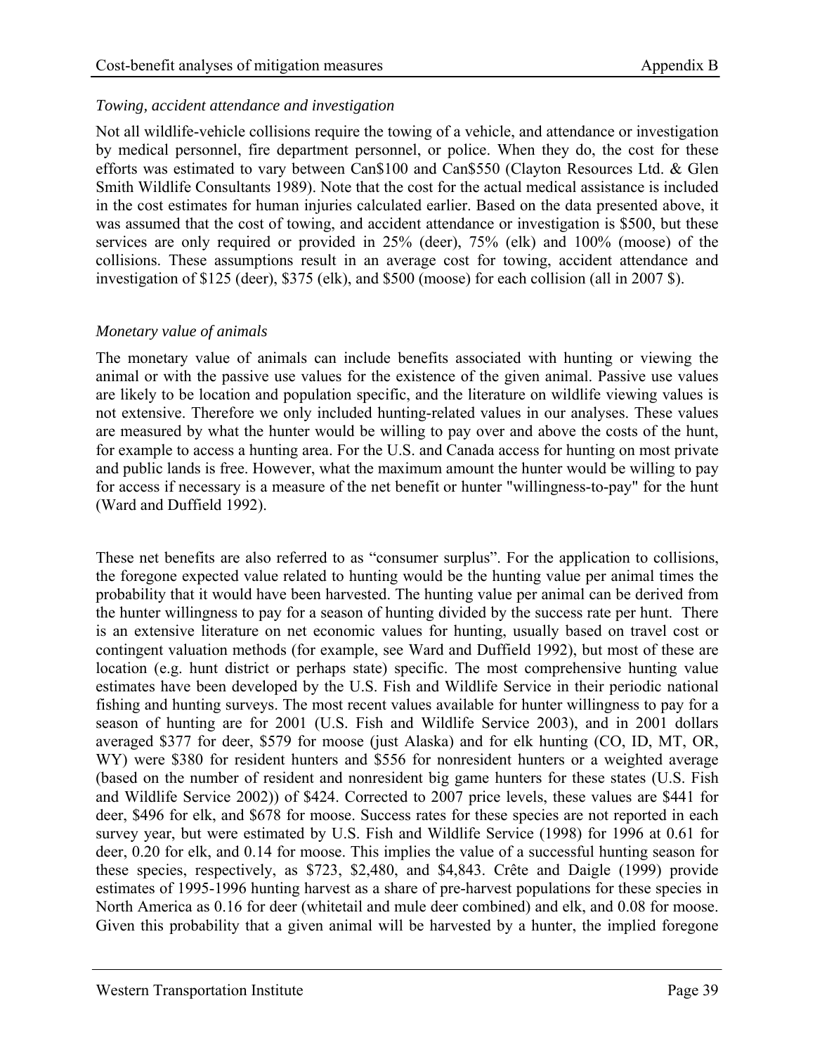*Towing, accident attendance and investigation*

Not all wildlife-vehicle collisions require the towing of a vehicle, and attendance or investigation by medical personnel, fire department personnel, or police. When they do, the cost for these efforts was estimated to vary between Can$100 and Can$550 (Clayton Resources Ltd. & Glen Smith Wildlife Consultants 1989). Note that the cost for the actual medical assistance is included in the cost estimates for human injuries calculated earlier. Based on the data presented above, it was assumed that the cost of towing, and accident attendance or investigation is $500, but these services are only required or provided in 25% (deer), 75% (elk) and 100% (moose) of the collisions. These assumptions result in an average cost for towing, accident attendance and investigation of $125 (deer), $375 (elk), and $500 (moose) for each collision (all in 2007 $).

*Monetary value of animals*

The monetary value of animals can include benefits associated with hunting or viewing the animal or with the passive use values for the existence of the given animal. Passive use values are likely to be location and population specific, and the literature on wildlife viewing values is not extensive. Therefore we only included hunting-related values in our analyses. These values are measured by what the hunter would be willing to pay over and above the costs of the hunt, for example to access a hunting area. For the U.S. and Canada access for hunting on most private and public lands is free. However, what the maximum amount the hunter would be willing to pay for access if necessary is a measure of the net benefit or hunter "willingness-to-pay" for the hunt (Ward and Duffield 1992).

These net benefits are also referred to as "consumer surplus". For the application to collisions, the foregone expected value related to hunting would be the hunting value per animal times the probability that it would have been harvested. The hunting value per animal can be derived from the hunter willingness to pay for a season of hunting divided by the success rate per hunt. There is an extensive literature on net economic values for hunting, usually based on travel cost or contingent valuation methods (for example, see Ward and Duffield 1992), but most of these are location (e.g. hunt district or perhaps state) specific. The most comprehensive hunting value estimates have been developed by the U.S. Fish and Wildlife Service in their periodic national fishing and hunting surveys. The most recent values available for hunter willingness to pay for a season of hunting are for 2001 (U.S. Fish and Wildlife Service 2003), and in 2001 dollars averaged $377 for deer, $579 for moose (just Alaska) and for elk hunting (CO, ID, MT, OR, WY) were $380 for resident hunters and $556 for nonresident hunters or a weighted average (based on the number of resident and nonresident big game hunters for these states (U.S. Fish and Wildlife Service 2002)) of $424. Corrected to 2007 price levels, these values are $441 for deer, $496 for elk, and $678 for moose. Success rates for these species are not reported in each survey year, but were estimated by U.S. Fish and Wildlife Service (1998) for 1996 at 0.61 for deer, 0.20 for elk, and 0.14 for moose. This implies the value of a successful hunting season for these species, respectively, as $723, $2,480, and $4,843. Crête and Daigle (1999) provide estimates of 1995-1996 hunting harvest as a share of pre-harvest populations for these species in North America as 0.16 for deer (whitetail and mule deer combined) and elk, and 0.08 for moose. Given this probability that a given animal will be harvested by a hunter, the implied foregone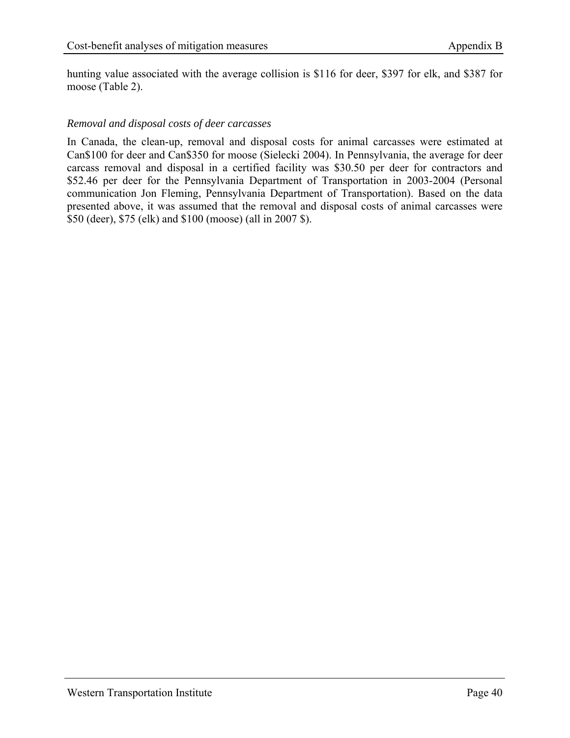hunting value associated with the average collision is $116 for deer, $397 for elk, and $387 for moose (Table 2).

*Removal and disposal costs of deer carcasses*

In Canada, the clean-up, removal and disposal costs for animal carcasses were estimated at Can$100 for deer and Can$350 for moose (Sielecki 2004). In Pennsylvania, the average for deer carcass removal and disposal in a certified facility was $30.50 per deer for contractors and $52.46 per deer for the Pennsylvania Department of Transportation in 2003-2004 (Personal communication Jon Fleming, Pennsylvania Department of Transportation). Based on the data presented above, it was assumed that the removal and disposal costs of animal carcasses were $50 (deer), $75 (elk) and $100 (moose) (all in 2007 $).